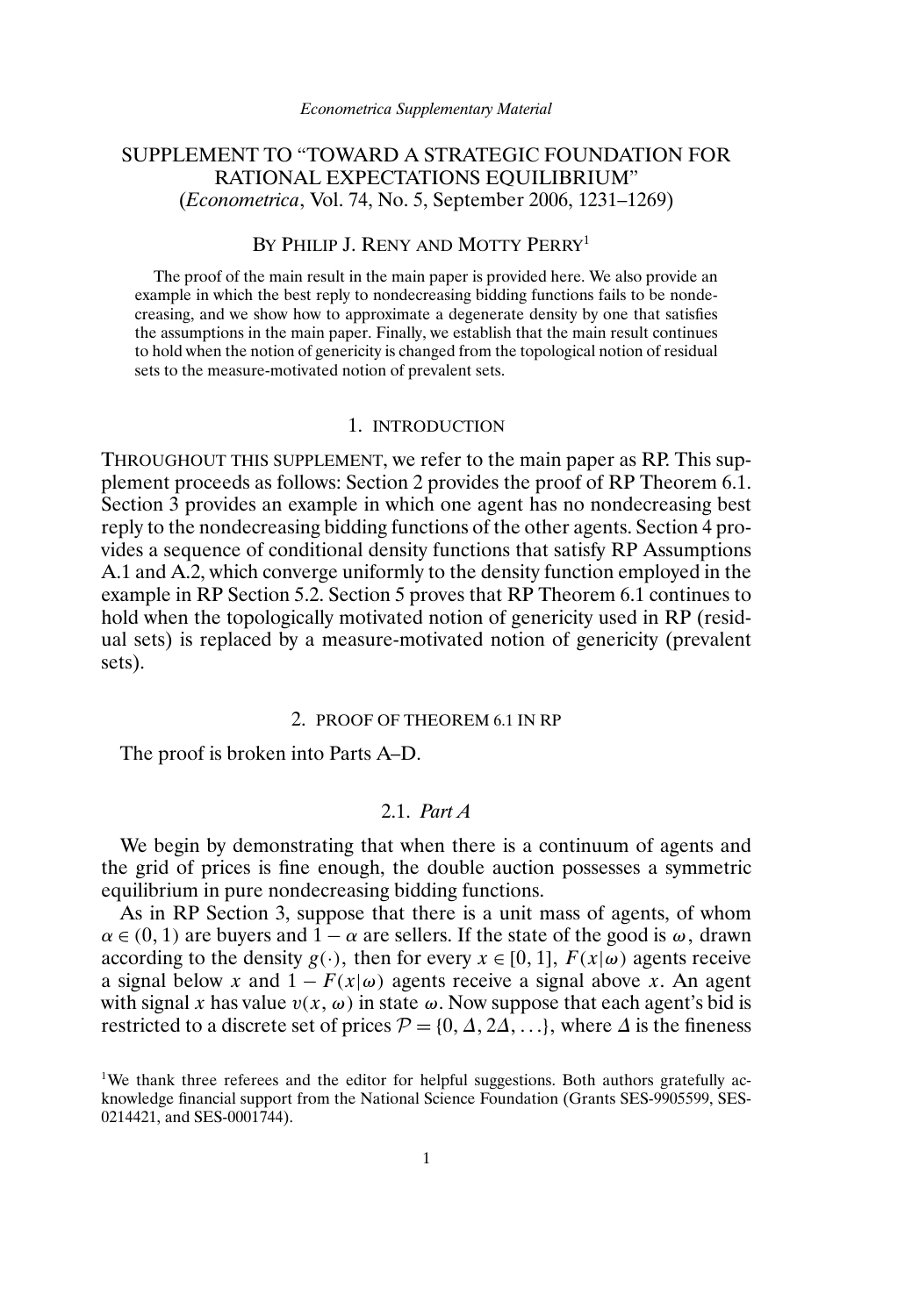*Econometrica Supplementary Material*

# SUPPLEMENT TO "TOWARD A STRATEGIC FOUNDATION FOR RATIONAL EXPECTATIONS EQUILIBRIUM" (*Econometrica*, Vol. 74, No. 5, September 2006, 1231–1269)

BY PHILIP J. RENY AND MOTTY PERRY[1]

The proof of the main result in the main paper is provided here. We also provide an example in which the best reply to nondecreasing bidding functions fails to be nondecreasing, and we show how to approximate a degenerate density by one that satisfies the assumptions in the main paper. Finally, we establish that the main result continues to hold when the notion of genericity is changed from the topological notion of residual sets to the measure-motivated notion of prevalent sets.

## 1. INTRODUCTION

THROUGHOUT THIS SUPPLEMENT, we refer to the main paper as RP. This supplement proceeds as follows: Section 2 provides the proof of RP Theorem 6.1. Section 3 provides an example in which one agent has no nondecreasing best reply to the nondecreasing bidding functions of the other agents. Section 4 provides a sequence of conditional density functions that satisfy RP Assumptions A.1 and A.2, which converge uniformly to the density function employed in the example in RP Section 5.2. Section 5 proves that RP Theorem 6.1 continues to hold when the topologically motivated notion of genericity used in RP (residual sets) is replaced by a measure-motivated notion of genericity (prevalent sets).

## 2. PROOF OF THEOREM 6.1 IN RP

The proof is broken into Parts A–D.

### 2.1. *Part A*

We begin by demonstrating that when there is a continuum of agents and the grid of prices is fine enough, the double auction possesses a symmetric equilibrium in pure nondecreasing bidding functions.

As in RP Section 3, suppose that there is a unit mass of agents, of whom $\alpha \in (0, 1)$ are buyers and $1 - \alpha$ are sellers. If the state of the good is $\omega$, drawn according to the density $g(\cdot)$, then for every $x \in [0, 1]$, $F(x|\omega)$ agents receive a signal below $x$ and $1 - F(x|\omega)$ agents receive a signal above $x$. An agent with signal $x$ has value $v(x, \omega)$ in state $\omega$. Now suppose that each agent's bid is restricted to a discrete set of prices $\mathcal{P} = \{0, \Delta, 2\Delta, \ldots\}$, where $\Delta$ is the fineness

[1] We thank three referees and the editor for helpful suggestions. Both authors gratefully acknowledge financial support from the National Science Foundation (Grants SES-9905599, SES-0214421, and SES-0001744).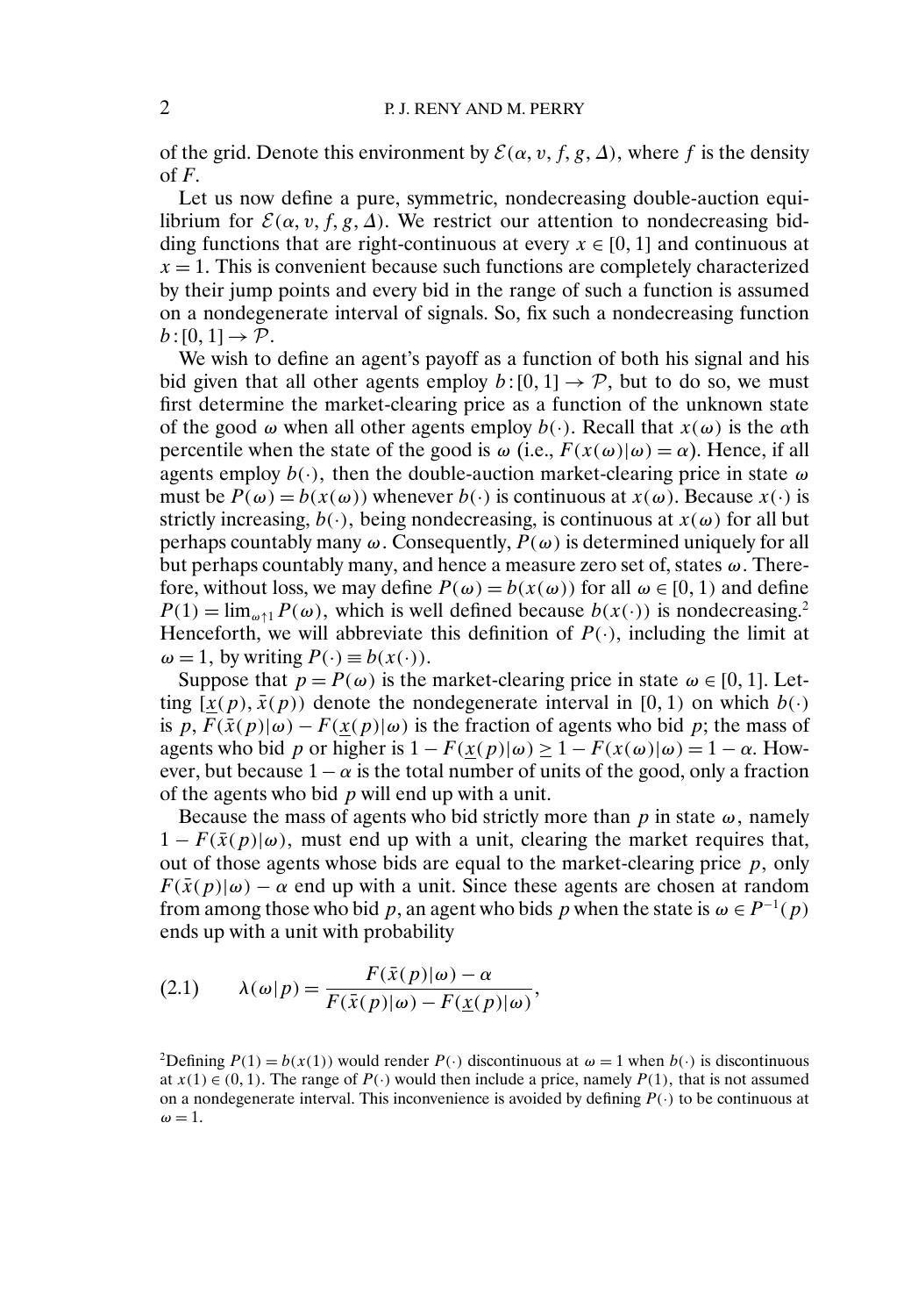of the grid. Denote this environment by $\mathcal{E}(\alpha, v, f, g, \Delta)$, where $f$ is the density of $F$.

Let us now define a pure, symmetric, nondecreasing double-auction equilibrium for $\mathcal{E}(\alpha, v, f, g, \Delta)$. We restrict our attention to nondecreasing bidding functions that are right-continuous at every $x \in [0, 1]$ and continuous at $x = 1$. This is convenient because such functions are completely characterized by their jump points and every bid in the range of such a function is assumed on a nondegenerate interval of signals. So, fix such a nondecreasing function $b : [0, 1] \to \mathcal{P}$.

We wish to define an agent's payoff as a function of both his signal and his bid given that all other agents employ $b : [0, 1] \to \mathcal{P}$, but to do so, we must first determine the market-clearing price as a function of the unknown state of the good $\omega$ when all other agents employ $b(\cdot)$. Recall that $x(\omega)$ is the $\alpha$th percentile when the state of the good is $\omega$ (i.e., $F(x(\omega)|\omega) = \alpha$). Hence, if all agents employ $b(\cdot)$, then the double-auction market-clearing price in state $\omega$ must be $P(\omega) = b(x(\omega))$ whenever $b(\cdot)$ is continuous at $x(\omega)$. Because $x(\cdot)$ is strictly increasing, $b(\cdot)$, being nondecreasing, is continuous at $x(\omega)$ for all but perhaps countably many $\omega$. Consequently, $P(\omega)$ is determined uniquely for all but perhaps countably many, and hence a measure zero set of, states $\omega$. Therefore, without loss, we may define $P(\omega) = b(x(\omega))$ for all $\omega \in [0, 1)$ and define $P(1) = \lim_{\omega \uparrow 1} P(\omega)$, which is well defined because $b(x(\cdot))$ is nondecreasing.[2] Henceforth, we will abbreviate this definition of $P(\cdot)$, including the limit at $\omega = 1$, by writing $P(\cdot) \equiv b(x(\cdot))$.

Suppose that $p = P(\omega)$ is the market-clearing price in state $\omega \in [0, 1]$. Letting $[\underline{x}(p), \bar{x}(p))$ denote the nondegenerate interval in $[0, 1)$ on which $b(\cdot)$ is $p$, $F(\bar{x}(p)|\omega) - F(\underline{x}(p)|\omega)$ is the fraction of agents who bid $p$; the mass of agents who bid $p$ or higher is $1 - F(\underline{x}(p)|\omega) \geq 1 - F(x(\omega)|\omega) = 1 - \alpha$. However, but because $1 - \alpha$ is the total number of units of the good, only a fraction of the agents who bid $p$ will end up with a unit.

Because the mass of agents who bid strictly more than $p$ in state $\omega$, namely $1 - F(\bar{x}(p)|\omega)$, must end up with a unit, clearing the market requires that, out of those agents whose bids are equal to the market-clearing price $p$, only $F(\bar{x}(p)|\omega) - \alpha$ end up with a unit. Since these agents are chosen at random from among those who bid $p$, an agent who bids $p$ when the state is $\omega \in P^{-1}(p)$ ends up with a unit with probability

$$\lambda(\omega|p) = \frac{F(\bar{x}(p)|\omega) - \alpha}{F(\bar{x}(p)|\omega) - F(\underline{x}(p)|\omega)}, \tag{2.1}$$

[2] Defining $P(1) = b(x(1))$ would render $P(\cdot)$ discontinuous at $\omega = 1$ when $b(\cdot)$ is discontinuous at $x(1) \in (0, 1)$. The range of $P(\cdot)$ would then include a price, namely $P(1)$, that is not assumed on a nondegenerate interval. This inconvenience is avoided by defining $P(\cdot)$ to be continuous at $\omega = 1$.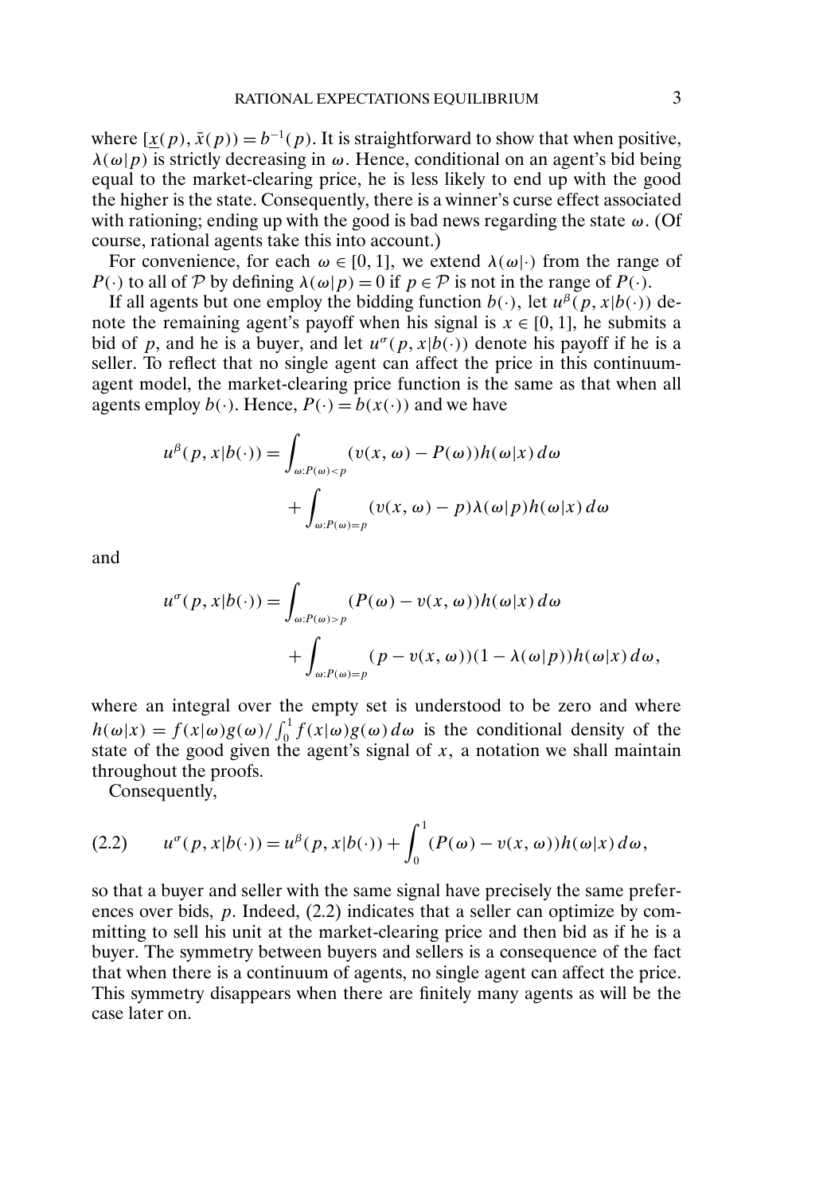where $[\underline{x}(p), \bar{x}(p)) = b^{-1}(p)$. It is straightforward to show that when positive, $\lambda(\omega|p)$ is strictly decreasing in $\omega$. Hence, conditional on an agent's bid being equal to the market-clearing price, he is less likely to end up with the good the higher is the state. Consequently, there is a winner's curse effect associated with rationing; ending up with the good is bad news regarding the state $\omega$. (Of course, rational agents take this into account.)

For convenience, for each $\omega \in [0, 1]$, we extend $\lambda(\omega|\cdot)$ from the range of $P(\cdot)$ to all of $\mathcal{P}$ by defining $\lambda(\omega|p) = 0$ if $p \in \mathcal{P}$ is not in the range of $P(\cdot)$.

If all agents but one employ the bidding function $b(\cdot)$, let $u^{\beta}(p, x|b(\cdot))$ denote the remaining agent's payoff when his signal is $x \in [0, 1]$, he submits a bid of $p$, and he is a buyer, and let $u^{\sigma}(p, x|b(\cdot))$ denote his payoff if he is a seller. To reflect that no single agent can affect the price in this continuum-agent model, the market-clearing price function is the same as that when all agents employ $b(\cdot)$. Hence, $P(\cdot) = b(x(\cdot))$ and we have

$$u^{\beta}(p, x|b(\cdot)) = \int_{\omega: P(\omega) < p} (v(x, \omega) - P(\omega)) h(\omega|x)\, d\omega + \int_{\omega: P(\omega) = p} (v(x, \omega) - p)\lambda(\omega|p) h(\omega|x)\, d\omega$$

and

$$u^{\sigma}(p, x|b(\cdot)) = \int_{\omega: P(\omega) > p} (P(\omega) - v(x, \omega)) h(\omega|x)\, d\omega + \int_{\omega: P(\omega) = p} (p - v(x, \omega))(1 - \lambda(\omega|p)) h(\omega|x)\, d\omega,$$

where an integral over the empty set is understood to be zero and where $h(\omega|x) = f(x|\omega)g(\omega)/\int_0^1 f(x|\omega)g(\omega)\, d\omega$ is the conditional density of the state of the good given the agent's signal of $x$, a notation we shall maintain throughout the proofs.

Consequently,

$$u^{\sigma}(p, x|b(\cdot)) = u^{\beta}(p, x|b(\cdot)) + \int_0^1 (P(\omega) - v(x, \omega)) h(\omega|x)\, d\omega, \tag{2.2}$$

so that a buyer and seller with the same signal have precisely the same preferences over bids, $p$. Indeed, (2.2) indicates that a seller can optimize by committing to sell his unit at the market-clearing price and then bid as if he is a buyer. The symmetry between buyers and sellers is a consequence of the fact that when there is a continuum of agents, no single agent can affect the price. This symmetry disappears when there are finitely many agents as will be the case later on.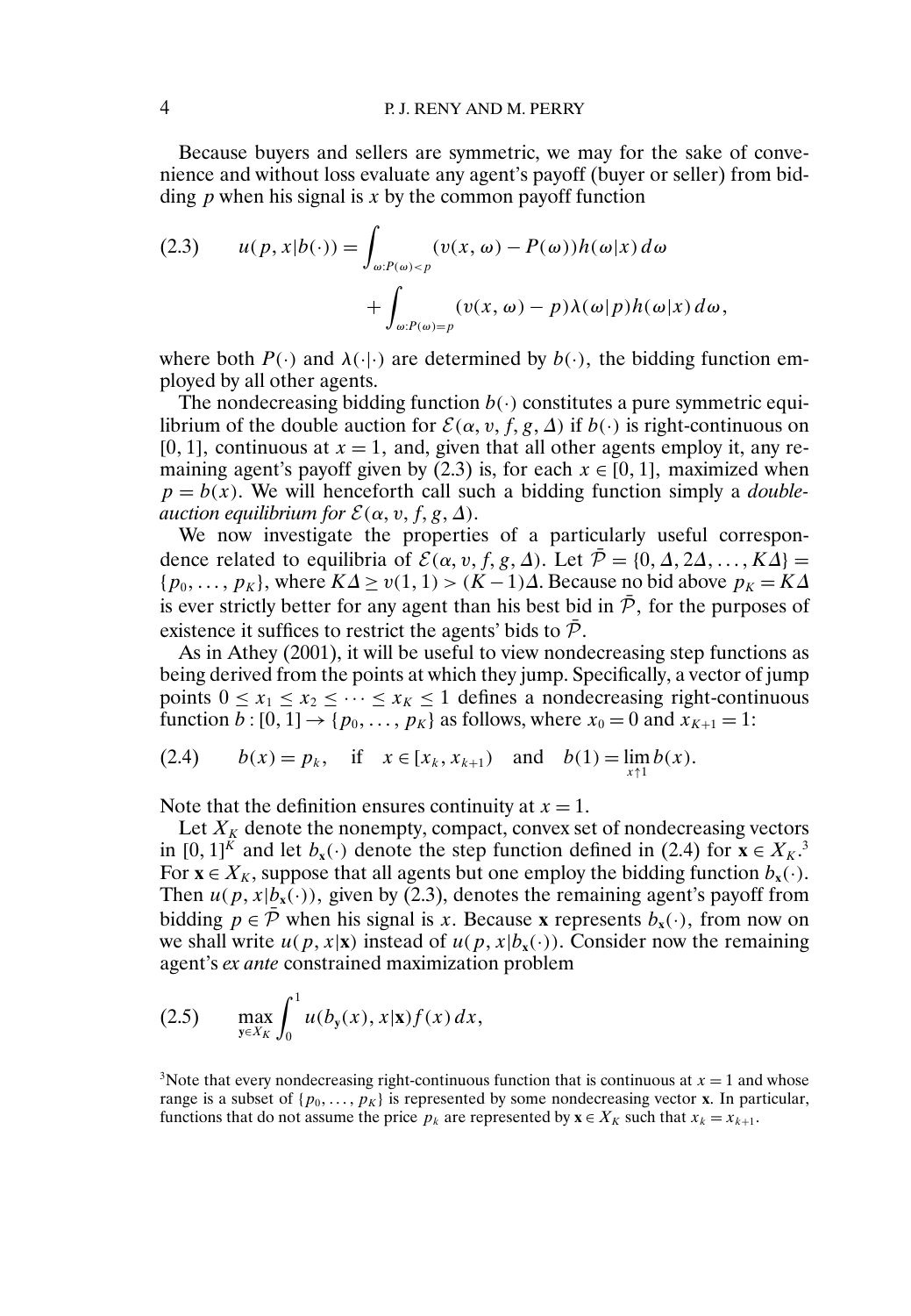Because buyers and sellers are symmetric, we may for the sake of convenience and without loss evaluate any agent's payoff (buyer or seller) from bidding $p$ when his signal is $x$ by the common payoff function

$$
\begin{aligned}
(2.3)\qquad u(p, x|b(\cdot)) = &\int_{\omega: P(\omega)<p} (v(x,\omega) - P(\omega))h(\omega|x)\,d\omega \\
&+ \int_{\omega: P(\omega)=p} (v(x,\omega) - p)\lambda(\omega|p)h(\omega|x)\,d\omega,
\end{aligned}
$$

where both $P(\cdot)$ and $\lambda(\cdot|\cdot)$ are determined by $b(\cdot)$, the bidding function employed by all other agents.

The nondecreasing bidding function $b(\cdot)$ constitutes a pure symmetric equilibrium of the double auction for $\mathcal{E}(\alpha, v, f, g, \Delta)$ if $b(\cdot)$ is right-continuous on $[0,1]$, continuous at $x = 1$, and, given that all other agents employ it, any remaining agent's payoff given by (2.3) is, for each $x \in [0,1]$, maximized when $p = b(x)$. We will henceforth call such a bidding function simply a *double-auction equilibrium for* $\mathcal{E}(\alpha, v, f, g, \Delta)$.

We now investigate the properties of a particularly useful correspondence related to equilibria of $\mathcal{E}(\alpha, v, f, g, \Delta)$. Let $\bar{\mathcal{P}} = \{0, \Delta, 2\Delta, \ldots, K\Delta\} = \{p_0, \ldots, p_K\}$, where $K\Delta \geq v(1,1) > (K-1)\Delta$. Because no bid above $p_K = K\Delta$ is ever strictly better for any agent than his best bid in $\bar{\mathcal{P}}$, for the purposes of existence it suffices to restrict the agents' bids to $\bar{\mathcal{P}}$.

As in Athey (2001), it will be useful to view nondecreasing step functions as being derived from the points at which they jump. Specifically, a vector of jump points $0 \leq x_1 \leq x_2 \leq \cdots \leq x_K \leq 1$ defines a nondecreasing right-continuous function $b : [0,1] \to \{p_0, \ldots, p_K\}$ as follows, where $x_0 = 0$ and $x_{K+1} = 1$:

$$
(2.4)\qquad b(x) = p_k, \quad \text{if} \quad x \in [x_k, x_{k+1}) \quad \text{and} \quad b(1) = \lim_{x \uparrow 1} b(x).
$$

Note that the definition ensures continuity at $x = 1$.

Let $X_K$ denote the nonempty, compact, convex set of nondecreasing vectors in $[0,1]^K$ and let $b_{\mathbf{x}}(\cdot)$ denote the step function defined in (2.4) for $\mathbf{x} \in X_K$.[3] For $\mathbf{x} \in X_K$, suppose that all agents but one employ the bidding function $b_{\mathbf{x}}(\cdot)$. Then $u(p, x|b_{\mathbf{x}}(\cdot))$, given by (2.3), denotes the remaining agent's payoff from bidding $p \in \bar{\mathcal{P}}$ when his signal is $x$. Because $\mathbf{x}$ represents $b_{\mathbf{x}}(\cdot)$, from now on we shall write $u(p, x|\mathbf{x})$ instead of $u(p, x|b_{\mathbf{x}}(\cdot))$. Consider now the remaining agent's *ex ante* constrained maximization problem

$$
(2.5)\qquad \max_{\mathbf{y} \in X_K} \int_0^1 u(b_{\mathbf{y}}(x), x|\mathbf{x}) f(x)\,dx,
$$

[3] Note that every nondecreasing right-continuous function that is continuous at $x = 1$ and whose range is a subset of $\{p_0, \ldots, p_K\}$ is represented by some nondecreasing vector $\mathbf{x}$. In particular, functions that do not assume the price $p_k$ are represented by $\mathbf{x} \in X_K$ such that $x_k = x_{k+1}$.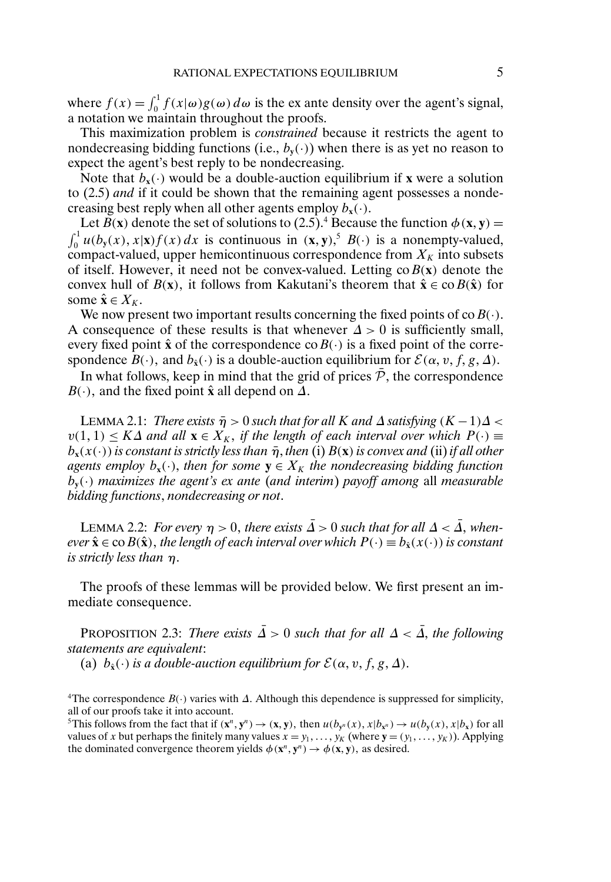where $f(x) = \int_0^1 f(x|\omega)g(\omega)\,d\omega$ is the ex ante density over the agent's signal, a notation we maintain throughout the proofs.

This maximization problem is *constrained* because it restricts the agent to nondecreasing bidding functions (i.e., $b_{\mathbf{y}}(\cdot)$) when there is as yet no reason to expect the agent's best reply to be nondecreasing.

Note that $b_{\mathbf{x}}(\cdot)$ would be a double-auction equilibrium if $\mathbf{x}$ were a solution to (2.5) *and* if it could be shown that the remaining agent possesses a nondecreasing best reply when all other agents employ $b_{\mathbf{x}}(\cdot)$.

Let $B(\mathbf{x})$ denote the set of solutions to (2.5).[4] Because the function $\phi(\mathbf{x}, \mathbf{y}) = \int_0^1 u(b_{\mathbf{y}}(x), x|\mathbf{x})f(x)\,dx$ is continuous in $(\mathbf{x}, \mathbf{y})$,[5] $B(\cdot)$ is a nonempty-valued, compact-valued, upper hemicontinuous correspondence from $X_K$ into subsets of itself. However, it need not be convex-valued. Letting $\operatorname{co} B(\mathbf{x})$ denote the convex hull of $B(\mathbf{x})$, it follows from Kakutani's theorem that $\hat{\mathbf{x}} \in \operatorname{co} B(\hat{\mathbf{x}})$ for some $\hat{\mathbf{x}} \in X_K$.

We now present two important results concerning the fixed points of $\operatorname{co} B(\cdot)$. A consequence of these results is that whenever $\Delta > 0$ is sufficiently small, every fixed point $\hat{\mathbf{x}}$ of the correspondence $\operatorname{co} B(\cdot)$ is a fixed point of the correspondence $B(\cdot)$, and $b_{\hat{\mathbf{x}}}(\cdot)$ is a double-auction equilibrium for $\mathcal{E}(\alpha, v, f, g, \Delta)$.

In what follows, keep in mind that the grid of prices $\bar{\mathcal{P}}$, the correspondence $B(\cdot)$, and the fixed point $\hat{\mathbf{x}}$ all depend on $\Delta$.

LEMMA 2.1: *There exists $\bar{\eta} > 0$ such that for all $K$ and $\Delta$ satisfying $(K-1)\Delta < v(1,1) \leq K\Delta$ and all $\mathbf{x} \in X_K$, if the length of each interval over which $P(\cdot) \equiv b_{\mathbf{x}}(x(\cdot))$ is constant is strictly less than $\bar{\eta}$, then* (i) *$B(\mathbf{x})$ is convex and* (ii) *if all other agents employ $b_{\mathbf{x}}(\cdot)$, then for some $\mathbf{y} \in X_K$ the nondecreasing bidding function $b_{\mathbf{y}}(\cdot)$ maximizes the agent's ex ante* (*and interim*) *payoff among* all *measurable bidding functions*, *nondecreasing or not*.

LEMMA 2.2: *For every $\eta > 0$, there exists $\bar{\Delta} > 0$ such that for all $\Delta < \bar{\Delta}$, whenever $\hat{\mathbf{x}} \in \operatorname{co} B(\hat{\mathbf{x}})$, the length of each interval over which $P(\cdot) \equiv b_{\hat{\mathbf{x}}}(x(\cdot))$ is constant is strictly less than $\eta$.*

The proofs of these lemmas will be provided below. We first present an immediate consequence.

PROPOSITION 2.3: *There exists $\bar{\Delta} > 0$ such that for all $\Delta < \bar{\Delta}$, the following statements are equivalent*:

(a) *$b_{\hat{\mathbf{x}}}(\cdot)$ is a double-auction equilibrium for $\mathcal{E}(\alpha, v, f, g, \Delta)$.*

---

[4]The correspondence $B(\cdot)$ varies with $\Delta$. Although this dependence is suppressed for simplicity, all of our proofs take it into account.

[5]This follows from the fact that if $(\mathbf{x}^n, \mathbf{y}^n) \to (\mathbf{x}, \mathbf{y})$, then $u(b_{\mathbf{y}^n}(x), x|b_{\mathbf{x}^n}) \to u(b_{\mathbf{y}}(x), x|b_{\mathbf{x}})$ for all values of $x$ but perhaps the finitely many values $x = y_1, \ldots, y_K$ (where $\mathbf{y} = (y_1, \ldots, y_K)$). Applying the dominated convergence theorem yields $\phi(\mathbf{x}^n, \mathbf{y}^n) \to \phi(\mathbf{x}, \mathbf{y})$, as desired.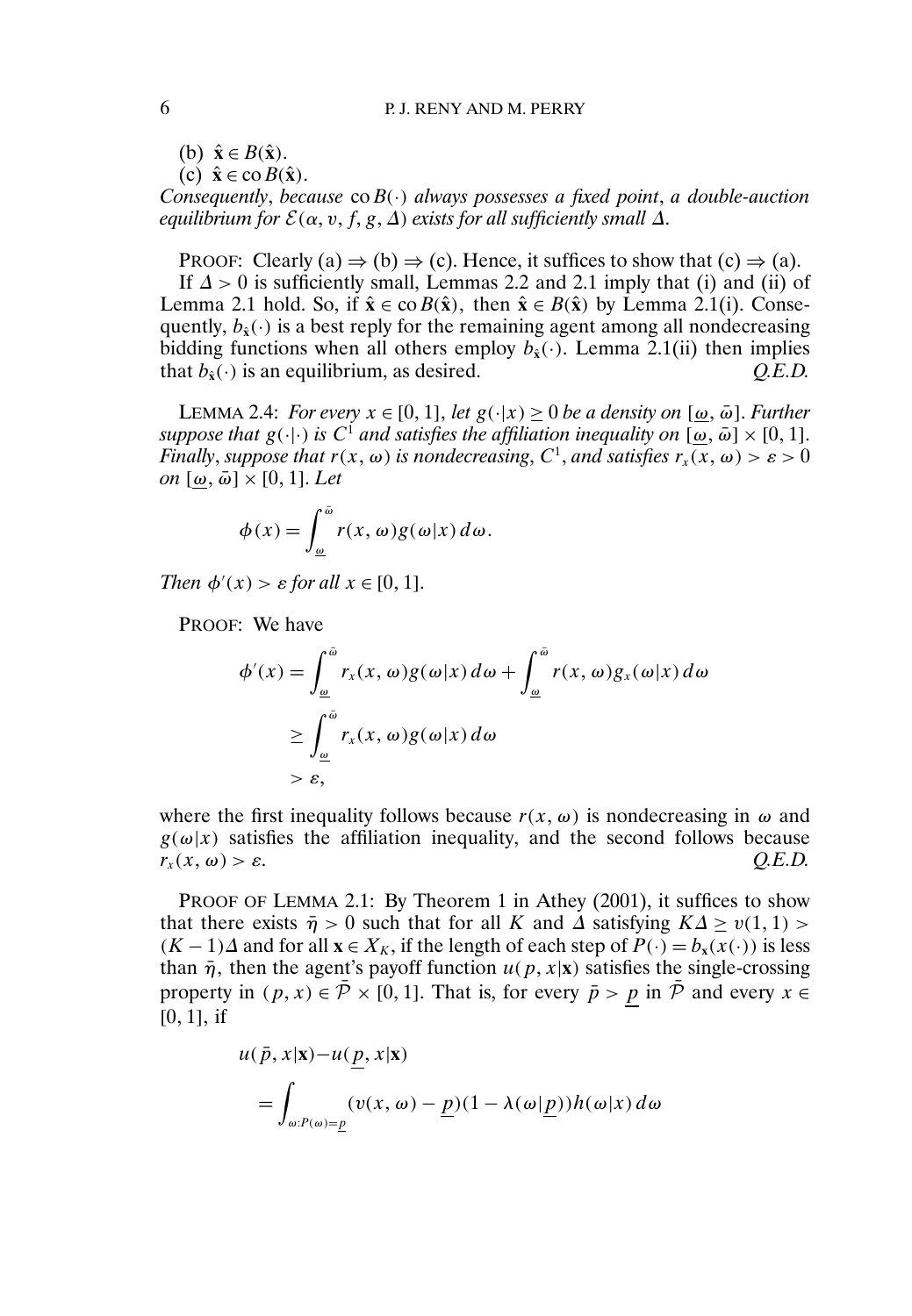(b) $\hat{\mathbf{x}} \in B(\hat{\mathbf{x}})$.

(c) $\hat{\mathbf{x}} \in \operatorname{co} B(\hat{\mathbf{x}})$.

*Consequently, because* $\operatorname{co} B(\cdot)$ *always possesses a fixed point, a double-auction equilibrium for* $\mathcal{E}(\alpha, v, f, g, \Delta)$ *exists for all sufficiently small* $\Delta$.

PROOF: Clearly (a) $\Rightarrow$ (b) $\Rightarrow$ (c). Hence, it suffices to show that (c) $\Rightarrow$ (a).

If $\Delta > 0$ is sufficiently small, Lemmas 2.2 and 2.1 imply that (i) and (ii) of Lemma 2.1 hold. So, if $\hat{\mathbf{x}} \in \operatorname{co} B(\hat{\mathbf{x}})$, then $\hat{\mathbf{x}} \in B(\hat{\mathbf{x}})$ by Lemma 2.1(i). Consequently, $b_{\hat{\mathbf{x}}}(\cdot)$ is a best reply for the remaining agent among all nondecreasing bidding functions when all others employ $b_{\hat{\mathbf{x}}}(\cdot)$. Lemma 2.1(ii) then implies that $b_{\hat{\mathbf{x}}}(\cdot)$ is an equilibrium, as desired. *Q.E.D.*

LEMMA 2.4: *For every* $x \in [0, 1]$, *let* $g(\cdot|x) \geq 0$ *be a density on* $[\underline{\omega}, \bar{\omega}]$. *Further suppose that* $g(\cdot|\cdot)$ *is* $C^1$ *and satisfies the affiliation inequality on* $[\underline{\omega}, \bar{\omega}] \times [0, 1]$. *Finally, suppose that* $r(x, \omega)$ *is nondecreasing,* $C^1$, *and satisfies* $r_x(x, \omega) > \varepsilon > 0$ *on* $[\underline{\omega}, \bar{\omega}] \times [0, 1]$. *Let*

$$\phi(x) = \int_{\underline{\omega}}^{\bar{\omega}} r(x, \omega) g(\omega|x)\, d\omega.$$

*Then* $\phi'(x) > \varepsilon$ *for all* $x \in [0, 1]$.

PROOF: We have

$$\begin{aligned}
\phi'(x) &= \int_{\underline{\omega}}^{\bar{\omega}} r_x(x, \omega) g(\omega|x)\, d\omega + \int_{\underline{\omega}}^{\bar{\omega}} r(x, \omega) g_x(\omega|x)\, d\omega \\
&\geq \int_{\underline{\omega}}^{\bar{\omega}} r_x(x, \omega) g(\omega|x)\, d\omega \\
&> \varepsilon,
\end{aligned}$$

where the first inequality follows because $r(x, \omega)$ is nondecreasing in $\omega$ and $g(\omega|x)$ satisfies the affiliation inequality, and the second follows because $r_x(x, \omega) > \varepsilon$. *Q.E.D.*

PROOF OF LEMMA 2.1: By Theorem 1 in Athey (2001), it suffices to show that there exists $\bar{\eta} > 0$ such that for all $K$ and $\Delta$ satisfying $K\Delta \geq v(1, 1) > (K-1)\Delta$ and for all $\mathbf{x} \in X_K$, if the length of each step of $P(\cdot) = b_{\mathbf{x}}(x(\cdot))$ is less than $\bar{\eta}$, then the agent's payoff function $u(p, x|\mathbf{x})$ satisfies the single-crossing property in $(p, x) \in \bar{\mathcal{P}} \times [0, 1]$. That is, for every $\bar{p} > \underline{p}$ in $\bar{\mathcal{P}}$ and every $x \in [0, 1]$, if

$$\begin{aligned}
&u(\bar{p}, x|\mathbf{x}) - u(\underline{p}, x|\mathbf{x}) \\
&\quad = \int_{\omega: P(\omega) = \underline{p}} (v(x, \omega) - \underline{p})(1 - \lambda(\omega|\underline{p})) h(\omega|x)\, d\omega
\end{aligned}$$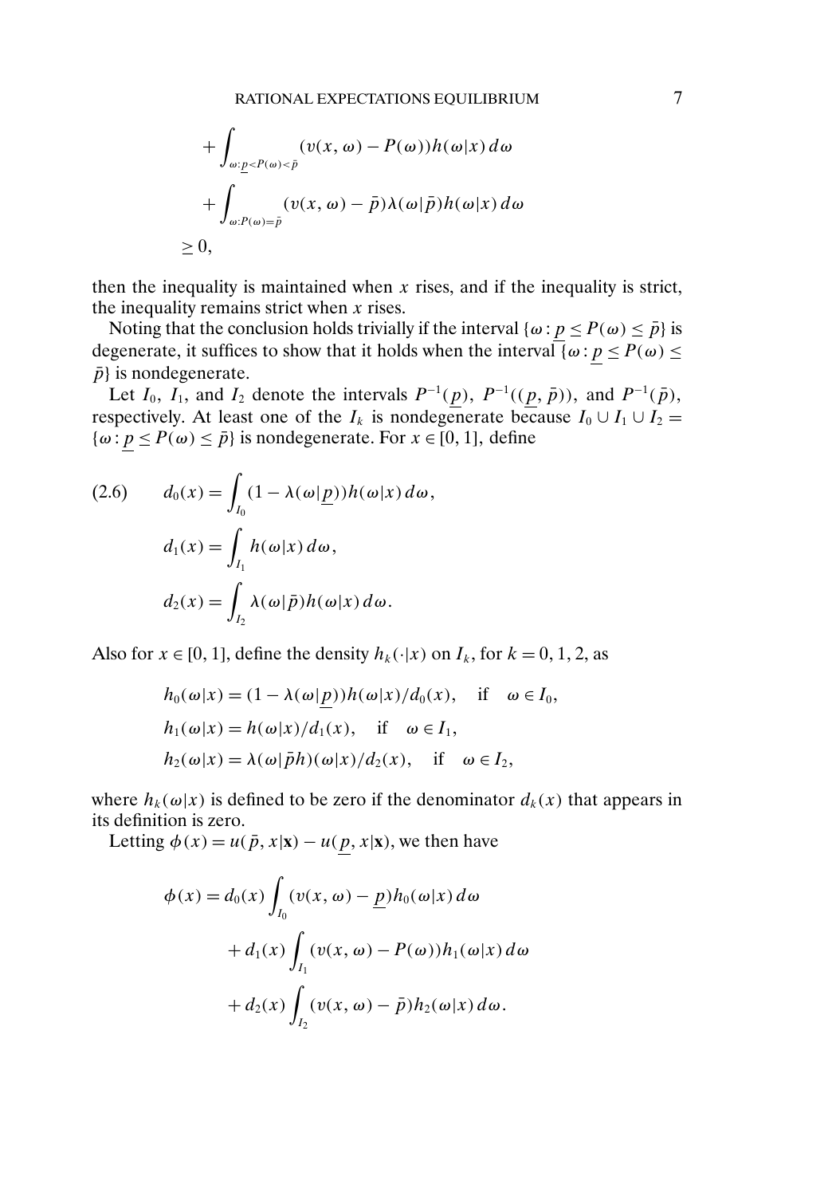$$
\begin{aligned}
&+\int_{\omega:\underline{p}<P(\omega)<\bar{p}} (v(x,\omega)-P(\omega))h(\omega|x)\,d\omega \\
&+\int_{\omega:P(\omega)=\bar{p}} (v(x,\omega)-\bar{p})\lambda(\omega|\bar{p})h(\omega|x)\,d\omega \\
&\geq 0,
\end{aligned}
$$

then the inequality is maintained when $x$ rises, and if the inequality is strict, the inequality remains strict when $x$ rises.

Noting that the conclusion holds trivially if the interval $\{\omega : \underline{p} \leq P(\omega) \leq \bar{p}\}$ is degenerate, it suffices to show that it holds when the interval $\{\omega : \underline{p} \leq P(\omega) \leq \bar{p}\}$ is nondegenerate.

Let $I_0$, $I_1$, and $I_2$ denote the intervals $P^{-1}(\underline{p})$, $P^{-1}((\underline{p}, \bar{p}))$, and $P^{-1}(\bar{p})$, respectively. At least one of the $I_k$ is nondegenerate because $I_0 \cup I_1 \cup I_2 = \{\omega : \underline{p} \leq P(\omega) \leq \bar{p}\}$ is nondegenerate. For $x \in [0, 1]$, define

$$
\begin{aligned}
(2.6) \qquad d_0(x) &= \int_{I_0} (1-\lambda(\omega|\underline{p}))h(\omega|x)\,d\omega, \\
d_1(x) &= \int_{I_1} h(\omega|x)\,d\omega, \\
d_2(x) &= \int_{I_2} \lambda(\omega|\bar{p})h(\omega|x)\,d\omega.
\end{aligned}
$$

Also for $x \in [0, 1]$, define the density $h_k(\cdot|x)$ on $I_k$, for $k = 0, 1, 2$, as

$$
\begin{aligned}
h_0(\omega|x) &= (1-\lambda(\omega|\underline{p}))h(\omega|x)/d_0(x), \quad \text{if} \quad \omega \in I_0, \\
h_1(\omega|x) &= h(\omega|x)/d_1(x), \quad \text{if} \quad \omega \in I_1, \\
h_2(\omega|x) &= \lambda(\omega|\bar{p}h)(\omega|x)/d_2(x), \quad \text{if} \quad \omega \in I_2,
\end{aligned}
$$

where $h_k(\omega|x)$ is defined to be zero if the denominator $d_k(x)$ that appears in its definition is zero.

Letting $\phi(x) = u(\bar{p}, x|\mathbf{x}) - u(\underline{p}, x|\mathbf{x})$, we then have

$$
\begin{aligned}
\phi(x) = d_0(x) &\int_{I_0} (v(x,\omega)-\underline{p})h_0(\omega|x)\,d\omega \\
&+ d_1(x)\int_{I_1} (v(x,\omega)-P(\omega))h_1(\omega|x)\,d\omega \\
&+ d_2(x)\int_{I_2} (v(x,\omega)-\bar{p})h_2(\omega|x)\,d\omega.
\end{aligned}
$$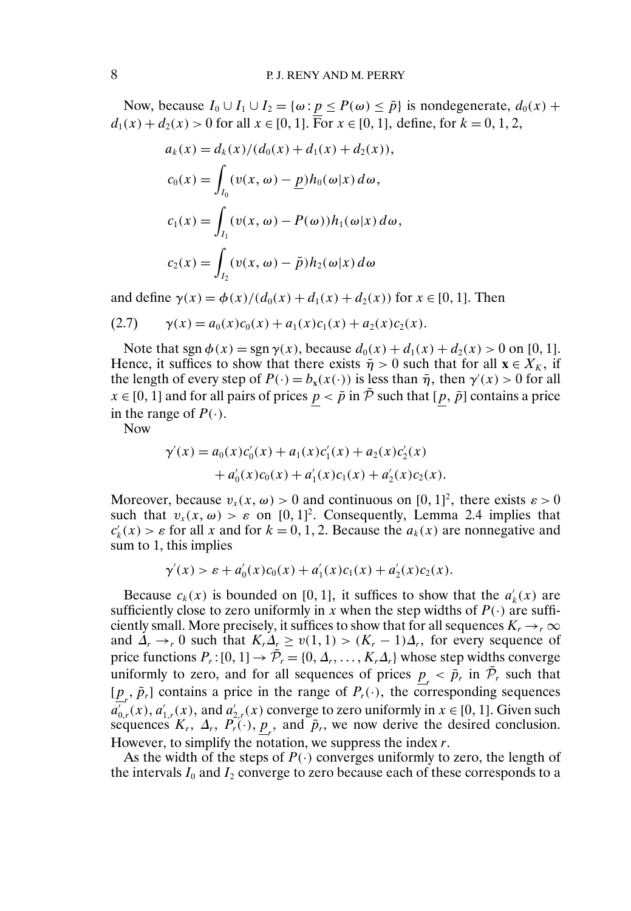Now, because $I_0 \cup I_1 \cup I_2 = \{\omega : \underline{p} \le P(\omega) \le \bar{p}\}$ is nondegenerate, $d_0(x) + d_1(x) + d_2(x) > 0$ for all $x \in [0, 1]$. For $x \in [0, 1]$, define, for $k = 0, 1, 2$,

$$a_k(x) = d_k(x)/(d_0(x) + d_1(x) + d_2(x)),$$

$$c_0(x) = \int_{I_0} (v(x, \omega) - \underline{p}) h_0(\omega|x)\, d\omega,$$

$$c_1(x) = \int_{I_1} (v(x, \omega) - P(\omega)) h_1(\omega|x)\, d\omega,$$

$$c_2(x) = \int_{I_2} (v(x, \omega) - \bar{p}) h_2(\omega|x)\, d\omega$$

and define $\gamma(x) = \phi(x)/(d_0(x) + d_1(x) + d_2(x))$ for $x \in [0, 1]$. Then

$$\gamma(x) = a_0(x)c_0(x) + a_1(x)c_1(x) + a_2(x)c_2(x). \tag{2.7}$$

Note that $\operatorname{sgn} \phi(x) = \operatorname{sgn} \gamma(x)$, because $d_0(x) + d_1(x) + d_2(x) > 0$ on $[0, 1]$. Hence, it suffices to show that there exists $\bar{\eta} > 0$ such that for all $\mathbf{x} \in X_K$, if the length of every step of $P(\cdot) = b_{\mathbf{x}}(x(\cdot))$ is less than $\bar{\eta}$, then $\gamma'(x) > 0$ for all $x \in [0, 1]$ and for all pairs of prices $\underline{p} < \bar{p}$ in $\bar{\mathcal{P}}$ such that $[\underline{p}, \bar{p}]$ contains a price in the range of $P(\cdot)$.

Now

$$\begin{aligned}\gamma'(x) &= a_0(x)c_0'(x) + a_1(x)c_1'(x) + a_2(x)c_2'(x) \\ &\quad + a_0'(x)c_0(x) + a_1'(x)c_1(x) + a_2'(x)c_2(x).\end{aligned}$$

Moreover, because $v_x(x, \omega) > 0$ and continuous on $[0, 1]^2$, there exists $\varepsilon > 0$ such that $v_x(x, \omega) > \varepsilon$ on $[0, 1]^2$. Consequently, Lemma 2.4 implies that $c_k'(x) > \varepsilon$ for all $x$ and for $k = 0, 1, 2$. Because the $a_k(x)$ are nonnegative and sum to 1, this implies

$$\gamma'(x) > \varepsilon + a_0'(x)c_0(x) + a_1'(x)c_1(x) + a_2'(x)c_2(x).$$

Because $c_k(x)$ is bounded on $[0, 1]$, it suffices to show that the $a_k'(x)$ are sufficiently close to zero uniformly in $x$ when the step widths of $P(\cdot)$ are sufficiently small. More precisely, it suffices to show that for all sequences $K_r \to_r \infty$ and $\Delta_r \to_r 0$ such that $K_r\Delta_r \ge v(1, 1) > (K_r - 1)\Delta_r$, for every sequence of price functions $P_r : [0, 1] \to \bar{\mathcal{P}}_r = \{0, \Delta_r, \ldots, K_r\Delta_r\}$ whose step widths converge uniformly to zero, and for all sequences of prices $\underline{p}_r < \bar{p}_r$ in $\bar{\mathcal{P}}_r$ such that $[\underline{p}_r, \bar{p}_r]$ contains a price in the range of $P_r(\cdot)$, the corresponding sequences $a_{0,r}'(x)$, $a_{1,r}'(x)$, and $a_{2,r}'(x)$ converge to zero uniformly in $x \in [0, 1]$. Given such sequences $K_r$, $\Delta_r$, $P_r(\cdot)$, $\underline{p}_r$, and $\bar{p}_r$, we now derive the desired conclusion. However, to simplify the notation, we suppress the index $r$.

As the width of the steps of $P(\cdot)$ converges uniformly to zero, the length of the intervals $I_0$ and $I_2$ converge to zero because each of these corresponds to a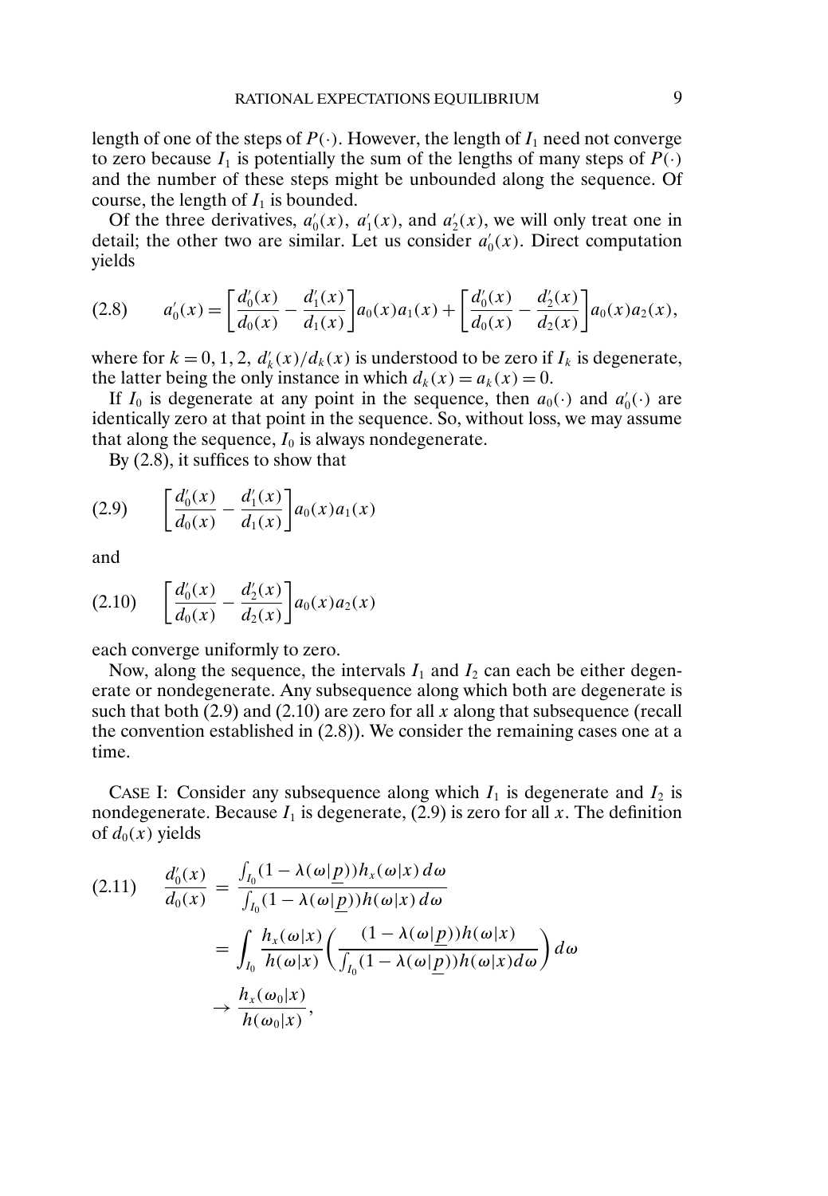length of one of the steps of $P(\cdot)$. However, the length of $I_1$ need not converge to zero because $I_1$ is potentially the sum of the lengths of many steps of $P(\cdot)$ and the number of these steps might be unbounded along the sequence. Of course, the length of $I_1$ is bounded.

Of the three derivatives, $a_0'(x)$, $a_1'(x)$, and $a_2'(x)$, we will only treat one in detail; the other two are similar. Let us consider $a_0'(x)$. Direct computation yields

$$a_0'(x) = \left[\frac{d_0'(x)}{d_0(x)} - \frac{d_1'(x)}{d_1(x)}\right] a_0(x)a_1(x) + \left[\frac{d_0'(x)}{d_0(x)} - \frac{d_2'(x)}{d_2(x)}\right] a_0(x)a_2(x), \tag{2.8}$$

where for $k = 0, 1, 2$, $d_k'(x)/d_k(x)$ is understood to be zero if $I_k$ is degenerate, the latter being the only instance in which $d_k(x) = a_k(x) = 0$.

If $I_0$ is degenerate at any point in the sequence, then $a_0(\cdot)$ and $a_0'(\cdot)$ are identically zero at that point in the sequence. So, without loss, we may assume that along the sequence, $I_0$ is always nondegenerate.

By (2.8), it suffices to show that

$$\left[\frac{d_0'(x)}{d_0(x)} - \frac{d_1'(x)}{d_1(x)}\right] a_0(x)a_1(x) \tag{2.9}$$

and

$$\left[\frac{d_0'(x)}{d_0(x)} - \frac{d_2'(x)}{d_2(x)}\right] a_0(x)a_2(x) \tag{2.10}$$

each converge uniformly to zero.

Now, along the sequence, the intervals $I_1$ and $I_2$ can each be either degenerate or nondegenerate. Any subsequence along which both are degenerate is such that both (2.9) and (2.10) are zero for all $x$ along that subsequence (recall the convention established in (2.8)). We consider the remaining cases one at a time.

CASE I: Consider any subsequence along which $I_1$ is degenerate and $I_2$ is nondegenerate. Because $I_1$ is degenerate, (2.9) is zero for all $x$. The definition of $d_0(x)$ yields

$$\begin{aligned}
\frac{d_0'(x)}{d_0(x)} &= \frac{\int_{I_0}(1 - \lambda(\omega|\underline{p}))h_x(\omega|x)\,d\omega}{\int_{I_0}(1 - \lambda(\omega|\underline{p}))h(\omega|x)\,d\omega} \\
&= \int_{I_0} \frac{h_x(\omega|x)}{h(\omega|x)} \left(\frac{(1 - \lambda(\omega|\underline{p}))h(\omega|x)}{\int_{I_0}(1 - \lambda(\omega|\underline{p}))h(\omega|x)d\omega}\right) d\omega \\
&\to \frac{h_x(\omega_0|x)}{h(\omega_0|x)},
\end{aligned} \tag{2.11}$$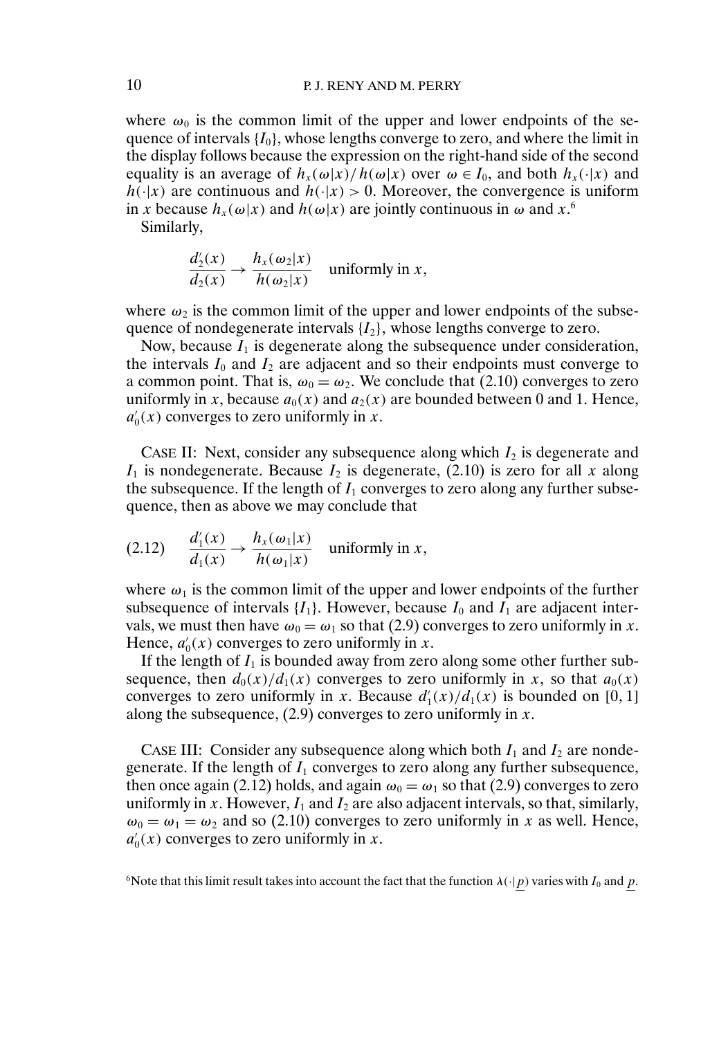where $\omega_0$ is the common limit of the upper and lower endpoints of the sequence of intervals $\{I_0\}$, whose lengths converge to zero, and where the limit in the display follows because the expression on the right-hand side of the second equality is an average of $h_x(\omega|x)/h(\omega|x)$ over $\omega \in I_0$, and both $h_x(\cdot|x)$ and $h(\cdot|x)$ are continuous and $h(\cdot|x) > 0$. Moreover, the convergence is uniform in $x$ because $h_x(\omega|x)$ and $h(\omega|x)$ are jointly continuous in $\omega$ and $x$.[6]

Similarly,

$$\frac{d_2'(x)}{d_2(x)} \to \frac{h_x(\omega_2|x)}{h(\omega_2|x)} \quad \text{uniformly in } x,$$

where $\omega_2$ is the common limit of the upper and lower endpoints of the subsequence of nondegenerate intervals $\{I_2\}$, whose lengths converge to zero.

Now, because $I_1$ is degenerate along the subsequence under consideration, the intervals $I_0$ and $I_2$ are adjacent and so their endpoints must converge to a common point. That is, $\omega_0 = \omega_2$. We conclude that (2.10) converges to zero uniformly in $x$, because $a_0(x)$ and $a_2(x)$ are bounded between 0 and 1. Hence, $a_0'(x)$ converges to zero uniformly in $x$.

CASE II: Next, consider any subsequence along which $I_2$ is degenerate and $I_1$ is nondegenerate. Because $I_2$ is degenerate, (2.10) is zero for all $x$ along the subsequence. If the length of $I_1$ converges to zero along any further subsequence, then as above we may conclude that

$$\frac{d_1'(x)}{d_1(x)} \to \frac{h_x(\omega_1|x)}{h(\omega_1|x)} \quad \text{uniformly in } x, \tag{2.12}$$

where $\omega_1$ is the common limit of the upper and lower endpoints of the further subsequence of intervals $\{I_1\}$. However, because $I_0$ and $I_1$ are adjacent intervals, we must then have $\omega_0 = \omega_1$ so that (2.9) converges to zero uniformly in $x$. Hence, $a_0'(x)$ converges to zero uniformly in $x$.

If the length of $I_1$ is bounded away from zero along some other further subsequence, then $d_0(x)/d_1(x)$ converges to zero uniformly in $x$, so that $a_0(x)$ converges to zero uniformly in $x$. Because $d_1'(x)/d_1(x)$ is bounded on $[0,1]$ along the subsequence, (2.9) converges to zero uniformly in $x$.

CASE III: Consider any subsequence along which both $I_1$ and $I_2$ are nondegenerate. If the length of $I_1$ converges to zero along any further subsequence, then once again (2.12) holds, and again $\omega_0 = \omega_1$ so that (2.9) converges to zero uniformly in $x$. However, $I_1$ and $I_2$ are also adjacent intervals, so that, similarly, $\omega_0 = \omega_1 = \omega_2$ and so (2.10) converges to zero uniformly in $x$ as well. Hence, $a_0'(x)$ converges to zero uniformly in $x$.

[6]Note that this limit result takes into account the fact that the function $\lambda(\cdot|\underline{p})$ varies with $I_0$ and $\underline{p}$.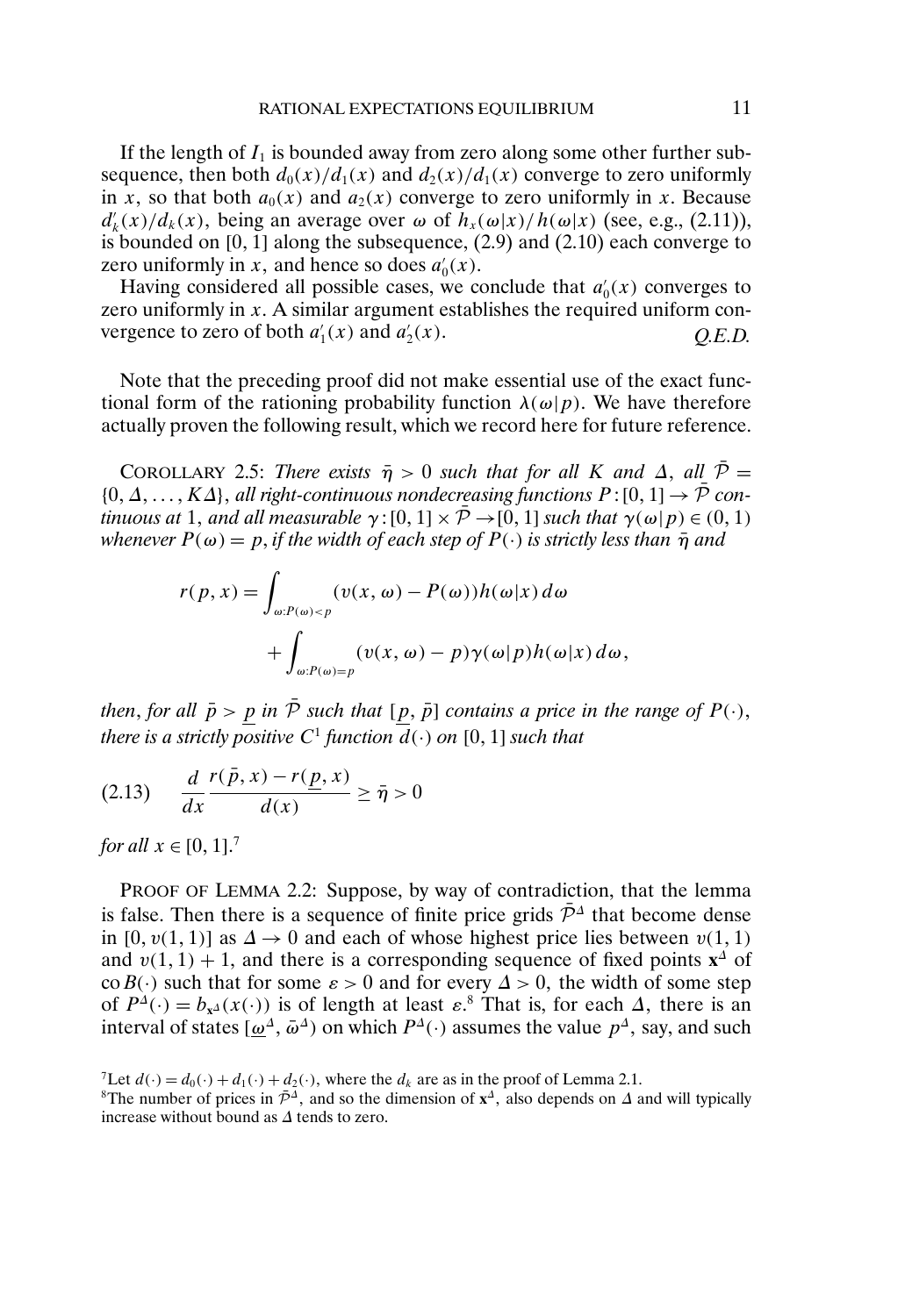If the length of $I_1$ is bounded away from zero along some other further subsequence, then both $d_0(x)/d_1(x)$ and $d_2(x)/d_1(x)$ converge to zero uniformly in $x$, so that both $a_0(x)$ and $a_2(x)$ converge to zero uniformly in $x$. Because $d_k'(x)/d_k(x)$, being an average over $\omega$ of $h_x(\omega|x)/h(\omega|x)$ (see, e.g., (2.11)), is bounded on $[0, 1]$ along the subsequence, (2.9) and (2.10) each converge to zero uniformly in $x$, and hence so does $a_0'(x)$.

Having considered all possible cases, we conclude that $a_0'(x)$ converges to zero uniformly in $x$. A similar argument establishes the required uniform convergence to zero of both $a_1'(x)$ and $a_2'(x)$. *Q.E.D.*

Note that the preceding proof did not make essential use of the exact functional form of the rationing probability function $\lambda(\omega|p)$. We have therefore actually proven the following result, which we record here for future reference.

COROLLARY 2.5: *There exists $\bar{\eta} > 0$ such that for all $K$ and $\Delta$, all $\bar{\mathcal{P}} = \{0, \Delta, \dots, K\Delta\}$, all right-continuous nondecreasing functions $P : [0, 1] \to \bar{\mathcal{P}}$ continuous at* 1, *and all measurable $\gamma : [0, 1] \times \bar{\mathcal{P}} \to [0, 1]$ such that $\gamma(\omega|p) \in (0, 1)$ whenever $P(\omega) = p$, if the width of each step of $P(\cdot)$ is strictly less than $\bar{\eta}$ and*

$$r(p, x) = \int_{\omega : P(\omega) < p} (v(x, \omega) - P(\omega))h(\omega|x)\, d\omega + \int_{\omega : P(\omega) = p} (v(x, \omega) - p)\gamma(\omega|p)h(\omega|x)\, d\omega,$$

*then, for all $\bar{p} > \underline{p}$ in $\bar{\mathcal{P}}$ such that $[\underline{p}, \bar{p}]$ contains a price in the range of $P(\cdot)$, there is a strictly positive $C^1$ function $d(\cdot)$ on* $[0, 1]$ *such that*

$$\frac{d}{dx}\frac{r(\bar{p}, x) - r(\underline{p}, x)}{d(x)} \geq \bar{\eta} > 0 \tag{2.13}$$

*for all $x \in [0, 1]$.*[7]

PROOF OF LEMMA 2.2: Suppose, by way of contradiction, that the lemma is false. Then there is a sequence of finite price grids $\bar{\mathcal{P}}^{\Delta}$ that become dense in $[0, v(1, 1)]$ as $\Delta \to 0$ and each of whose highest price lies between $v(1, 1)$ and $v(1, 1) + 1$, and there is a corresponding sequence of fixed points $\mathbf{x}^{\Delta}$ of $\operatorname{co} B(\cdot)$ such that for some $\varepsilon > 0$ and for every $\Delta > 0$, the width of some step of $P^{\Delta}(\cdot) = b_{\mathbf{x}^{\Delta}}(x(\cdot))$ is of length at least $\varepsilon$.[8] That is, for each $\Delta$, there is an interval of states $[\underline{\omega}^{\Delta}, \bar{\omega}^{\Delta})$ on which $P^{\Delta}(\cdot)$ assumes the value $p^{\Delta}$, say, and such

[7] Let $d(\cdot) = d_0(\cdot) + d_1(\cdot) + d_2(\cdot)$, where the $d_k$ are as in the proof of Lemma 2.1.

[8] The number of prices in $\bar{\mathcal{P}}^{\Delta}$, and so the dimension of $\mathbf{x}^{\Delta}$, also depends on $\Delta$ and will typically increase without bound as $\Delta$ tends to zero.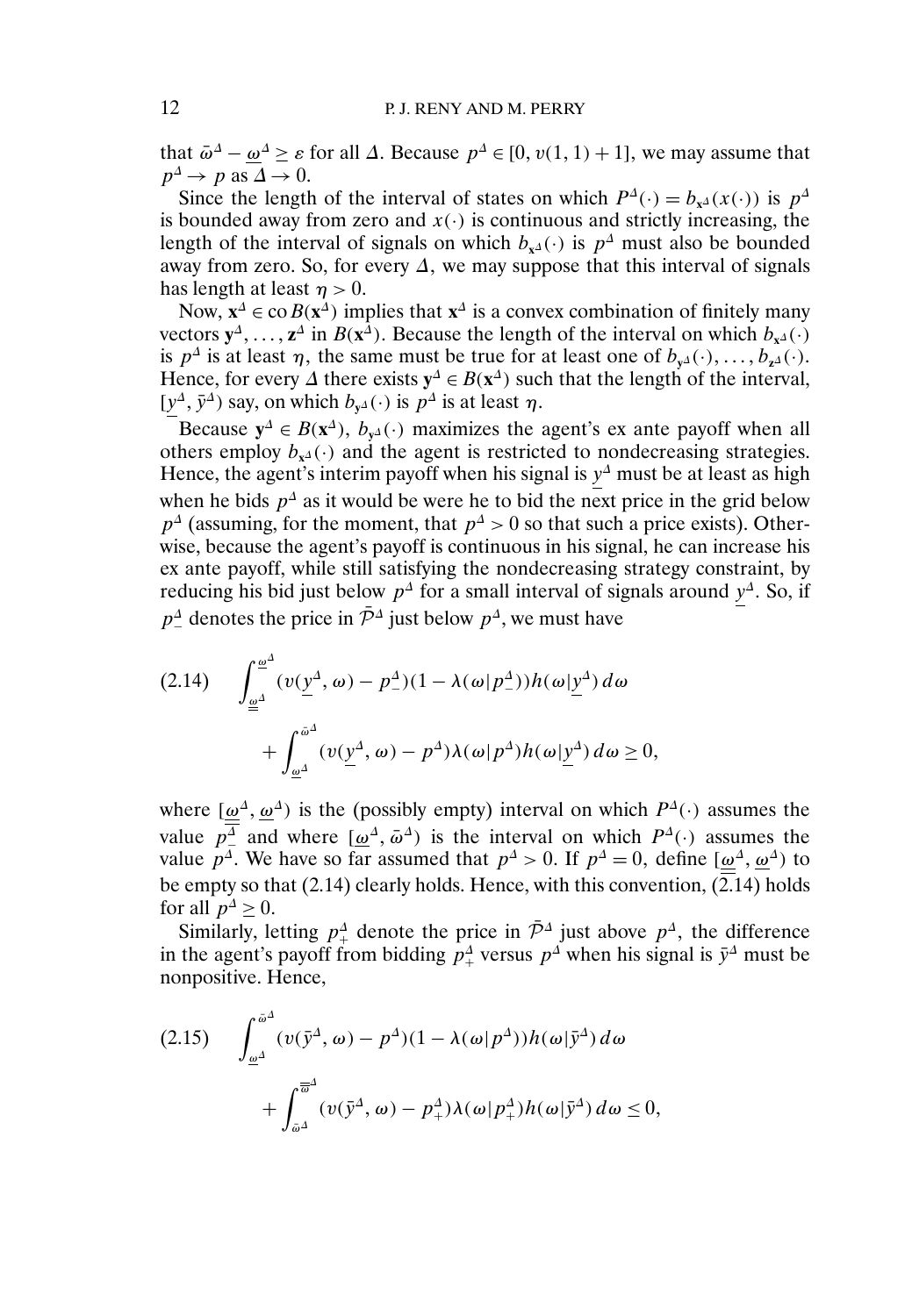that $\bar{\omega}^\Delta - \underline{\omega}^\Delta \geq \varepsilon$ for all $\Delta$. Because $p^\Delta \in [0, v(1,1)+1]$, we may assume that $p^\Delta \to p$ as $\Delta \to 0$.

Since the length of the interval of states on which $P^\Delta(\cdot) = b_{\mathbf{x}^\Delta}(x(\cdot))$ is $p^\Delta$ is bounded away from zero and $x(\cdot)$ is continuous and strictly increasing, the length of the interval of signals on which $b_{\mathbf{x}^\Delta}(\cdot)$ is $p^\Delta$ must also be bounded away from zero. So, for every $\Delta$, we may suppose that this interval of signals has length at least $\eta > 0$.

Now, $\mathbf{x}^\Delta \in \operatorname{co} B(\mathbf{x}^\Delta)$ implies that $\mathbf{x}^\Delta$ is a convex combination of finitely many vectors $\mathbf{y}^\Delta, \ldots, \mathbf{z}^\Delta$ in $B(\mathbf{x}^\Delta)$. Because the length of the interval on which $b_{\mathbf{x}^\Delta}(\cdot)$ is $p^\Delta$ is at least $\eta$, the same must be true for at least one of $b_{\mathbf{y}^\Delta}(\cdot), \ldots, b_{\mathbf{z}^\Delta}(\cdot)$. Hence, for every $\Delta$ there exists $\mathbf{y}^\Delta \in B(\mathbf{x}^\Delta)$ such that the length of the interval, $[\underline{y}^\Delta, \bar{y}^\Delta)$ say, on which $b_{\mathbf{y}^\Delta}(\cdot)$ is $p^\Delta$ is at least $\eta$.

Because $\mathbf{y}^\Delta \in B(\mathbf{x}^\Delta)$, $b_{\mathbf{y}^\Delta}(\cdot)$ maximizes the agent's ex ante payoff when all others employ $b_{\mathbf{x}^\Delta}(\cdot)$ and the agent is restricted to nondecreasing strategies. Hence, the agent's interim payoff when his signal is $\underline{y}^\Delta$ must be at least as high when he bids $p^\Delta$ as it would be were he to bid the next price in the grid below $p^\Delta$ (assuming, for the moment, that $p^\Delta > 0$ so that such a price exists). Otherwise, because the agent's payoff is continuous in his signal, he can increase his ex ante payoff, while still satisfying the nondecreasing strategy constraint, by reducing his bid just below $p^\Delta$ for a small interval of signals around $\underline{y}^\Delta$. So, if $p_-^\Delta$ denotes the price in $\bar{\mathcal{P}}^\Delta$ just below $p^\Delta$, we must have

$$\begin{aligned}(2.14)\quad & \int_{\underline{\underline{\omega}}^\Delta}^{\underline{\omega}^\Delta} (v(\underline{y}^\Delta, \omega) - p_-^\Delta)(1 - \lambda(\omega | p_-^\Delta)) h(\omega | \underline{y}^\Delta)\, d\omega \\ & \quad + \int_{\underline{\omega}^\Delta}^{\bar{\omega}^\Delta} (v(\underline{y}^\Delta, \omega) - p^\Delta) \lambda(\omega | p^\Delta) h(\omega | \underline{y}^\Delta)\, d\omega \geq 0,\end{aligned}$$

where $[\underline{\underline{\omega}}^\Delta, \underline{\omega}^\Delta)$ is the (possibly empty) interval on which $P^\Delta(\cdot)$ assumes the value $p_-^\Delta$ and where $[\underline{\omega}^\Delta, \bar{\omega}^\Delta)$ is the interval on which $P^\Delta(\cdot)$ assumes the value $p^\Delta$. We have so far assumed that $p^\Delta > 0$. If $p^\Delta = 0$, define $[\underline{\underline{\omega}}^\Delta, \underline{\omega}^\Delta)$ to be empty so that (2.14) clearly holds. Hence, with this convention, (2.14) holds for all $p^\Delta \geq 0$.

Similarly, letting $p_+^\Delta$ denote the price in $\bar{\mathcal{P}}^\Delta$ just above $p^\Delta$, the difference in the agent's payoff from bidding $p_+^\Delta$ versus $p^\Delta$ when his signal is $\bar{y}^\Delta$ must be nonpositive. Hence,

$$\begin{aligned}(2.15)\quad & \int_{\underline{\omega}^\Delta}^{\bar{\omega}^\Delta} (v(\bar{y}^\Delta, \omega) - p^\Delta)(1 - \lambda(\omega | p^\Delta)) h(\omega | \bar{y}^\Delta)\, d\omega \\ & \quad + \int_{\bar{\omega}^\Delta}^{\bar{\bar{\omega}}^\Delta} (v(\bar{y}^\Delta, \omega) - p_+^\Delta) \lambda(\omega | p_+^\Delta) h(\omega | \bar{y}^\Delta)\, d\omega \leq 0,\end{aligned}$$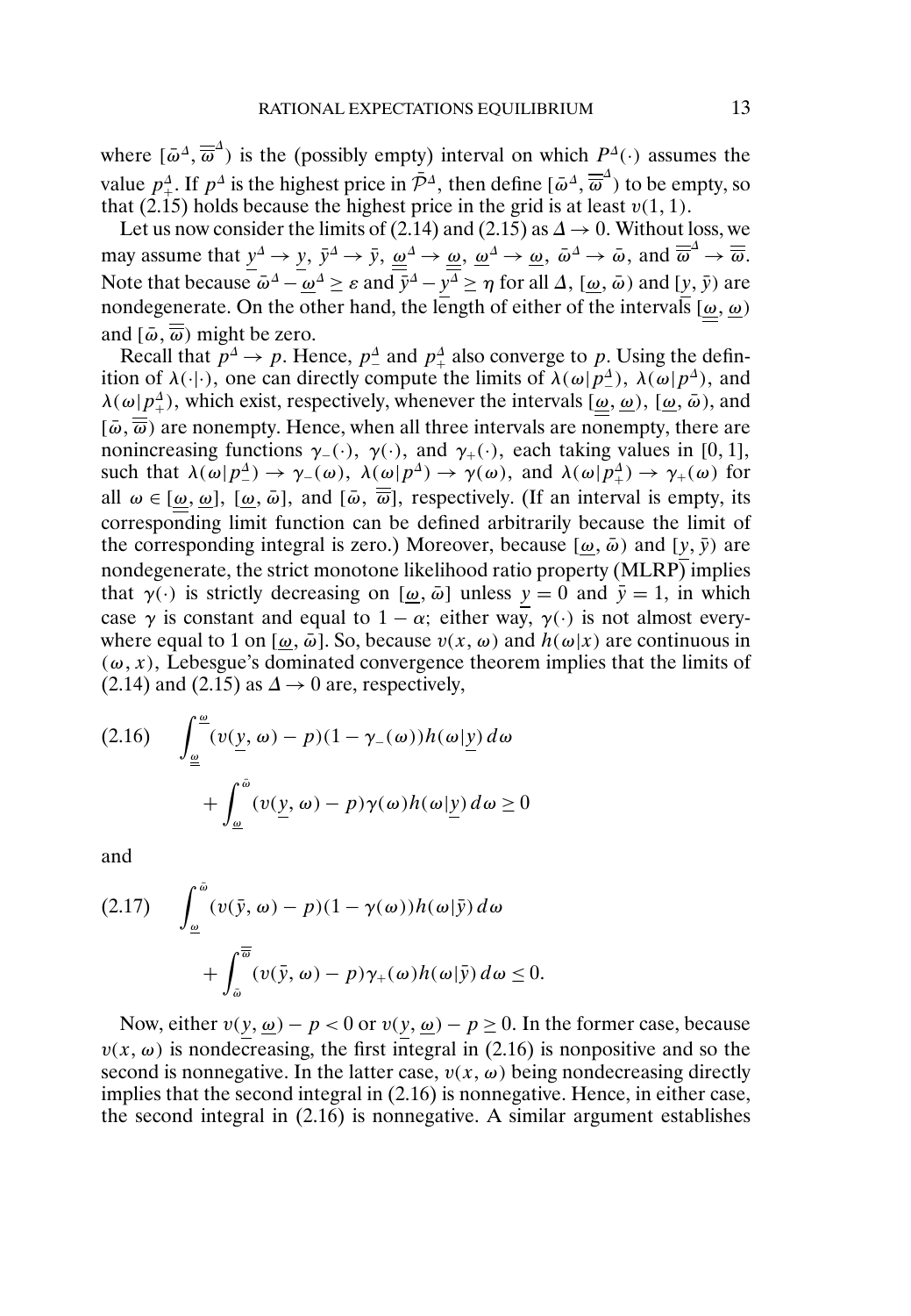where $[\bar{\omega}^\Delta, \overline{\overline{\omega}}^\Delta)$ is the (possibly empty) interval on which $P^\Delta(\cdot)$ assumes the value $p_+^\Delta$. If $p^\Delta$ is the highest price in $\bar{\mathcal{P}}^\Delta$, then define $[\bar{\omega}^\Delta, \overline{\overline{\omega}}^\Delta)$ to be empty, so that (2.15) holds because the highest price in the grid is at least $v(1, 1)$.

Let us now consider the limits of (2.14) and (2.15) as $\Delta \to 0$. Without loss, we may assume that $\underline{y}^\Delta \to \underline{y}$, $\bar{y}^\Delta \to \bar{y}$, $\underline{\underline{\omega}}^\Delta \to \underline{\underline{\omega}}$, $\underline{\omega}^\Delta \to \underline{\omega}$, $\bar{\omega}^\Delta \to \bar{\omega}$, and $\overline{\overline{\omega}}^\Delta \to \overline{\overline{\omega}}$. Note that because $\bar{\omega}^\Delta - \underline{\omega}^\Delta \geq \varepsilon$ and $\bar{y}^\Delta - \underline{y}^\Delta \geq \eta$ for all $\Delta$, $[\underline{\omega}, \bar{\omega})$ and $[\underline{y}, \bar{y})$ are nondegenerate. On the other hand, the length of either of the intervals $[\underline{\underline{\omega}}, \underline{\omega})$ and $[\bar{\omega}, \overline{\overline{\omega}})$ might be zero.

Recall that $p^\Delta \to p$. Hence, $p_-^\Delta$ and $p_+^\Delta$ also converge to $p$. Using the definition of $\lambda(\cdot|\cdot)$, one can directly compute the limits of $\lambda(\omega|p_-^\Delta)$, $\lambda(\omega|p^\Delta)$, and $\lambda(\omega|p_+^\Delta)$, which exist, respectively, whenever the intervals $[\underline{\underline{\omega}}, \underline{\omega})$, $[\underline{\omega}, \bar{\omega})$, and $[\bar{\omega}, \overline{\overline{\omega}})$ are nonempty. Hence, when all three intervals are nonempty, there are nonincreasing functions $\gamma_-(\cdot)$, $\gamma(\cdot)$, and $\gamma_+(\cdot)$, each taking values in $[0, 1]$, such that $\lambda(\omega|p_-^\Delta) \to \gamma_-(\omega)$, $\lambda(\omega|p^\Delta) \to \gamma(\omega)$, and $\lambda(\omega|p_+^\Delta) \to \gamma_+(\omega)$ for all $\omega \in [\underline{\underline{\omega}}, \underline{\omega}]$, $[\underline{\omega}, \bar{\omega}]$, and $[\bar{\omega}, \overline{\overline{\omega}}]$, respectively. (If an interval is empty, its corresponding limit function can be defined arbitrarily because the limit of the corresponding integral is zero.) Moreover, because $[\underline{\omega}, \bar{\omega})$ and $[\underline{y}, \bar{y})$ are nondegenerate, the strict monotone likelihood ratio property (MLRP) implies that $\gamma(\cdot)$ is strictly decreasing on $[\underline{\omega}, \bar{\omega}]$ unless $\underline{y} = 0$ and $\bar{y} = 1$, in which case $\gamma$ is constant and equal to $1 - \alpha$; either way, $\gamma(\cdot)$ is not almost everywhere equal to 1 on $[\underline{\omega}, \bar{\omega}]$. So, because $v(x, \omega)$ and $h(\omega|x)$ are continuous in $(\omega, x)$, Lebesgue's dominated convergence theorem implies that the limits of (2.14) and (2.15) as $\Delta \to 0$ are, respectively,

$$
\begin{aligned}
(2.16) \qquad & \int_{\underline{\underline{\omega}}}^{\underline{\omega}} (v(\underline{y}, \omega) - p)(1 - \gamma_-(\omega)) h(\omega|\underline{y})\, d\omega \\
& \quad + \int_{\underline{\omega}}^{\bar{\omega}} (v(\underline{y}, \omega) - p) \gamma(\omega) h(\omega|\underline{y})\, d\omega \geq 0
\end{aligned}
$$

and

$$
\begin{aligned}
(2.17) \qquad & \int_{\underline{\omega}}^{\bar{\omega}} (v(\bar{y}, \omega) - p)(1 - \gamma(\omega)) h(\omega|\bar{y})\, d\omega \\
& \quad + \int_{\bar{\omega}}^{\overline{\overline{\omega}}} (v(\bar{y}, \omega) - p) \gamma_+(\omega) h(\omega|\bar{y})\, d\omega \leq 0.
\end{aligned}
$$

Now, either $v(\underline{y}, \underline{\omega}) - p < 0$ or $v(\underline{y}, \underline{\omega}) - p \geq 0$. In the former case, because $v(x, \omega)$ is nondecreasing, the first integral in (2.16) is nonpositive and so the second is nonnegative. In the latter case, $v(x, \omega)$ being nondecreasing directly implies that the second integral in (2.16) is nonnegative. Hence, in either case, the second integral in (2.16) is nonnegative. A similar argument establishes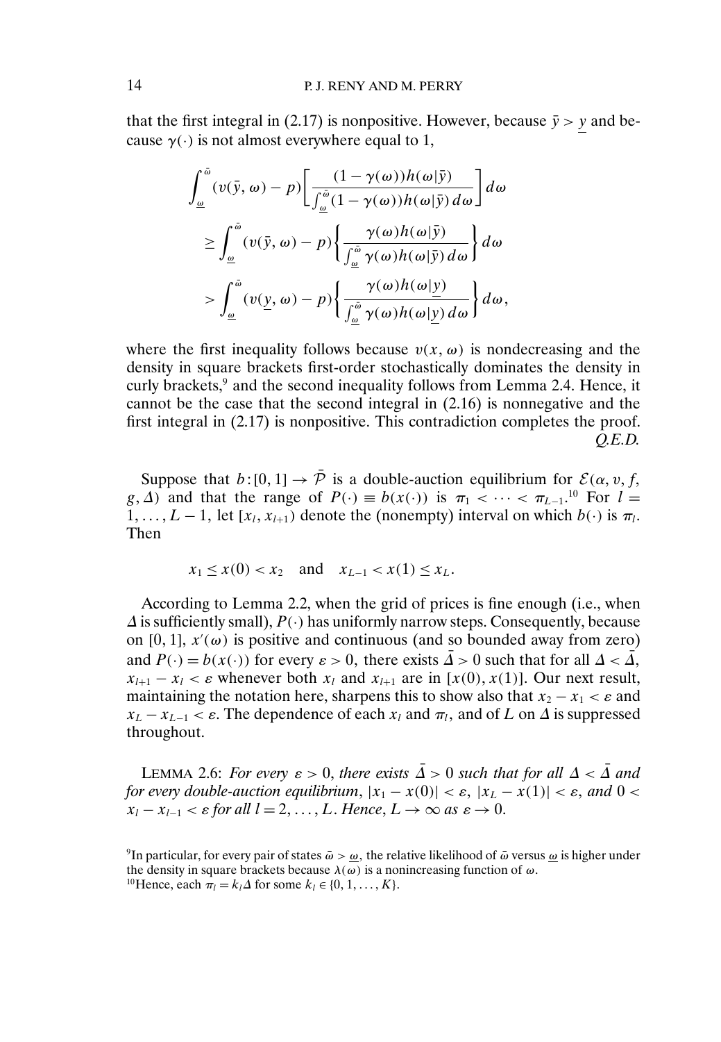that the first integral in (2.17) is nonpositive. However, because $\bar{y} > \underline{y}$ and because $\gamma(\cdot)$ is not almost everywhere equal to 1,

$$\int_{\underline{\omega}}^{\bar{\omega}} (v(\bar{y}, \omega) - p) \left[ \frac{(1 - \gamma(\omega)) h(\omega|\bar{y})}{\int_{\underline{\omega}}^{\bar{\omega}} (1 - \gamma(\omega)) h(\omega|\bar{y})\, d\omega} \right] d\omega$$

$$\geq \int_{\underline{\omega}}^{\bar{\omega}} (v(\bar{y}, \omega) - p) \left\{ \frac{\gamma(\omega) h(\omega|\bar{y})}{\int_{\underline{\omega}}^{\bar{\omega}} \gamma(\omega) h(\omega|\bar{y})\, d\omega} \right\} d\omega$$

$$> \int_{\underline{\omega}}^{\bar{\omega}} (v(\underline{y}, \omega) - p) \left\{ \frac{\gamma(\omega) h(\omega|\underline{y})}{\int_{\underline{\omega}}^{\bar{\omega}} \gamma(\omega) h(\omega|\underline{y})\, d\omega} \right\} d\omega,$$

where the first inequality follows because $v(x, \omega)$ is nondecreasing and the density in square brackets first-order stochastically dominates the density in curly brackets,[9] and the second inequality follows from Lemma 2.4. Hence, it cannot be the case that the second integral in (2.16) is nonnegative and the first integral in (2.17) is nonpositive. This contradiction completes the proof. *Q.E.D.*

Suppose that $b : [0, 1] \to \bar{\mathcal{P}}$ is a double-auction equilibrium for $\mathcal{E}(\alpha, v, f, g, \Delta)$ and that the range of $P(\cdot) \equiv b(x(\cdot))$ is $\pi_1 < \cdots < \pi_{L-1}$.[10] For $l = 1, \ldots, L-1$, let $[x_l, x_{l+1})$ denote the (nonempty) interval on which $b(\cdot)$ is $\pi_l$. Then

$$x_1 \leq x(0) < x_2 \quad \text{and} \quad x_{L-1} < x(1) \leq x_L.$$

According to Lemma 2.2, when the grid of prices is fine enough (i.e., when $\Delta$ is sufficiently small), $P(\cdot)$ has uniformly narrow steps. Consequently, because on $[0, 1]$, $x'(\omega)$ is positive and continuous (and so bounded away from zero) and $P(\cdot) = b(x(\cdot))$ for every $\varepsilon > 0$, there exists $\bar{\Delta} > 0$ such that for all $\Delta < \bar{\Delta}$, $x_{l+1} - x_l < \varepsilon$ whenever both $x_l$ and $x_{l+1}$ are in $[x(0), x(1)]$. Our next result, maintaining the notation here, sharpens this to show also that $x_2 - x_1 < \varepsilon$ and $x_L - x_{L-1} < \varepsilon$. The dependence of each $x_l$ and $\pi_l$, and of $L$ on $\Delta$ is suppressed throughout.

LEMMA 2.6: *For every $\varepsilon > 0$, there exists $\bar{\Delta} > 0$ such that for all $\Delta < \bar{\Delta}$ and for every double-auction equilibrium, $|x_1 - x(0)| < \varepsilon$, $|x_L - x(1)| < \varepsilon$, and $0 < x_l - x_{l-1} < \varepsilon$ for all $l = 2, \ldots, L$. Hence, $L \to \infty$ as $\varepsilon \to 0$.*

[9]In particular, for every pair of states $\bar{\omega} > \underline{\omega}$, the relative likelihood of $\bar{\omega}$ versus $\underline{\omega}$ is higher under the density in square brackets because $\lambda(\omega)$ is a nonincreasing function of $\omega$.

[10]Hence, each $\pi_l = k_l \Delta$ for some $k_l \in \{0, 1, \ldots, K\}$.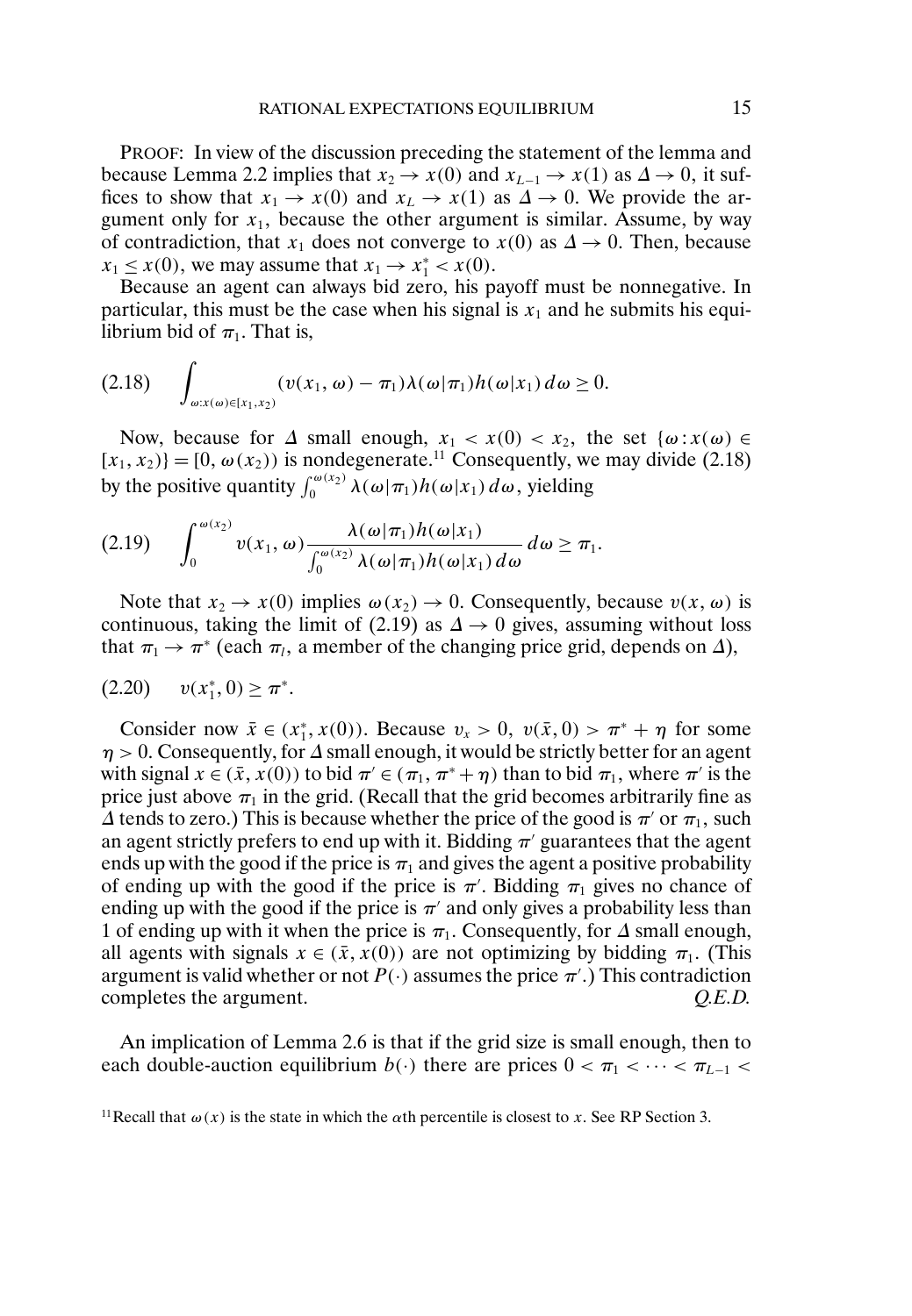PROOF: In view of the discussion preceding the statement of the lemma and because Lemma 2.2 implies that $x_2 \to x(0)$ and $x_{L-1} \to x(1)$ as $\Delta \to 0$, it suffices to show that $x_1 \to x(0)$ and $x_L \to x(1)$ as $\Delta \to 0$. We provide the argument only for $x_1$, because the other argument is similar. Assume, by way of contradiction, that $x_1$ does not converge to $x(0)$ as $\Delta \to 0$. Then, because $x_1 \leq x(0)$, we may assume that $x_1 \to x_1^* < x(0)$.

Because an agent can always bid zero, his payoff must be nonnegative. In particular, this must be the case when his signal is $x_1$ and he submits his equilibrium bid of $\pi_1$. That is,

$$\int_{\omega : x(\omega) \in [x_1, x_2)} (v(x_1, \omega) - \pi_1)\lambda(\omega|\pi_1)h(\omega|x_1)\,d\omega \geq 0. \tag{2.18}$$

Now, because for $\Delta$ small enough, $x_1 < x(0) < x_2$, the set $\{\omega : x(\omega) \in [x_1, x_2)\} = [0, \omega(x_2))$ is nondegenerate.[11] Consequently, we may divide (2.18) by the positive quantity $\int_0^{\omega(x_2)} \lambda(\omega|\pi_1)h(\omega|x_1)\,d\omega$, yielding

$$\int_0^{\omega(x_2)} v(x_1, \omega) \frac{\lambda(\omega|\pi_1)h(\omega|x_1)}{\int_0^{\omega(x_2)} \lambda(\omega|\pi_1)h(\omega|x_1)\,d\omega}\,d\omega \geq \pi_1. \tag{2.19}$$

Note that $x_2 \to x(0)$ implies $\omega(x_2) \to 0$. Consequently, because $v(x, \omega)$ is continuous, taking the limit of (2.19) as $\Delta \to 0$ gives, assuming without loss that $\pi_1 \to \pi^*$ (each $\pi_l$, a member of the changing price grid, depends on $\Delta$),

$$v(x_1^*, 0) \geq \pi^*. \tag{2.20}$$

Consider now $\bar{x} \in (x_1^*, x(0))$. Because $v_x > 0$, $v(\bar{x}, 0) > \pi^* + \eta$ for some $\eta > 0$. Consequently, for $\Delta$ small enough, it would be strictly better for an agent with signal $x \in (\bar{x}, x(0))$ to bid $\pi' \in (\pi_1, \pi^* + \eta)$ than to bid $\pi_1$, where $\pi'$ is the price just above $\pi_1$ in the grid. (Recall that the grid becomes arbitrarily fine as $\Delta$ tends to zero.) This is because whether the price of the good is $\pi'$ or $\pi_1$, such an agent strictly prefers to end up with it. Bidding $\pi'$ guarantees that the agent ends up with the good if the price is $\pi_1$ and gives the agent a positive probability of ending up with the good if the price is $\pi'$. Bidding $\pi_1$ gives no chance of ending up with the good if the price is $\pi'$ and only gives a probability less than 1 of ending up with it when the price is $\pi_1$. Consequently, for $\Delta$ small enough, all agents with signals $x \in (\bar{x}, x(0))$ are not optimizing by bidding $\pi_1$. (This argument is valid whether or not $P(\cdot)$ assumes the price $\pi'$.) This contradiction completes the argument. *Q.E.D.*

An implication of Lemma 2.6 is that if the grid size is small enough, then to each double-auction equilibrium $b(\cdot)$ there are prices $0 < \pi_1 < \cdots < \pi_{L-1} <$

[11] Recall that $\omega(x)$ is the state in which the $\alpha$th percentile is closest to $x$. See RP Section 3.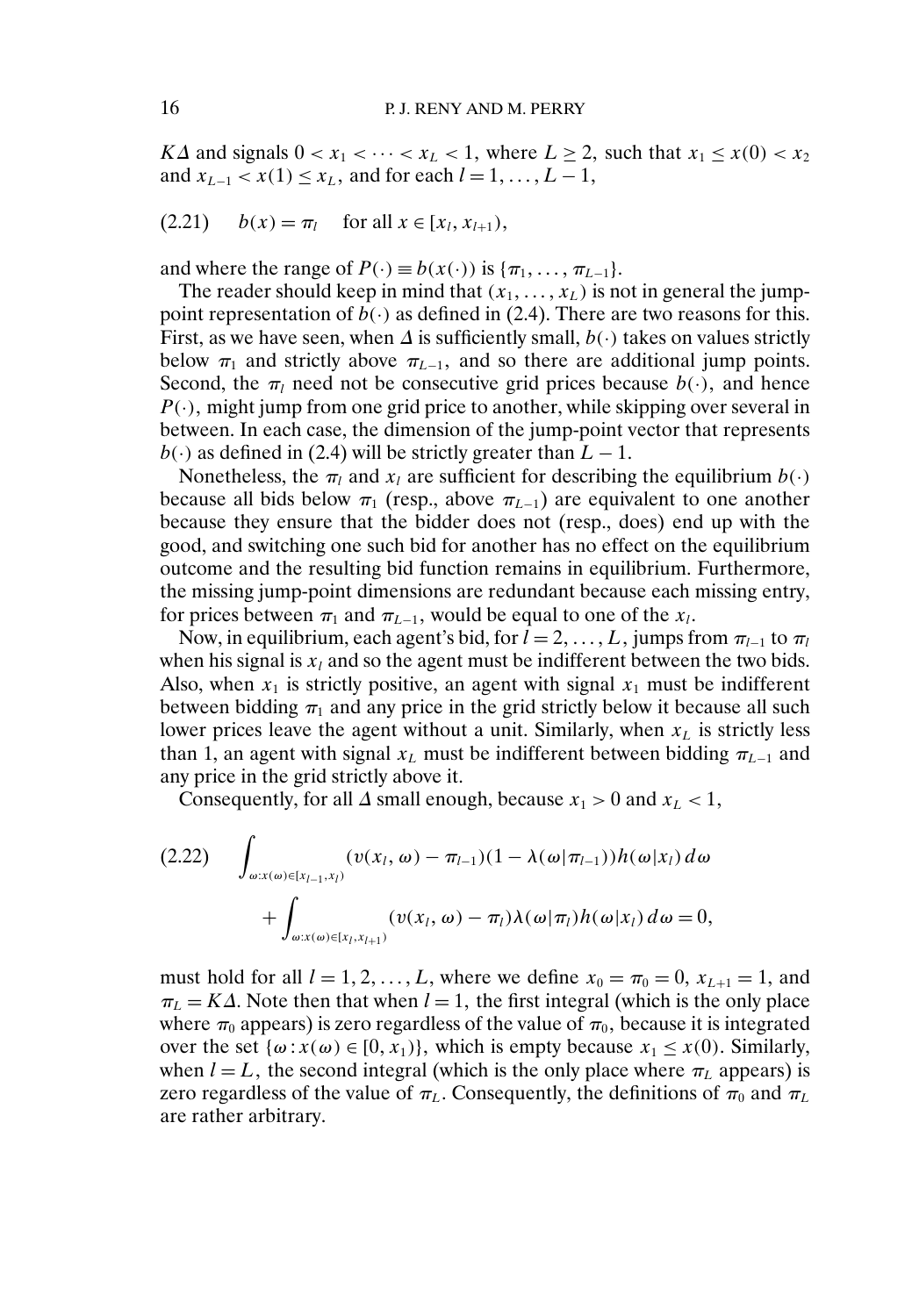$K\Delta$ and signals $0 < x_1 < \cdots < x_L < 1$, where $L \geq 2$, such that $x_1 \leq x(0) < x_2$ and $x_{L-1} < x(1) \leq x_L$, and for each $l = 1, \ldots, L-1$,

$$b(x) = \pi_l \quad \text{for all } x \in [x_l, x_{l+1}), \tag{2.21}$$

and where the range of $P(\cdot) \equiv b(x(\cdot))$ is $\{\pi_1, \ldots, \pi_{L-1}\}$.

The reader should keep in mind that $(x_1, \ldots, x_L)$ is not in general the jump-point representation of $b(\cdot)$ as defined in (2.4). There are two reasons for this. First, as we have seen, when $\Delta$ is sufficiently small, $b(\cdot)$ takes on values strictly below $\pi_1$ and strictly above $\pi_{L-1}$, and so there are additional jump points. Second, the $\pi_l$ need not be consecutive grid prices because $b(\cdot)$, and hence $P(\cdot)$, might jump from one grid price to another, while skipping over several in between. In each case, the dimension of the jump-point vector that represents $b(\cdot)$ as defined in (2.4) will be strictly greater than $L - 1$.

Nonetheless, the $\pi_l$ and $x_l$ are sufficient for describing the equilibrium $b(\cdot)$ because all bids below $\pi_1$ (resp., above $\pi_{L-1}$) are equivalent to one another because they ensure that the bidder does not (resp., does) end up with the good, and switching one such bid for another has no effect on the equilibrium outcome and the resulting bid function remains in equilibrium. Furthermore, the missing jump-point dimensions are redundant because each missing entry, for prices between $\pi_1$ and $\pi_{L-1}$, would be equal to one of the $x_l$.

Now, in equilibrium, each agent's bid, for $l = 2, \ldots, L$, jumps from $\pi_{l-1}$ to $\pi_l$ when his signal is $x_l$ and so the agent must be indifferent between the two bids. Also, when $x_1$ is strictly positive, an agent with signal $x_1$ must be indifferent between bidding $\pi_1$ and any price in the grid strictly below it because all such lower prices leave the agent without a unit. Similarly, when $x_L$ is strictly less than 1, an agent with signal $x_L$ must be indifferent between bidding $\pi_{L-1}$ and any price in the grid strictly above it.

Consequently, for all $\Delta$ small enough, because $x_1 > 0$ and $x_L < 1$,

$$\begin{aligned} &\int_{\omega : x(\omega) \in [x_{l-1}, x_l)} (v(x_l, \omega) - \pi_{l-1})(1 - \lambda(\omega | \pi_{l-1})) h(\omega | x_l)\, d\omega \\ &\quad + \int_{\omega : x(\omega) \in [x_l, x_{l+1})} (v(x_l, \omega) - \pi_l) \lambda(\omega | \pi_l) h(\omega | x_l)\, d\omega = 0, \end{aligned} \tag{2.22}$$

must hold for all $l = 1, 2, \ldots, L$, where we define $x_0 = \pi_0 = 0$, $x_{L+1} = 1$, and $\pi_L = K\Delta$. Note then that when $l = 1$, the first integral (which is the only place where $\pi_0$ appears) is zero regardless of the value of $\pi_0$, because it is integrated over the set $\{\omega : x(\omega) \in [0, x_1)\}$, which is empty because $x_1 \leq x(0)$. Similarly, when $l = L$, the second integral (which is the only place where $\pi_L$ appears) is zero regardless of the value of $\pi_L$. Consequently, the definitions of $\pi_0$ and $\pi_L$ are rather arbitrary.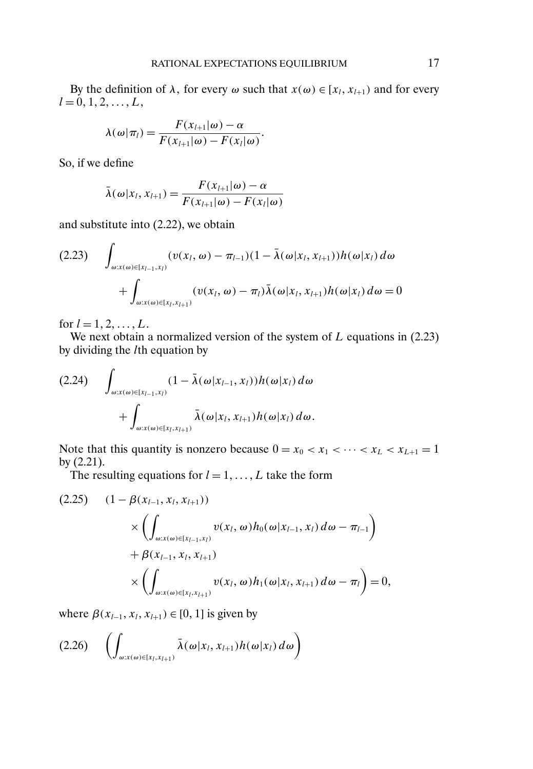By the definition of $\lambda$, for every $\omega$ such that $x(\omega) \in [x_l, x_{l+1})$ and for every $l = 0, 1, 2, \ldots, L$,

$$\lambda(\omega|\pi_l) = \frac{F(x_{l+1}|\omega) - \alpha}{F(x_{l+1}|\omega) - F(x_l|\omega)}.$$

So, if we define

$$\bar{\lambda}(\omega|x_l, x_{l+1}) = \frac{F(x_{l+1}|\omega) - \alpha}{F(x_{l+1}|\omega) - F(x_l|\omega)}$$

and substitute into (2.22), we obtain

$$\begin{aligned}(2.23)\qquad &\int_{\omega:x(\omega)\in[x_{l-1},x_l)} (v(x_l, \omega) - \pi_{l-1})(1 - \bar{\lambda}(\omega|x_l, x_{l+1}))h(\omega|x_l)\,d\omega \\ &\quad + \int_{\omega:x(\omega)\in[x_l,x_{l+1})} (v(x_l, \omega) - \pi_l)\bar{\lambda}(\omega|x_l, x_{l+1})h(\omega|x_l)\,d\omega = 0\end{aligned}$$

for $l = 1, 2, \ldots, L$.

We next obtain a normalized version of the system of $L$ equations in (2.23) by dividing the $l$th equation by

$$\begin{aligned}(2.24)\qquad &\int_{\omega:x(\omega)\in[x_{l-1},x_l)} (1 - \bar{\lambda}(\omega|x_{l-1}, x_l))h(\omega|x_l)\,d\omega \\ &\quad + \int_{\omega:x(\omega)\in[x_l,x_{l+1})} \bar{\lambda}(\omega|x_l, x_{l+1})h(\omega|x_l)\,d\omega.\end{aligned}$$

Note that this quantity is nonzero because $0 = x_0 < x_1 < \cdots < x_L < x_{L+1} = 1$ by (2.21).

The resulting equations for $l = 1, \ldots, L$ take the form

$$\begin{aligned}(2.25)\qquad &(1 - \beta(x_{l-1}, x_l, x_{l+1})) \\ &\quad \times \left( \int_{\omega:x(\omega)\in[x_{l-1},x_l)} v(x_l, \omega)h_0(\omega|x_{l-1}, x_l)\,d\omega - \pi_{l-1} \right) \\ &\quad + \beta(x_{l-1}, x_l, x_{l+1}) \\ &\quad \times \left( \int_{\omega:x(\omega)\in[x_l,x_{l+1})} v(x_l, \omega)h_1(\omega|x_l, x_{l+1})\,d\omega - \pi_l \right) = 0,\end{aligned}$$

where $\beta(x_{l-1}, x_l, x_{l+1}) \in [0, 1]$ is given by

$$(2.26)\qquad \left( \int_{\omega:x(\omega)\in[x_l,x_{l+1})} \bar{\lambda}(\omega|x_l, x_{l+1})h(\omega|x_l)\,d\omega \right)$$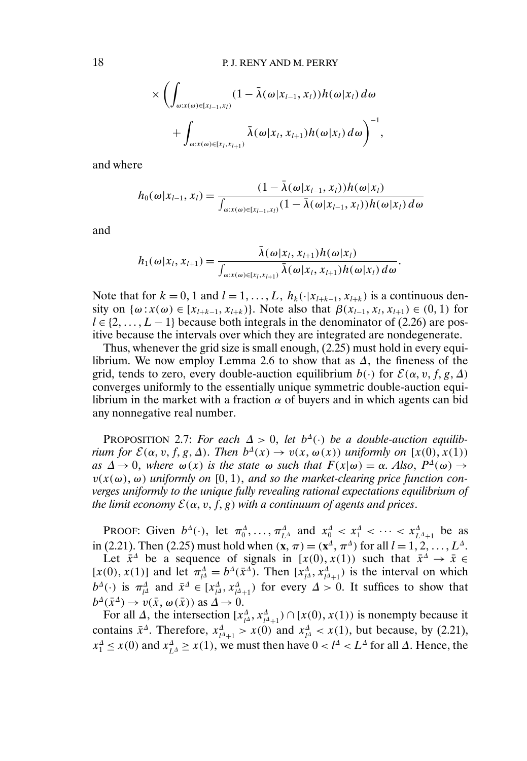$$\times \left( \int_{\omega : x(\omega) \in [x_{l-1}, x_l)} (1 - \bar{\lambda}(\omega | x_{l-1}, x_l)) h(\omega | x_l) \, d\omega \right.$$

$$\left. + \int_{\omega : x(\omega) \in [x_l, x_{l+1})} \bar{\lambda}(\omega | x_l, x_{l+1}) h(\omega | x_l) \, d\omega \right)^{-1},$$

and where

$$h_0(\omega | x_{l-1}, x_l) = \frac{(1 - \bar{\lambda}(\omega | x_{l-1}, x_l)) h(\omega | x_l)}{\int_{\omega : x(\omega) \in [x_{l-1}, x_l)} (1 - \bar{\lambda}(\omega | x_{l-1}, x_l)) h(\omega | x_l) \, d\omega}$$

and

$$h_1(\omega | x_l, x_{l+1}) = \frac{\bar{\lambda}(\omega | x_l, x_{l+1}) h(\omega | x_l)}{\int_{\omega : x(\omega) \in [x_l, x_{l+1})} \bar{\lambda}(\omega | x_l, x_{l+1}) h(\omega | x_l) \, d\omega}.$$

Note that for $k = 0, 1$ and $l = 1, \ldots, L$, $h_k(\cdot | x_{l+k-1}, x_{l+k})$ is a continuous density on $\{\omega : x(\omega) \in [x_{l+k-1}, x_{l+k})\}$. Note also that $\beta(x_{l-1}, x_l, x_{l+1}) \in (0, 1)$ for $l \in \{2, \ldots, L-1\}$ because both integrals in the denominator of (2.26) are positive because the intervals over which they are integrated are nondegenerate.

Thus, whenever the grid size is small enough, (2.25) must hold in every equilibrium. We now employ Lemma 2.6 to show that as $\Delta$, the fineness of the grid, tends to zero, every double-auction equilibrium $b(\cdot)$ for $\mathcal{E}(\alpha, v, f, g, \Delta)$ converges uniformly to the essentially unique symmetric double-auction equilibrium in the market with a fraction $\alpha$ of buyers and in which agents can bid any nonnegative real number.

PROPOSITION 2.7: *For each $\Delta > 0$, let $b^\Delta(\cdot)$ be a double-auction equilibrium for $\mathcal{E}(\alpha, v, f, g, \Delta)$. Then $b^\Delta(x) \to v(x, \omega(x))$ uniformly on $[x(0), x(1))$ as $\Delta \to 0$, where $\omega(x)$ is the state $\omega$ such that $F(x|\omega) = \alpha$. Also, $P^\Delta(\omega) \to v(x(\omega), \omega)$ uniformly on $[0, 1)$, and so the market-clearing price function converges uniformly to the unique fully revealing rational expectations equilibrium of the limit economy $\mathcal{E}(\alpha, v, f, g)$ with a continuum of agents and prices.*

PROOF: Given $b^\Delta(\cdot)$, let $\pi_0^\Delta, \ldots, \pi_{L^\Delta}^\Delta$ and $x_0^\Delta < x_1^\Delta < \cdots < x_{L^\Delta+1}^\Delta$ be as in (2.21). Then (2.25) must hold when $(\mathbf{x}, \pi) = (\mathbf{x}^\Delta, \pi^\Delta)$ for all $l = 1, 2, \ldots, L^\Delta$.

Let $\bar{x}^\Delta$ be a sequence of signals in $[x(0), x(1))$ such that $\bar{x}^\Delta \to \bar{x} \in [x(0), x(1)]$ and let $\pi_{l^\Delta}^\Delta = b^\Delta(\bar{x}^\Delta)$. Then $[x_{l^\Delta}^\Delta, x_{l^\Delta+1}^\Delta)$ is the interval on which $b^\Delta(\cdot)$ is $\pi_{l^\Delta}^\Delta$ and $\bar{x}^\Delta \in [x_{l^\Delta}^\Delta, x_{l^\Delta+1}^\Delta)$ for every $\Delta > 0$. It suffices to show that $b^\Delta(\bar{x}^\Delta) \to v(\bar{x}, \omega(\bar{x}))$ as $\Delta \to 0$.

For all $\Delta$, the intersection $[x_{l^\Delta}^\Delta, x_{l^\Delta+1}^\Delta) \cap [x(0), x(1))$ is nonempty because it contains $\bar{x}^\Delta$. Therefore, $x_{l^\Delta+1}^\Delta > x(0)$ and $x_{l^\Delta}^\Delta < x(1)$, but because, by (2.21), $x_1^\Delta \leq x(0)$ and $x_{L^\Delta}^\Delta \geq x(1)$, we must then have $0 < l^\Delta < L^\Delta$ for all $\Delta$. Hence, the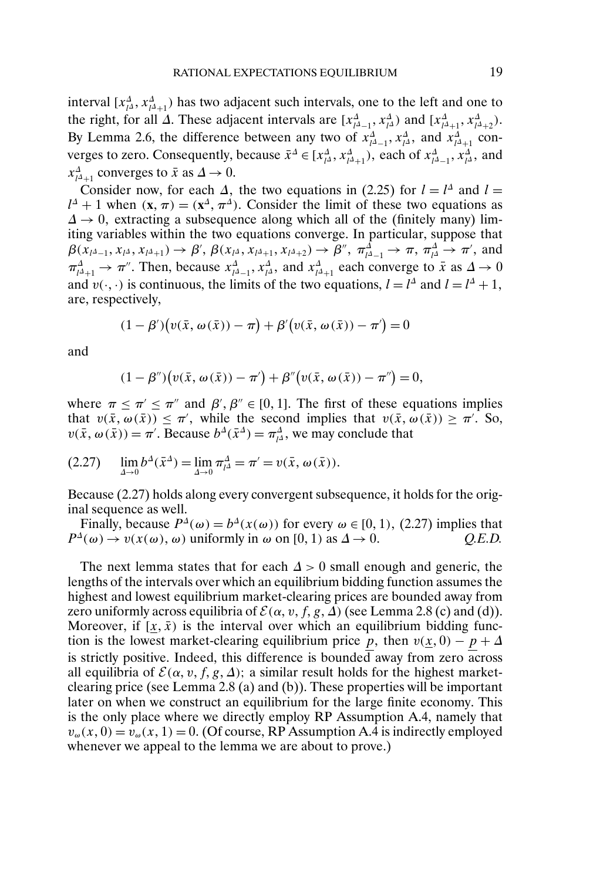interval $[x^{\Delta}_{l^{\Delta}}, x^{\Delta}_{l^{\Delta}+1})$ has two adjacent such intervals, one to the left and one to the right, for all $\Delta$. These adjacent intervals are $[x^{\Delta}_{l^{\Delta}-1}, x^{\Delta}_{l^{\Delta}})$ and $[x^{\Delta}_{l^{\Delta}+1}, x^{\Delta}_{l^{\Delta}+2})$. By Lemma 2.6, the difference between any two of $x^{\Delta}_{l^{\Delta}-1}, x^{\Delta}_{l^{\Delta}}$, and $x^{\Delta}_{l^{\Delta}+1}$ converges to zero. Consequently, because $\bar{x}^{\Delta} \in [x^{\Delta}_{l^{\Delta}}, x^{\Delta}_{l^{\Delta}+1})$, each of $x^{\Delta}_{l^{\Delta}-1}, x^{\Delta}_{l^{\Delta}}$, and $x^{\Delta}_{l^{\Delta}+1}$ converges to $\bar{x}$ as $\Delta \to 0$.

Consider now, for each $\Delta$, the two equations in (2.25) for $l = l^{\Delta}$ and $l = l^{\Delta} + 1$ when $(\mathbf{x}, \pi) = (\mathbf{x}^{\Delta}, \pi^{\Delta})$. Consider the limit of these two equations as $\Delta \to 0$, extracting a subsequence along which all of the (finitely many) limiting variables within the two equations converge. In particular, suppose that $\beta(x_{l^{\Delta}-1}, x_{l^{\Delta}}, x_{l^{\Delta}+1}) \to \beta'$, $\beta(x_{l^{\Delta}}, x_{l^{\Delta}+1}, x_{l^{\Delta}+2}) \to \beta''$, $\pi^{\Delta}_{l^{\Delta}-1} \to \pi$, $\pi^{\Delta}_{l^{\Delta}} \to \pi'$, and $\pi^{\Delta}_{l^{\Delta}+1} \to \pi''$. Then, because $x^{\Delta}_{l^{\Delta}-1}, x^{\Delta}_{l^{\Delta}}$, and $x^{\Delta}_{l^{\Delta}+1}$ each converge to $\bar{x}$ as $\Delta \to 0$ and $v(\cdot,\cdot)$ is continuous, the limits of the two equations, $l = l^{\Delta}$ and $l = l^{\Delta} + 1$, are, respectively,

$$(1 - \beta')\big(v(\bar{x}, \omega(\bar{x})) - \pi\big) + \beta'\big(v(\bar{x}, \omega(\bar{x})) - \pi'\big) = 0$$

and

$$(1 - \beta'')\big(v(\bar{x}, \omega(\bar{x})) - \pi'\big) + \beta''\big(v(\bar{x}, \omega(\bar{x})) - \pi''\big) = 0,$$

where $\pi \le \pi' \le \pi''$ and $\beta', \beta'' \in [0, 1]$. The first of these equations implies that $v(\bar{x}, \omega(\bar{x})) \le \pi'$, while the second implies that $v(\bar{x}, \omega(\bar{x})) \ge \pi'$. So, $v(\bar{x}, \omega(\bar{x})) = \pi'$. Because $b^{\Delta}(\bar{x}^{\Delta}) = \pi^{\Delta}_{l^{\Delta}}$, we may conclude that

$$\lim_{\Delta \to 0} b^{\Delta}(\bar{x}^{\Delta}) = \lim_{\Delta \to 0} \pi^{\Delta}_{l^{\Delta}} = \pi' = v(\bar{x}, \omega(\bar{x})). \tag{2.27}$$

Because (2.27) holds along every convergent subsequence, it holds for the original sequence as well.

Finally, because $P^{\Delta}(\omega) = b^{\Delta}(x(\omega))$ for every $\omega \in [0, 1)$, (2.27) implies that $P^{\Delta}(\omega) \to v(x(\omega), \omega)$ uniformly in $\omega$ on $[0, 1)$ as $\Delta \to 0$. *Q.E.D.*

The next lemma states that for each $\Delta > 0$ small enough and generic, the lengths of the intervals over which an equilibrium bidding function assumes the highest and lowest equilibrium market-clearing prices are bounded away from zero uniformly across equilibria of $\mathcal{E}(\alpha, v, f, g, \Delta)$ (see Lemma 2.8 (c) and (d)). Moreover, if $[\underline{x}, \bar{x})$ is the interval over which an equilibrium bidding function is the lowest market-clearing equilibrium price $\underline{p}$, then $v(\underline{x}, 0) - \underline{p} + \Delta$ is strictly positive. Indeed, this difference is bounded away from zero across all equilibria of $\mathcal{E}(\alpha, v, f, g, \Delta)$; a similar result holds for the highest market-clearing price (see Lemma 2.8 (a) and (b)). These properties will be important later on when we construct an equilibrium for the large finite economy. This is the only place where we directly employ RP Assumption A.4, namely that $v_{\omega}(x, 0) = v_{\omega}(x, 1) = 0$. (Of course, RP Assumption A.4 is indirectly employed whenever we appeal to the lemma we are about to prove.)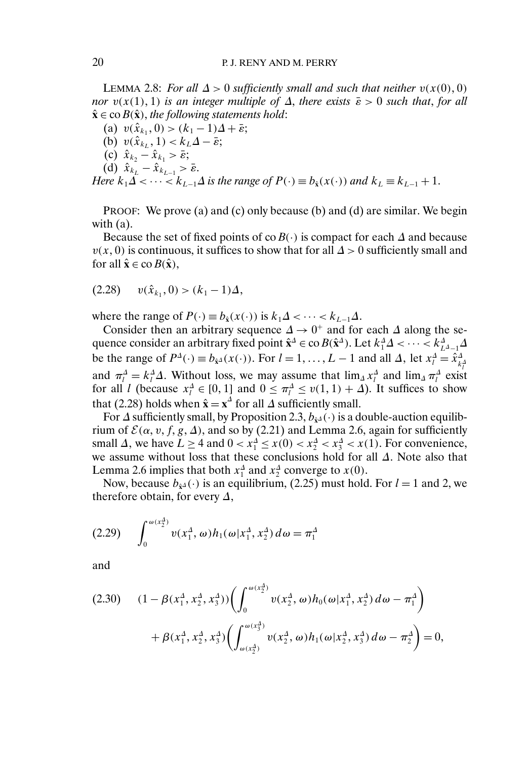LEMMA 2.8: *For all $\Delta > 0$ sufficiently small and such that neither $v(x(0), 0)$ nor $v(x(1), 1)$ is an integer multiple of $\Delta$, there exists $\bar{\varepsilon} > 0$ such that, for all $\hat{\mathbf{x}} \in \operatorname{co} B(\hat{\mathbf{x}})$, the following statements hold*:

(a) $v(\hat{x}_{k_1}, 0) > (k_1 - 1)\Delta + \bar{\varepsilon}$;

(b) $v(\hat{x}_{k_L}, 1) < k_L \Delta - \bar{\varepsilon}$;

(c) $\hat{x}_{k_2} - \hat{x}_{k_1} > \bar{\varepsilon}$;

(d) $\hat{x}_{k_L} - \hat{x}_{k_{L-1}} > \bar{\varepsilon}$.

*Here $k_1\Delta < \cdots < k_{L-1}\Delta$ is the range of $P(\cdot) \equiv b_{\hat{\mathbf{x}}}(x(\cdot))$ and $k_L \equiv k_{L-1} + 1$.*

PROOF: We prove (a) and (c) only because (b) and (d) are similar. We begin with (a).

Because the set of fixed points of $\operatorname{co} B(\cdot)$ is compact for each $\Delta$ and because $v(x, 0)$ is continuous, it suffices to show that for all $\Delta > 0$ sufficiently small and for all $\hat{\mathbf{x}} \in \operatorname{co} B(\hat{\mathbf{x}})$,

$$
v(\hat{x}_{k_1}, 0) > (k_1 - 1)\Delta, \tag{2.28}
$$

where the range of $P(\cdot) \equiv b_{\hat{\mathbf{x}}}(x(\cdot))$ is $k_1\Delta < \cdots < k_{L-1}\Delta$.

Consider then an arbitrary sequence $\Delta \to 0^+$ and for each $\Delta$ along the sequence consider an arbitrary fixed point $\hat{\mathbf{x}}^\Delta \in \operatorname{co} B(\hat{\mathbf{x}}^\Delta)$. Let $k_1^\Delta \Delta < \cdots < k_{L^\Delta - 1}^\Delta \Delta$ be the range of $P^\Delta(\cdot) \equiv b_{\hat{\mathbf{x}}^\Delta}(x(\cdot))$. For $l = 1, \ldots, L-1$ and all $\Delta$, let $x_l^\Delta = \hat{x}_{k_l^\Delta}^\Delta$ and $\pi_l^\Delta = k_l^\Delta \Delta$. Without loss, we may assume that $\lim_\Delta x_l^\Delta$ and $\lim_\Delta \pi_l^\Delta$ exist for all $l$ (because $x_l^\Delta \in [0, 1]$ and $0 \le \pi_l^\Delta \le v(1, 1) + \Delta$). It suffices to show that (2.28) holds when $\hat{\mathbf{x}} = \mathbf{x}^\Delta$ for all $\Delta$ sufficiently small.

For $\Delta$ sufficiently small, by Proposition 2.3, $b_{\hat{\mathbf{x}}^\Delta}(\cdot)$ is a double-auction equilibrium of $\mathcal{E}(\alpha, v, f, g, \Delta)$, and so by (2.21) and Lemma 2.6, again for sufficiently small $\Delta$, we have $L \ge 4$ and $0 < x_1^\Delta \le x(0) < x_2^\Delta < x_3^\Delta < x(1)$. For convenience, we assume without loss that these conclusions hold for all $\Delta$. Note also that Lemma 2.6 implies that both $x_1^\Delta$ and $x_2^\Delta$ converge to $x(0)$.

Now, because $b_{\hat{\mathbf{x}}^\Delta}(\cdot)$ is an equilibrium, (2.25) must hold. For $l = 1$ and 2, we therefore obtain, for every $\Delta$,

$$
\int_0^{\omega(x_2^\Delta)} v(x_1^\Delta, \omega) h_1(\omega | x_1^\Delta, x_2^\Delta)\, d\omega = \pi_1^\Delta \tag{2.29}
$$

and

$$
\begin{aligned}
&(1 - \beta(x_1^\Delta, x_2^\Delta, x_3^\Delta))\left(\int_0^{\omega(x_2^\Delta)} v(x_2^\Delta, \omega) h_0(\omega | x_1^\Delta, x_2^\Delta)\, d\omega - \pi_1^\Delta\right) \\
&\quad + \beta(x_1^\Delta, x_2^\Delta, x_3^\Delta)\left(\int_{\omega(x_2^\Delta)}^{\omega(x_3^\Delta)} v(x_2^\Delta, \omega) h_1(\omega | x_2^\Delta, x_3^\Delta)\, d\omega - \pi_2^\Delta\right) = 0,
\end{aligned} \tag{2.30}
$$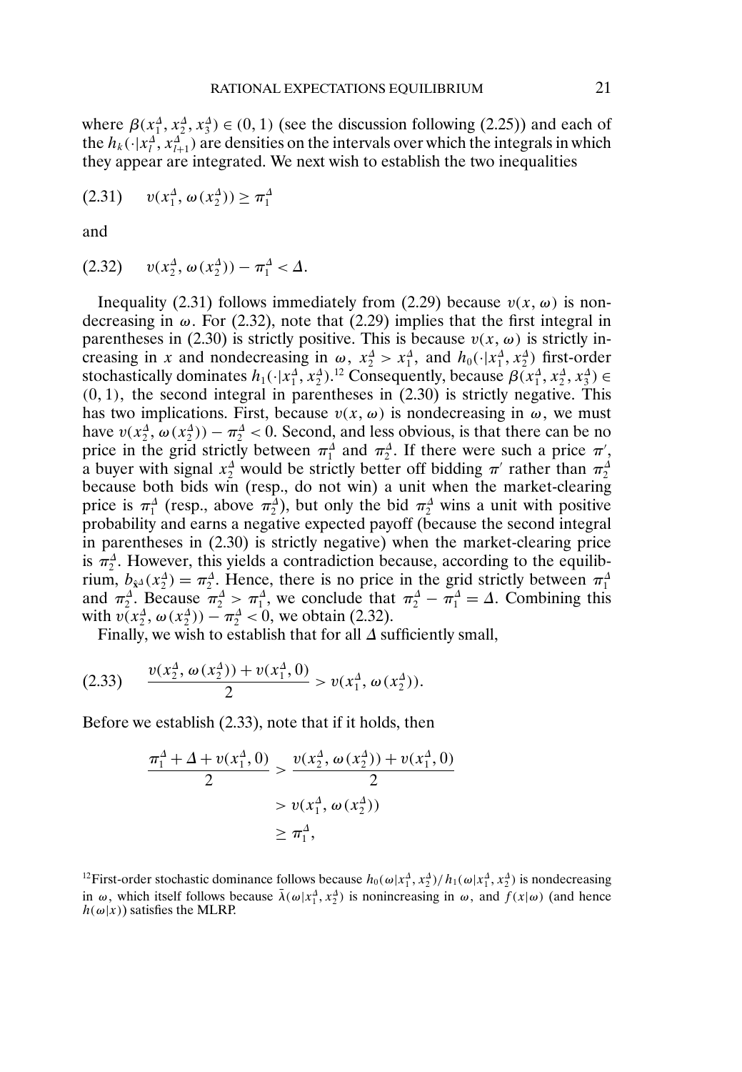where $\beta(x_1^\Delta, x_2^\Delta, x_3^\Delta) \in (0,1)$ (see the discussion following (2.25)) and each of the $h_k(\cdot|x_l^\Delta, x_{l+1}^\Delta)$ are densities on the intervals over which the integrals in which they appear are integrated. We next wish to establish the two inequalities

$$(2.31) \quad v(x_1^\Delta, \omega(x_2^\Delta)) \geq \pi_1^\Delta$$

and

$$(2.32) \quad v(x_2^\Delta, \omega(x_2^\Delta)) - \pi_1^\Delta < \Delta.$$

Inequality (2.31) follows immediately from (2.29) because $v(x,\omega)$ is nondecreasing in $\omega$. For (2.32), note that (2.29) implies that the first integral in parentheses in (2.30) is strictly positive. This is because $v(x,\omega)$ is strictly increasing in $x$ and nondecreasing in $\omega$, $x_2^\Delta > x_1^\Delta$, and $h_0(\cdot|x_1^\Delta, x_2^\Delta)$ first-order stochastically dominates $h_1(\cdot|x_1^\Delta, x_2^\Delta)$.[12] Consequently, because $\beta(x_1^\Delta, x_2^\Delta, x_3^\Delta) \in (0,1)$, the second integral in parentheses in (2.30) is strictly negative. This has two implications. First, because $v(x,\omega)$ is nondecreasing in $\omega$, we must have $v(x_2^\Delta, \omega(x_2^\Delta)) - \pi_2^\Delta < 0$. Second, and less obvious, is that there can be no price in the grid strictly between $\pi_1^\Delta$ and $\pi_2^\Delta$. If there were such a price $\pi'$, a buyer with signal $x_2^\Delta$ would be strictly better off bidding $\pi'$ rather than $\pi_2^\Delta$ because both bids win (resp., do not win) a unit when the market-clearing price is $\pi_1^\Delta$ (resp., above $\pi_2^\Delta$), but only the bid $\pi_2^\Delta$ wins a unit with positive probability and earns a negative expected payoff (because the second integral in parentheses in (2.30) is strictly negative) when the market-clearing price is $\pi_2^\Delta$. However, this yields a contradiction because, according to the equilibrium, $b_{\tilde{x}^\Delta}(x_2^\Delta) = \pi_2^\Delta$. Hence, there is no price in the grid strictly between $\pi_1^\Delta$ and $\pi_2^\Delta$. Because $\pi_2^\Delta > \pi_1^\Delta$, we conclude that $\pi_2^\Delta - \pi_1^\Delta = \Delta$. Combining this with $v(x_2^\Delta, \omega(x_2^\Delta)) - \pi_2^\Delta < 0$, we obtain (2.32).

Finally, we wish to establish that for all $\Delta$ sufficiently small,

$$(2.33) \quad \frac{v(x_2^\Delta, \omega(x_2^\Delta)) + v(x_1^\Delta, 0)}{2} > v(x_1^\Delta, \omega(x_2^\Delta)).$$

Before we establish (2.33), note that if it holds, then

$$\begin{aligned}
\frac{\pi_1^\Delta + \Delta + v(x_1^\Delta, 0)}{2} &> \frac{v(x_2^\Delta, \omega(x_2^\Delta)) + v(x_1^\Delta, 0)}{2} \\
&> v(x_1^\Delta, \omega(x_2^\Delta)) \\
&\geq \pi_1^\Delta,
\end{aligned}$$

[12] First-order stochastic dominance follows because $h_0(\omega|x_1^\Delta, x_2^\Delta)/h_1(\omega|x_1^\Delta, x_2^\Delta)$ is nondecreasing in $\omega$, which itself follows because $\bar{\lambda}(\omega|x_1^\Delta, x_2^\Delta)$ is nonincreasing in $\omega$, and $f(x|\omega)$ (and hence $h(\omega|x)$) satisfies the MLRP.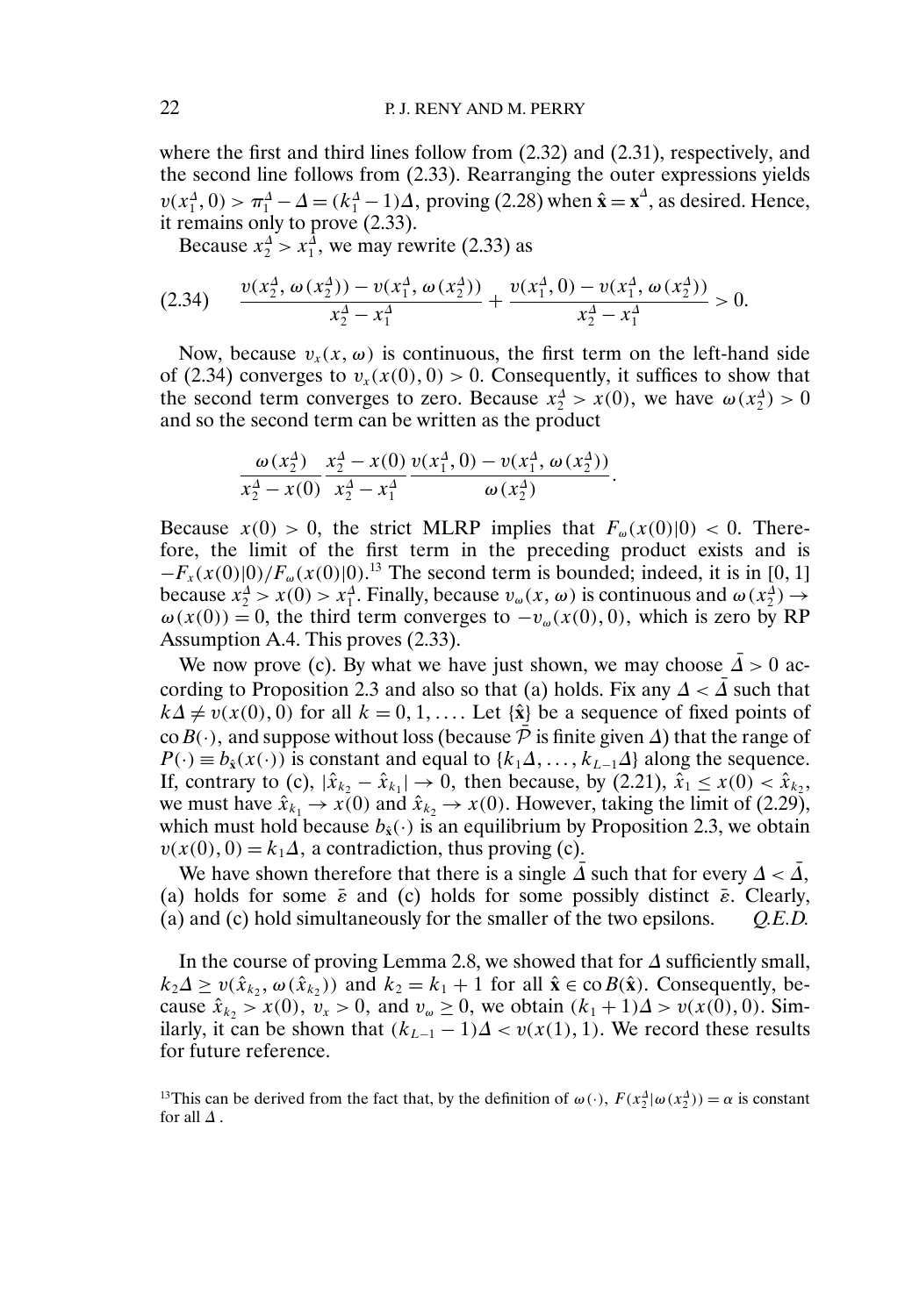where the first and third lines follow from (2.32) and (2.31), respectively, and the second line follows from (2.33). Rearranging the outer expressions yields $v(x_1^\Delta, 0) > \pi_1^\Delta - \Delta = (k_1^\Delta - 1)\Delta$, proving (2.28) when $\hat{\mathbf{x}} = \mathbf{x}^\Delta$, as desired. Hence, it remains only to prove (2.33).

Because $x_2^\Delta > x_1^\Delta$, we may rewrite (2.33) as

$$\frac{v(x_2^\Delta, \omega(x_2^\Delta)) - v(x_1^\Delta, \omega(x_2^\Delta))}{x_2^\Delta - x_1^\Delta} + \frac{v(x_1^\Delta, 0) - v(x_1^\Delta, \omega(x_2^\Delta))}{x_2^\Delta - x_1^\Delta} > 0. \tag{2.34}$$

Now, because $v_x(x, \omega)$ is continuous, the first term on the left-hand side of (2.34) converges to $v_x(x(0), 0) > 0$. Consequently, it suffices to show that the second term converges to zero. Because $x_2^\Delta > x(0)$, we have $\omega(x_2^\Delta) > 0$ and so the second term can be written as the product

$$\frac{\omega(x_2^\Delta)}{x_2^\Delta - x(0)} \frac{x_2^\Delta - x(0)}{x_2^\Delta - x_1^\Delta} \frac{v(x_1^\Delta, 0) - v(x_1^\Delta, \omega(x_2^\Delta))}{\omega(x_2^\Delta)}.$$

Because $x(0) > 0$, the strict MLRP implies that $F_\omega(x(0)|0) < 0$. Therefore, the limit of the first term in the preceding product exists and is $-F_x(x(0)|0)/F_\omega(x(0)|0)$.[13] The second term is bounded; indeed, it is in $[0, 1]$ because $x_2^\Delta > x(0) > x_1^\Delta$. Finally, because $v_\omega(x, \omega)$ is continuous and $\omega(x_2^\Delta) \to \omega(x(0)) = 0$, the third term converges to $-v_\omega(x(0), 0)$, which is zero by RP Assumption A.4. This proves (2.33).

We now prove (c). By what we have just shown, we may choose $\bar{\Delta} > 0$ according to Proposition 2.3 and also so that (a) holds. Fix any $\Delta < \bar{\Delta}$ such that $k\Delta \neq v(x(0), 0)$ for all $k = 0, 1, \ldots$. Let $\{\hat{\mathbf{x}}\}$ be a sequence of fixed points of $\operatorname{co} B(\cdot)$, and suppose without loss (because $\bar{\mathcal{P}}$ is finite given $\Delta$) that the range of $P(\cdot) \equiv b_{\hat{\mathbf{x}}}(x(\cdot))$ is constant and equal to $\{k_1\Delta, \ldots, k_{L-1}\Delta\}$ along the sequence. If, contrary to (c), $|\hat{x}_{k_2} - \hat{x}_{k_1}| \to 0$, then because, by (2.21), $\hat{x}_1 \leq x(0) < \hat{x}_{k_2}$, we must have $\hat{x}_{k_1} \to x(0)$ and $\hat{x}_{k_2} \to x(0)$. However, taking the limit of (2.29), which must hold because $b_{\hat{\mathbf{x}}}(\cdot)$ is an equilibrium by Proposition 2.3, we obtain $v(x(0), 0) = k_1\Delta$, a contradiction, thus proving (c).

We have shown therefore that there is a single $\bar{\Delta}$ such that for every $\Delta < \bar{\Delta}$, (a) holds for some $\bar{\varepsilon}$ and (c) holds for some possibly distinct $\bar{\varepsilon}$. Clearly, (a) and (c) hold simultaneously for the smaller of the two epsilons. *Q.E.D.*

In the course of proving Lemma 2.8, we showed that for $\Delta$ sufficiently small, $k_2\Delta \geq v(\hat{x}_{k_2}, \omega(\hat{x}_{k_2}))$ and $k_2 = k_1 + 1$ for all $\hat{\mathbf{x}} \in \operatorname{co} B(\hat{\mathbf{x}})$. Consequently, because $\hat{x}_{k_2} > x(0)$, $v_x > 0$, and $v_\omega \geq 0$, we obtain $(k_1 + 1)\Delta > v(x(0), 0)$. Similarly, it can be shown that $(k_{L-1} - 1)\Delta < v(x(1), 1)$. We record these results for future reference.

[13] This can be derived from the fact that, by the definition of $\omega(\cdot)$, $F(x_2^\Delta|\omega(x_2^\Delta)) = \alpha$ is constant for all $\Delta$.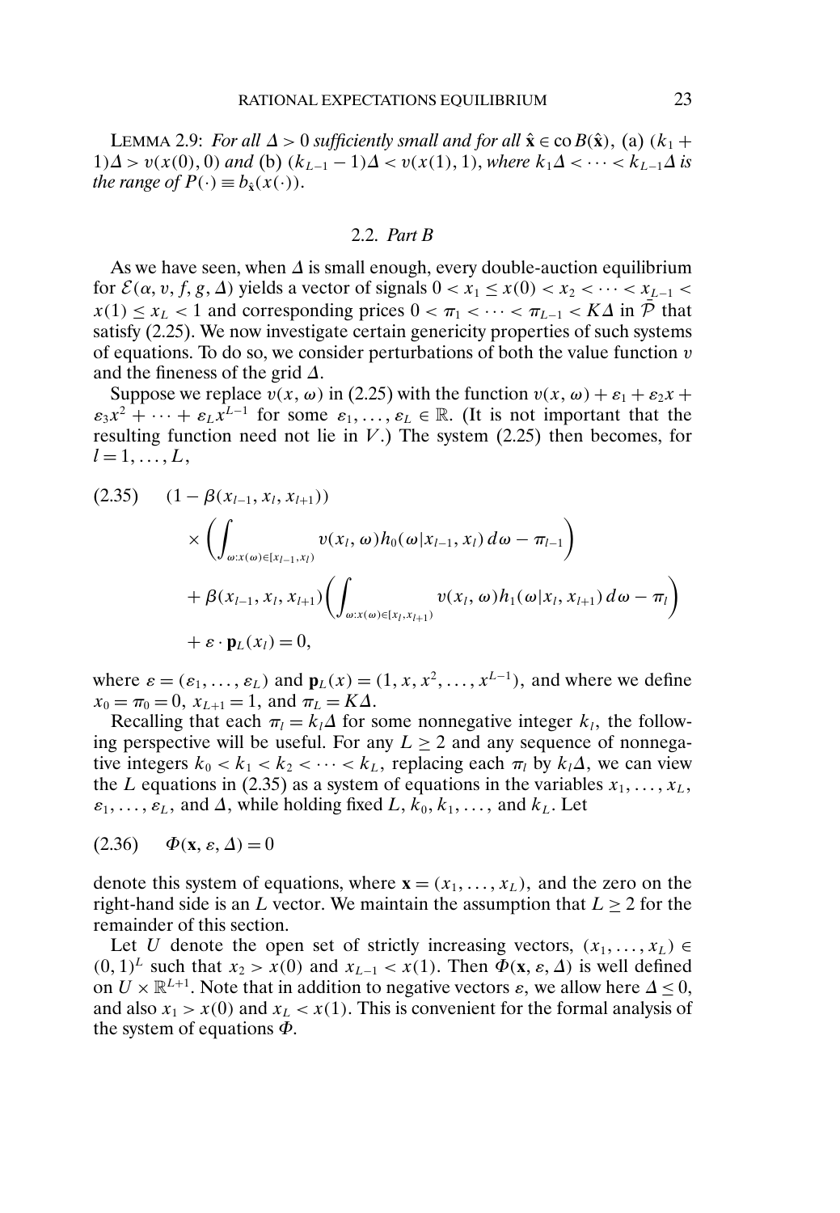LEMMA 2.9: *For all* $\Delta > 0$ *sufficiently small and for all* $\hat{\mathbf{x}} \in \operatorname{co} B(\hat{\mathbf{x}})$, (a) $(k_1 + 1)\Delta > v(x(0), 0)$ *and* (b) $(k_{L-1} - 1)\Delta < v(x(1), 1)$, *where* $k_1\Delta < \cdots < k_{L-1}\Delta$ *is the range of* $P(\cdot) \equiv b_{\hat{\mathbf{x}}}(x(\cdot))$.

## 2.2. *Part B*

As we have seen, when $\Delta$ is small enough, every double-auction equilibrium for $\mathcal{E}(\alpha, v, f, g, \Delta)$ yields a vector of signals $0 < x_1 \leq x(0) < x_2 < \cdots < x_{L-1} < x(1) \leq x_L < 1$ and corresponding prices $0 < \pi_1 < \cdots < \pi_{L-1} < K\Delta$ in $\bar{\mathcal{P}}$ that satisfy (2.25). We now investigate certain genericity properties of such systems of equations. To do so, we consider perturbations of both the value function $v$ and the fineness of the grid $\Delta$.

Suppose we replace $v(x, \omega)$ in (2.25) with the function $v(x, \omega) + \varepsilon_1 + \varepsilon_2 x + \varepsilon_3 x^2 + \cdots + \varepsilon_L x^{L-1}$ for some $\varepsilon_1, \ldots, \varepsilon_L \in \mathbb{R}$. (It is not important that the resulting function need not lie in $V$.) The system (2.25) then becomes, for $l = 1, \ldots, L$,

$$
\begin{aligned}
(2.35) \qquad & (1 - \beta(x_{l-1}, x_l, x_{l+1})) \\
& \quad \times \left( \int_{\omega : x(\omega) \in [x_{l-1}, x_l)} v(x_l, \omega) h_0(\omega | x_{l-1}, x_l) \, d\omega - \pi_{l-1} \right) \\
& \quad + \beta(x_{l-1}, x_l, x_{l+1}) \left( \int_{\omega : x(\omega) \in [x_l, x_{l+1})} v(x_l, \omega) h_1(\omega | x_l, x_{l+1}) \, d\omega - \pi_l \right) \\
& \quad + \varepsilon \cdot \mathbf{p}_L(x_l) = 0,
\end{aligned}
$$

where $\varepsilon = (\varepsilon_1, \ldots, \varepsilon_L)$ and $\mathbf{p}_L(x) = (1, x, x^2, \ldots, x^{L-1})$, and where we define $x_0 = \pi_0 = 0$, $x_{L+1} = 1$, and $\pi_L = K\Delta$.

Recalling that each $\pi_l = k_l \Delta$ for some nonnegative integer $k_l$, the following perspective will be useful. For any $L \geq 2$ and any sequence of nonnegative integers $k_0 < k_1 < k_2 < \cdots < k_L$, replacing each $\pi_l$ by $k_l \Delta$, we can view the $L$ equations in (2.35) as a system of equations in the variables $x_1, \ldots, x_L$, $\varepsilon_1, \ldots, \varepsilon_L$, and $\Delta$, while holding fixed $L, k_0, k_1, \ldots$, and $k_L$. Let

$$
(2.36) \qquad \Phi(\mathbf{x}, \varepsilon, \Delta) = 0
$$

denote this system of equations, where $\mathbf{x} = (x_1, \ldots, x_L)$, and the zero on the right-hand side is an $L$ vector. We maintain the assumption that $L \geq 2$ for the remainder of this section.

Let $U$ denote the open set of strictly increasing vectors, $(x_1, \ldots, x_L) \in (0, 1)^L$ such that $x_2 > x(0)$ and $x_{L-1} < x(1)$. Then $\Phi(\mathbf{x}, \varepsilon, \Delta)$ is well defined on $U \times \mathbb{R}^{L+1}$. Note that in addition to negative vectors $\varepsilon$, we allow here $\Delta \leq 0$, and also $x_1 > x(0)$ and $x_L < x(1)$. This is convenient for the formal analysis of the system of equations $\Phi$.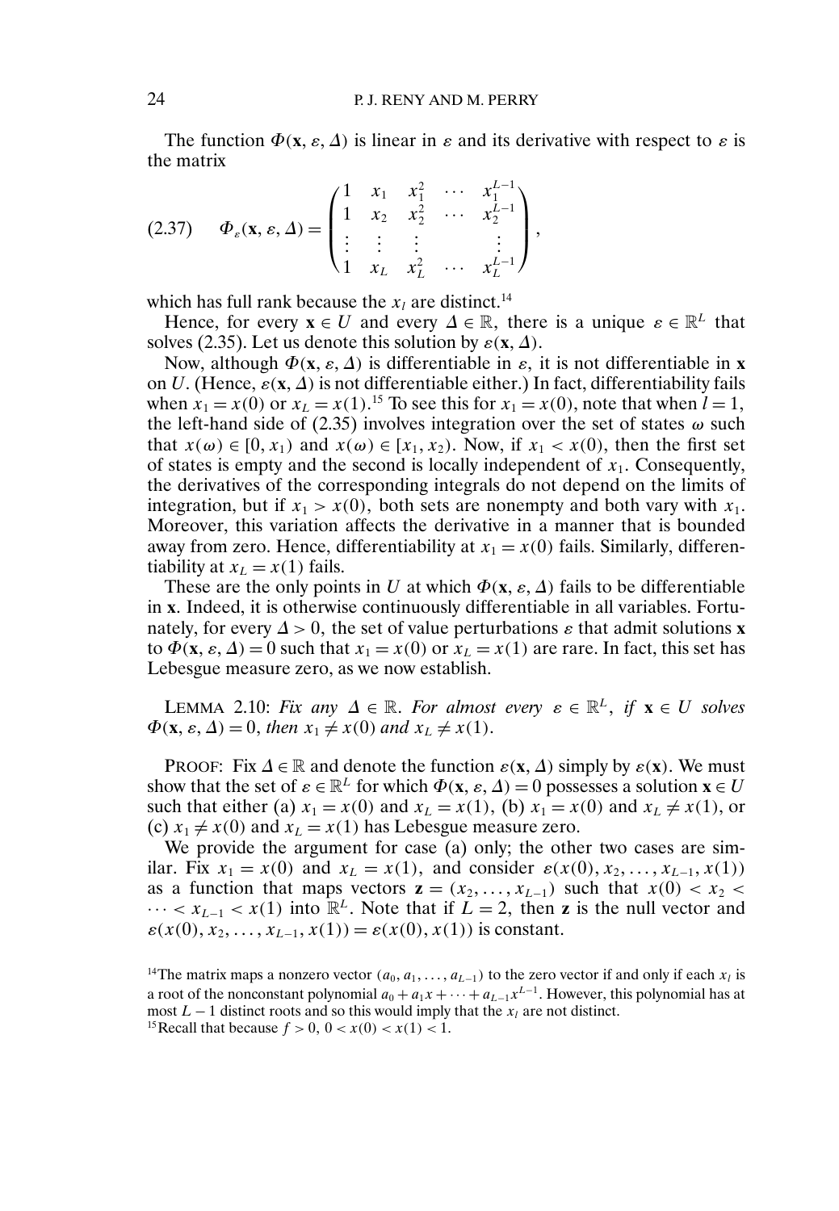The function $\Phi(\mathbf{x}, \varepsilon, \Delta)$ is linear in $\varepsilon$ and its derivative with respect to $\varepsilon$ is the matrix

$$\text{(2.37)} \qquad \Phi_\varepsilon(\mathbf{x}, \varepsilon, \Delta) = \begin{pmatrix} 1 & x_1 & x_1^2 & \cdots & x_1^{L-1} \\ 1 & x_2 & x_2^2 & \cdots & x_2^{L-1} \\ \vdots & \vdots & \vdots & & \vdots \\ 1 & x_L & x_L^2 & \cdots & x_L^{L-1} \end{pmatrix},$$

which has full rank because the $x_l$ are distinct.[14]

Hence, for every $\mathbf{x} \in U$ and every $\Delta \in \mathbb{R}$, there is a unique $\varepsilon \in \mathbb{R}^L$ that solves (2.35). Let us denote this solution by $\varepsilon(\mathbf{x}, \Delta)$.

Now, although $\Phi(\mathbf{x}, \varepsilon, \Delta)$ is differentiable in $\varepsilon$, it is not differentiable in $\mathbf{x}$ on $U$. (Hence, $\varepsilon(\mathbf{x}, \Delta)$ is not differentiable either.) In fact, differentiability fails when $x_1 = x(0)$ or $x_L = x(1)$.[15] To see this for $x_1 = x(0)$, note that when $l = 1$, the left-hand side of (2.35) involves integration over the set of states $\omega$ such that $x(\omega) \in [0, x_1)$ and $x(\omega) \in [x_1, x_2)$. Now, if $x_1 < x(0)$, then the first set of states is empty and the second is locally independent of $x_1$. Consequently, the derivatives of the corresponding integrals do not depend on the limits of integration, but if $x_1 > x(0)$, both sets are nonempty and both vary with $x_1$. Moreover, this variation affects the derivative in a manner that is bounded away from zero. Hence, differentiability at $x_1 = x(0)$ fails. Similarly, differentiability at $x_L = x(1)$ fails.

These are the only points in $U$ at which $\Phi(\mathbf{x}, \varepsilon, \Delta)$ fails to be differentiable in $\mathbf{x}$. Indeed, it is otherwise continuously differentiable in all variables. Fortunately, for every $\Delta > 0$, the set of value perturbations $\varepsilon$ that admit solutions $\mathbf{x}$ to $\Phi(\mathbf{x}, \varepsilon, \Delta) = 0$ such that $x_1 = x(0)$ or $x_L = x(1)$ are rare. In fact, this set has Lebesgue measure zero, as we now establish.

LEMMA 2.10: *Fix any $\Delta \in \mathbb{R}$. For almost every $\varepsilon \in \mathbb{R}^L$, if $\mathbf{x} \in U$ solves $\Phi(\mathbf{x}, \varepsilon, \Delta) = 0$, then $x_1 \neq x(0)$ and $x_L \neq x(1)$.*

PROOF: Fix $\Delta \in \mathbb{R}$ and denote the function $\varepsilon(\mathbf{x}, \Delta)$ simply by $\varepsilon(\mathbf{x})$. We must show that the set of $\varepsilon \in \mathbb{R}^L$ for which $\Phi(\mathbf{x}, \varepsilon, \Delta) = 0$ possesses a solution $\mathbf{x} \in U$ such that either (a) $x_1 = x(0)$ and $x_L = x(1)$, (b) $x_1 = x(0)$ and $x_L \neq x(1)$, or (c) $x_1 \neq x(0)$ and $x_L = x(1)$ has Lebesgue measure zero.

We provide the argument for case (a) only; the other two cases are similar. Fix $x_1 = x(0)$ and $x_L = x(1)$, and consider $\varepsilon(x(0), x_2, \ldots, x_{L-1}, x(1))$ as a function that maps vectors $\mathbf{z} = (x_2, \ldots, x_{L-1})$ such that $x(0) < x_2 < \cdots < x_{L-1} < x(1)$ into $\mathbb{R}^L$. Note that if $L = 2$, then $\mathbf{z}$ is the null vector and $\varepsilon(x(0), x_2, \ldots, x_{L-1}, x(1)) = \varepsilon(x(0), x(1))$ is constant.

[14]The matrix maps a nonzero vector $(a_0, a_1, \ldots, a_{L-1})$ to the zero vector if and only if each $x_l$ is a root of the nonconstant polynomial $a_0 + a_1 x + \cdots + a_{L-1} x^{L-1}$. However, this polynomial has at most $L - 1$ distinct roots and so this would imply that the $x_l$ are not distinct.

[15]Recall that because $f > 0$, $0 < x(0) < x(1) < 1$.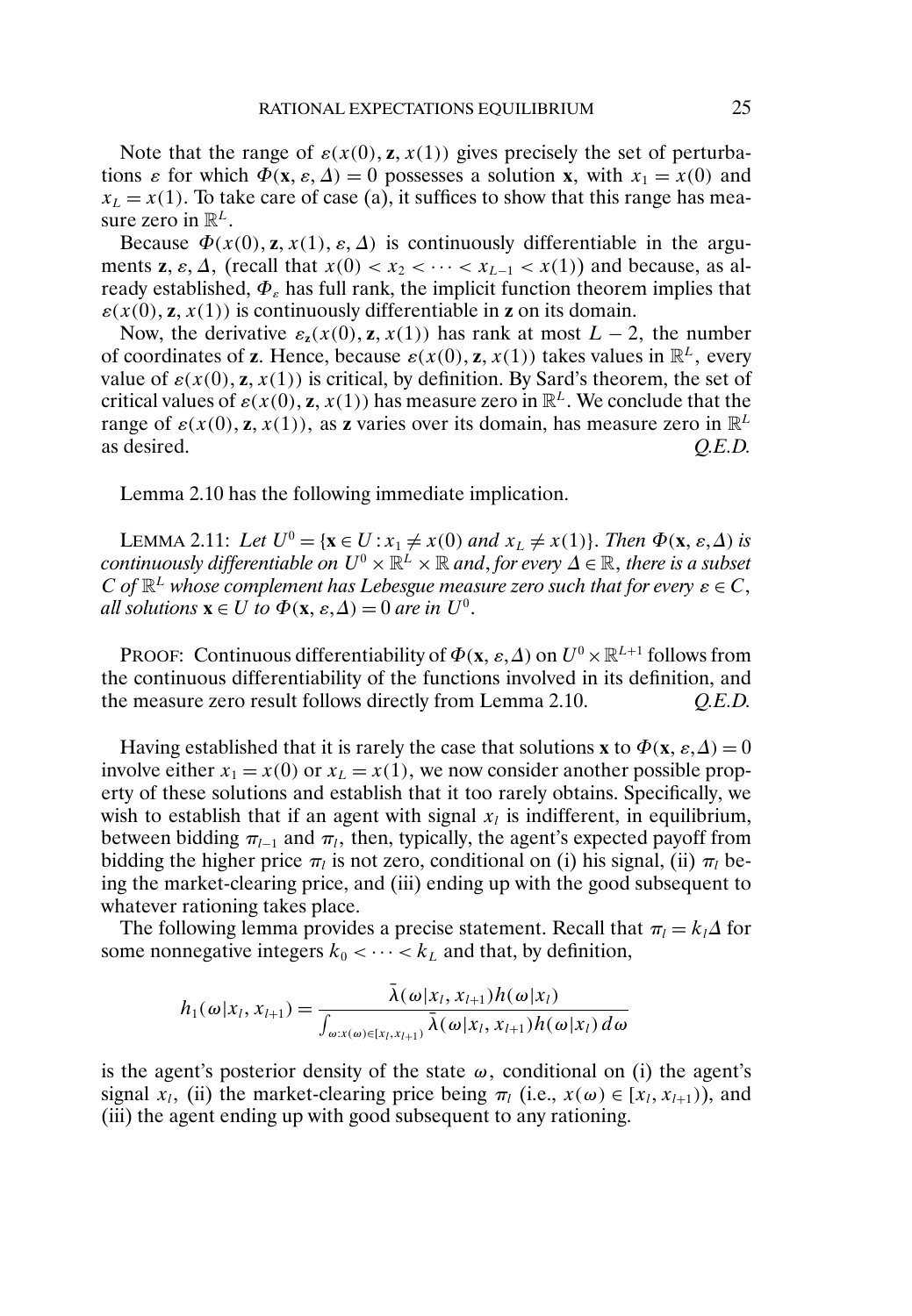Note that the range of $\varepsilon(x(0), \mathbf{z}, x(1))$ gives precisely the set of perturbations $\varepsilon$ for which $\Phi(\mathbf{x}, \varepsilon, \Delta) = 0$ possesses a solution $\mathbf{x}$, with $x_1 = x(0)$ and $x_L = x(1)$. To take care of case (a), it suffices to show that this range has measure zero in $\mathbb{R}^L$.

Because $\Phi(x(0), \mathbf{z}, x(1), \varepsilon, \Delta)$ is continuously differentiable in the arguments $\mathbf{z}, \varepsilon, \Delta$, (recall that $x(0) < x_2 < \cdots < x_{L-1} < x(1)$) and because, as already established, $\Phi_\varepsilon$ has full rank, the implicit function theorem implies that $\varepsilon(x(0), \mathbf{z}, x(1))$ is continuously differentiable in $\mathbf{z}$ on its domain.

Now, the derivative $\varepsilon_{\mathbf{z}}(x(0), \mathbf{z}, x(1))$ has rank at most $L - 2$, the number of coordinates of $\mathbf{z}$. Hence, because $\varepsilon(x(0), \mathbf{z}, x(1))$ takes values in $\mathbb{R}^L$, every value of $\varepsilon(x(0), \mathbf{z}, x(1))$ is critical, by definition. By Sard's theorem, the set of critical values of $\varepsilon(x(0), \mathbf{z}, x(1))$ has measure zero in $\mathbb{R}^L$. We conclude that the range of $\varepsilon(x(0), \mathbf{z}, x(1))$, as $\mathbf{z}$ varies over its domain, has measure zero in $\mathbb{R}^L$ as desired. *Q.E.D.*

Lemma 2.10 has the following immediate implication.

LEMMA 2.11: *Let $U^0 = \{\mathbf{x} \in U : x_1 \neq x(0)$ and $x_L \neq x(1)\}$. Then $\Phi(\mathbf{x}, \varepsilon, \Delta)$ is continuously differentiable on $U^0 \times \mathbb{R}^L \times \mathbb{R}$ and, for every $\Delta \in \mathbb{R}$, there is a subset $C$ of $\mathbb{R}^L$ whose complement has Lebesgue measure zero such that for every $\varepsilon \in C$, all solutions $\mathbf{x} \in U$ to $\Phi(\mathbf{x}, \varepsilon, \Delta) = 0$ are in $U^0$.*

PROOF: Continuous differentiability of $\Phi(\mathbf{x}, \varepsilon, \Delta)$ on $U^0 \times \mathbb{R}^{L+1}$ follows from the continuous differentiability of the functions involved in its definition, and the measure zero result follows directly from Lemma 2.10. *Q.E.D.*

Having established that it is rarely the case that solutions $\mathbf{x}$ to $\Phi(\mathbf{x}, \varepsilon, \Delta) = 0$ involve either $x_1 = x(0)$ or $x_L = x(1)$, we now consider another possible property of these solutions and establish that it too rarely obtains. Specifically, we wish to establish that if an agent with signal $x_l$ is indifferent, in equilibrium, between bidding $\pi_{l-1}$ and $\pi_l$, then, typically, the agent's expected payoff from bidding the higher price $\pi_l$ is not zero, conditional on (i) his signal, (ii) $\pi_l$ being the market-clearing price, and (iii) ending up with the good subsequent to whatever rationing takes place.

The following lemma provides a precise statement. Recall that $\pi_l = k_l \Delta$ for some nonnegative integers $k_0 < \cdots < k_L$ and that, by definition,

$$h_1(\omega | x_l, x_{l+1}) = \frac{\bar{\lambda}(\omega | x_l, x_{l+1}) h(\omega | x_l)}{\int_{\omega : x(\omega) \in [x_l, x_{l+1})} \bar{\lambda}(\omega | x_l, x_{l+1}) h(\omega | x_l) \, d\omega}$$

is the agent's posterior density of the state $\omega$, conditional on (i) the agent's signal $x_l$, (ii) the market-clearing price being $\pi_l$ (i.e., $x(\omega) \in [x_l, x_{l+1})$), and (iii) the agent ending up with good subsequent to any rationing.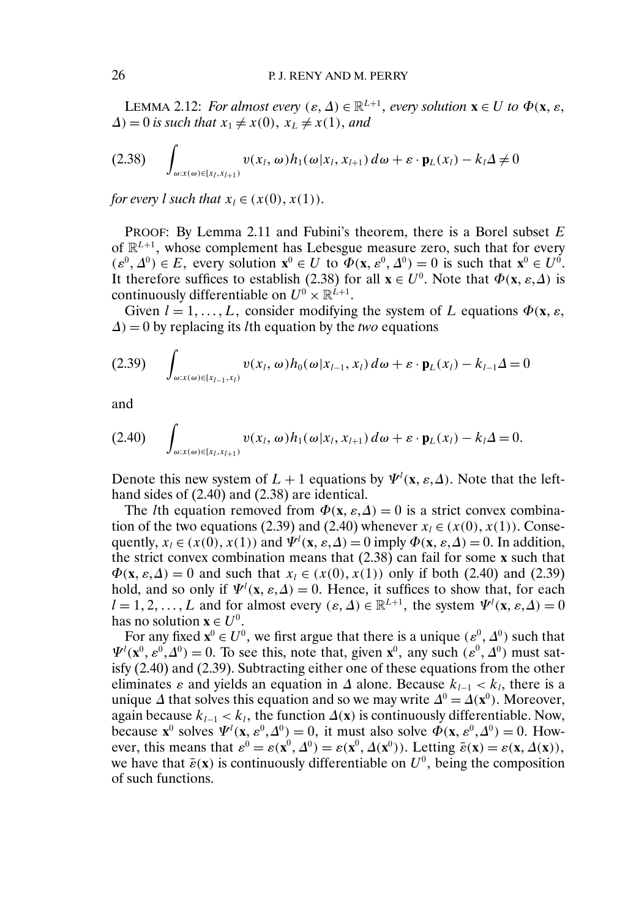LEMMA 2.12: *For almost every* $(\varepsilon, \Delta) \in \mathbb{R}^{L+1}$, *every solution* $\mathbf{x} \in U$ *to* $\Phi(\mathbf{x}, \varepsilon, \Delta) = 0$ *is such that* $x_1 \neq x(0)$, $x_L \neq x(1)$, *and*

$$\int_{\omega: x(\omega) \in [x_l, x_{l+1})} v(x_l, \omega) h_1(\omega | x_l, x_{l+1})\, d\omega + \varepsilon \cdot \mathbf{p}_L(x_l) - k_l \Delta \neq 0 \tag{2.38}$$

*for every* $l$ *such that* $x_l \in (x(0), x(1))$.

PROOF: By Lemma 2.11 and Fubini's theorem, there is a Borel subset $E$ of $\mathbb{R}^{L+1}$, whose complement has Lebesgue measure zero, such that for every $(\varepsilon^0, \Delta^0) \in E$, every solution $\mathbf{x}^0 \in U$ to $\Phi(\mathbf{x}, \varepsilon^0, \Delta^0) = 0$ is such that $\mathbf{x}^0 \in U^0$. It therefore suffices to establish (2.38) for all $\mathbf{x} \in U^0$. Note that $\Phi(\mathbf{x}, \varepsilon, \Delta)$ is continuously differentiable on $U^0 \times \mathbb{R}^{L+1}$.

Given $l = 1, \ldots, L$, consider modifying the system of $L$ equations $\Phi(\mathbf{x}, \varepsilon, \Delta) = 0$ by replacing its $l$th equation by the *two* equations

$$\int_{\omega: x(\omega) \in [x_{l-1}, x_l)} v(x_l, \omega) h_0(\omega | x_{l-1}, x_l)\, d\omega + \varepsilon \cdot \mathbf{p}_L(x_l) - k_{l-1} \Delta = 0 \tag{2.39}$$

and

$$\int_{\omega: x(\omega) \in [x_l, x_{l+1})} v(x_l, \omega) h_1(\omega | x_l, x_{l+1})\, d\omega + \varepsilon \cdot \mathbf{p}_L(x_l) - k_l \Delta = 0. \tag{2.40}$$

Denote this new system of $L + 1$ equations by $\Psi^l(\mathbf{x}, \varepsilon, \Delta)$. Note that the left-hand sides of (2.40) and (2.38) are identical.

The $l$th equation removed from $\Phi(\mathbf{x}, \varepsilon, \Delta) = 0$ is a strict convex combination of the two equations (2.39) and (2.40) whenever $x_l \in (x(0), x(1))$. Consequently, $x_l \in (x(0), x(1))$ and $\Psi^l(\mathbf{x}, \varepsilon, \Delta) = 0$ imply $\Phi(\mathbf{x}, \varepsilon, \Delta) = 0$. In addition, the strict convex combination means that (2.38) can fail for some $\mathbf{x}$ such that $\Phi(\mathbf{x}, \varepsilon, \Delta) = 0$ and such that $x_l \in (x(0), x(1))$ only if both (2.40) and (2.39) hold, and so only if $\Psi^l(\mathbf{x}, \varepsilon, \Delta) = 0$. Hence, it suffices to show that, for each $l = 1, 2, \ldots, L$ and for almost every $(\varepsilon, \Delta) \in \mathbb{R}^{L+1}$, the system $\Psi^l(\mathbf{x}, \varepsilon, \Delta) = 0$ has no solution $\mathbf{x} \in U^0$.

For any fixed $\mathbf{x}^0 \in U^0$, we first argue that there is a unique $(\varepsilon^0, \Delta^0)$ such that $\Psi^l(\mathbf{x}^0, \varepsilon^0, \Delta^0) = 0$. To see this, note that, given $\mathbf{x}^0$, any such $(\varepsilon^0, \Delta^0)$ must satisfy (2.40) and (2.39). Subtracting either one of these equations from the other eliminates $\varepsilon$ and yields an equation in $\Delta$ alone. Because $k_{l-1} < k_l$, there is a unique $\Delta$ that solves this equation and so we may write $\Delta^0 = \Delta(\mathbf{x}^0)$. Moreover, again because $k_{l-1} < k_l$, the function $\Delta(\mathbf{x})$ is continuously differentiable. Now, because $\mathbf{x}^0$ solves $\Psi^l(\mathbf{x}, \varepsilon^0, \Delta^0) = 0$, it must also solve $\Phi(\mathbf{x}, \varepsilon^0, \Delta^0) = 0$. However, this means that $\varepsilon^0 = \varepsilon(\mathbf{x}^0, \Delta^0) = \varepsilon(\mathbf{x}^0, \Delta(\mathbf{x}^0))$. Letting $\bar{\varepsilon}(\mathbf{x}) = \varepsilon(\mathbf{x}, \Delta(\mathbf{x}))$, we have that $\bar{\varepsilon}(\mathbf{x})$ is continuously differentiable on $U^0$, being the composition of such functions.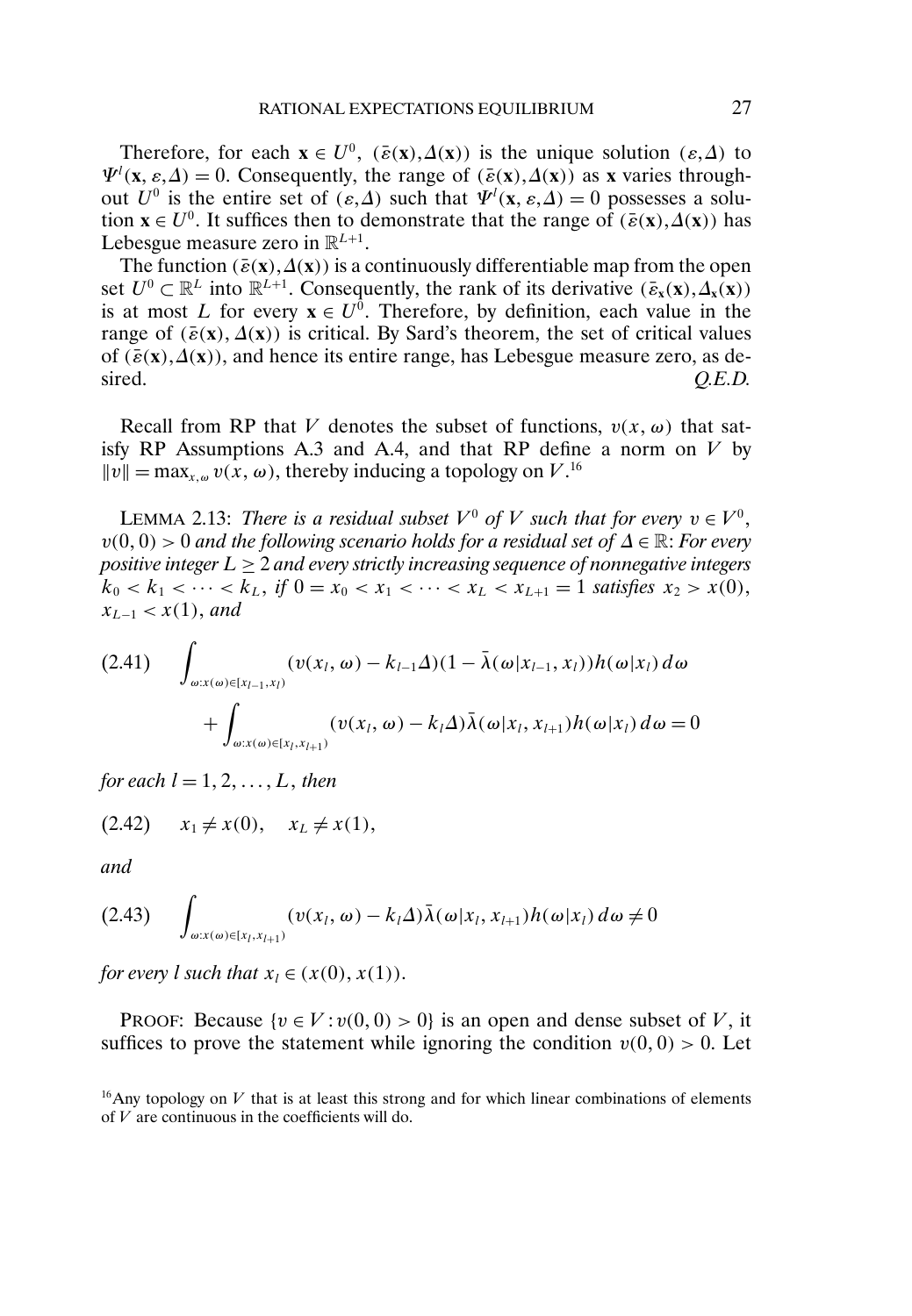Therefore, for each $\mathbf{x} \in U^0$, $(\bar{\varepsilon}(\mathbf{x}), \Delta(\mathbf{x}))$ is the unique solution $(\varepsilon, \Delta)$ to $\Psi^l(\mathbf{x}, \varepsilon, \Delta) = 0$. Consequently, the range of $(\bar{\varepsilon}(\mathbf{x}), \Delta(\mathbf{x}))$ as $\mathbf{x}$ varies throughout $U^0$ is the entire set of $(\varepsilon, \Delta)$ such that $\Psi^l(\mathbf{x}, \varepsilon, \Delta) = 0$ possesses a solution $\mathbf{x} \in U^0$. It suffices then to demonstrate that the range of $(\bar{\varepsilon}(\mathbf{x}), \Delta(\mathbf{x}))$ has Lebesgue measure zero in $\mathbb{R}^{L+1}$.

The function $(\bar{\varepsilon}(\mathbf{x}), \Delta(\mathbf{x}))$ is a continuously differentiable map from the open set $U^0 \subset \mathbb{R}^L$ into $\mathbb{R}^{L+1}$. Consequently, the rank of its derivative $(\bar{\varepsilon}_{\mathbf{x}}(\mathbf{x}), \Delta_{\mathbf{x}}(\mathbf{x}))$ is at most $L$ for every $\mathbf{x} \in U^0$. Therefore, by definition, each value in the range of $(\bar{\varepsilon}(\mathbf{x}), \Delta(\mathbf{x}))$ is critical. By Sard's theorem, the set of critical values of $(\bar{\varepsilon}(\mathbf{x}), \Delta(\mathbf{x}))$, and hence its entire range, has Lebesgue measure zero, as desired. *Q.E.D.*

Recall from RP that $V$ denotes the subset of functions, $v(x, \omega)$ that satisfy RP Assumptions A.3 and A.4, and that RP define a norm on $V$ by $\|v\| = \max_{x,\omega} v(x, \omega)$, thereby inducing a topology on $V$.[16]

LEMMA 2.13: *There is a residual subset $V^0$ of $V$ such that for every $v \in V^0$, $v(0, 0) > 0$ and the following scenario holds for a residual set of $\Delta \in \mathbb{R}$: For every positive integer $L \geq 2$ and every strictly increasing sequence of nonnegative integers $k_0 < k_1 < \cdots < k_L$, if $0 = x_0 < x_1 < \cdots < x_L < x_{L+1} = 1$ satisfies $x_2 > x(0)$, $x_{L-1} < x(1)$, and*

$$
(2.41) \quad \int_{\omega: x(\omega) \in [x_{l-1}, x_l)} (v(x_l, \omega) - k_{l-1}\Delta)(1 - \bar{\lambda}(\omega | x_{l-1}, x_l)) h(\omega | x_l)\, d\omega + \int_{\omega: x(\omega) \in [x_l, x_{l+1})} (v(x_l, \omega) - k_l \Delta) \bar{\lambda}(\omega | x_l, x_{l+1}) h(\omega | x_l)\, d\omega = 0
$$

*for each $l = 1, 2, \ldots, L$, then*

$$
(2.42) \quad x_1 \neq x(0), \quad x_L \neq x(1),
$$

*and*

$$
(2.43) \quad \int_{\omega: x(\omega) \in [x_l, x_{l+1})} (v(x_l, \omega) - k_l \Delta) \bar{\lambda}(\omega | x_l, x_{l+1}) h(\omega | x_l)\, d\omega \neq 0
$$

*for every $l$ such that $x_l \in (x(0), x(1))$.*

PROOF: Because $\{v \in V : v(0, 0) > 0\}$ is an open and dense subset of $V$, it suffices to prove the statement while ignoring the condition $v(0, 0) > 0$. Let

[16] Any topology on $V$ that is at least this strong and for which linear combinations of elements of $V$ are continuous in the coefficients will do.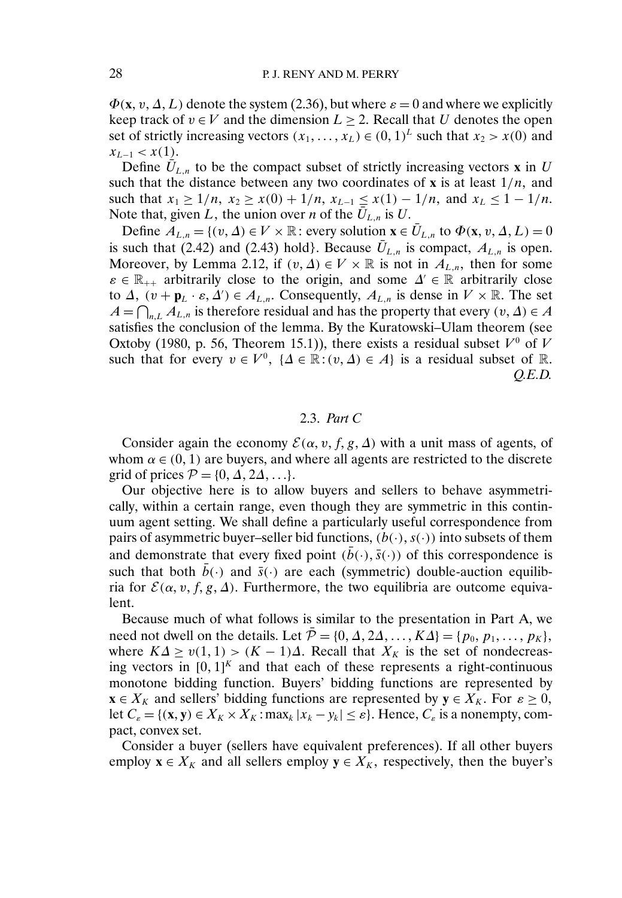$\Phi(\mathbf{x}, v, \Delta, L)$ denote the system (2.36), but where $\varepsilon = 0$ and where we explicitly keep track of $v \in V$ and the dimension $L \geq 2$. Recall that $U$ denotes the open set of strictly increasing vectors $(x_1, \ldots, x_L) \in (0, 1)^L$ such that $x_2 > x(0)$ and $x_{L-1} < x(1)$.

Define $\bar{U}_{L,n}$ to be the compact subset of strictly increasing vectors $\mathbf{x}$ in $U$ such that the distance between any two coordinates of $\mathbf{x}$ is at least $1/n$, and such that $x_1 \geq 1/n$, $x_2 \geq x(0) + 1/n$, $x_{L-1} \leq x(1) - 1/n$, and $x_L \leq 1 - 1/n$. Note that, given $L$, the union over $n$ of the $\bar{U}_{L,n}$ is $U$.

Define $A_{L,n} = \{(v, \Delta) \in V \times \mathbb{R}$: every solution $\mathbf{x} \in \bar{U}_{L,n}$ to $\Phi(\mathbf{x}, v, \Delta, L) = 0$ is such that (2.42) and (2.43) hold$\}$. Because $\bar{U}_{L,n}$ is compact, $A_{L,n}$ is open. Moreover, by Lemma 2.12, if $(v, \Delta) \in V \times \mathbb{R}$ is not in $A_{L,n}$, then for some $\varepsilon \in \mathbb{R}_{++}$ arbitrarily close to the origin, and some $\Delta' \in \mathbb{R}$ arbitrarily close to $\Delta$, $(v + \mathbf{p}_L \cdot \varepsilon, \Delta') \in A_{L,n}$. Consequently, $A_{L,n}$ is dense in $V \times \mathbb{R}$. The set $A = \bigcap_{n,L} A_{L,n}$ is therefore residual and has the property that every $(v, \Delta) \in A$ satisfies the conclusion of the lemma. By the Kuratowski–Ulam theorem (see Oxtoby (1980, p. 56, Theorem 15.1)), there exists a residual subset $V^0$ of $V$ such that for every $v \in V^0$, $\{\Delta \in \mathbb{R} : (v, \Delta) \in A\}$ is a residual subset of $\mathbb{R}$. *Q.E.D.*

### 2.3. *Part C*

Consider again the economy $\mathcal{E}(\alpha, v, f, g, \Delta)$ with a unit mass of agents, of whom $\alpha \in (0, 1)$ are buyers, and where all agents are restricted to the discrete grid of prices $\mathcal{P} = \{0, \Delta, 2\Delta, \ldots\}$.

Our objective here is to allow buyers and sellers to behave asymmetrically, within a certain range, even though they are symmetric in this continuum agent setting. We shall define a particularly useful correspondence from pairs of asymmetric buyer–seller bid functions, $(b(\cdot), s(\cdot))$ into subsets of them and demonstrate that every fixed point $(\bar{b}(\cdot), \bar{s}(\cdot))$ of this correspondence is such that both $\bar{b}(\cdot)$ and $\bar{s}(\cdot)$ are each (symmetric) double-auction equilibria for $\mathcal{E}(\alpha, v, f, g, \Delta)$. Furthermore, the two equilibria are outcome equivalent.

Because much of what follows is similar to the presentation in Part A, we need not dwell on the details. Let $\bar{\mathcal{P}} = \{0, \Delta, 2\Delta, \ldots, K\Delta\} = \{p_0, p_1, \ldots, p_K\}$, where $K\Delta \geq v(1, 1) > (K - 1)\Delta$. Recall that $X_K$ is the set of nondecreasing vectors in $[0, 1]^K$ and that each of these represents a right-continuous monotone bidding function. Buyers' bidding functions are represented by $\mathbf{x} \in X_K$ and sellers' bidding functions are represented by $\mathbf{y} \in X_K$. For $\varepsilon \geq 0$, let $C_\varepsilon = \{(\mathbf{x}, \mathbf{y}) \in X_K \times X_K : \max_k |x_k - y_k| \leq \varepsilon\}$. Hence, $C_\varepsilon$ is a nonempty, compact, convex set.

Consider a buyer (sellers have equivalent preferences). If all other buyers employ $\mathbf{x} \in X_K$ and all sellers employ $\mathbf{y} \in X_K$, respectively, then the buyer's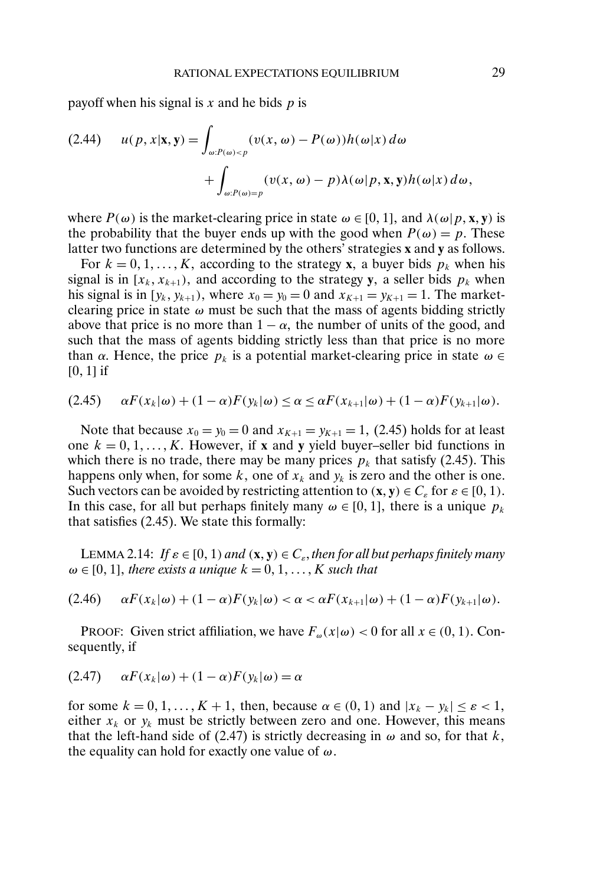payoff when his signal is $x$ and he bids $p$ is

$$
\begin{aligned}
(2.44) \quad u(p, x|\mathbf{x}, \mathbf{y}) = &\int_{\omega: P(\omega) < p} (v(x, \omega) - P(\omega)) h(\omega|x)\, d\omega \\
&+ \int_{\omega: P(\omega) = p} (v(x, \omega) - p) \lambda(\omega|p, \mathbf{x}, \mathbf{y}) h(\omega|x)\, d\omega,
\end{aligned}
$$

where $P(\omega)$ is the market-clearing price in state $\omega \in [0, 1]$, and $\lambda(\omega|p, \mathbf{x}, \mathbf{y})$ is the probability that the buyer ends up with the good when $P(\omega) = p$. These latter two functions are determined by the others' strategies $\mathbf{x}$ and $\mathbf{y}$ as follows.

For $k = 0, 1, \ldots, K$, according to the strategy $\mathbf{x}$, a buyer bids $p_k$ when his signal is in $[x_k, x_{k+1})$, and according to the strategy $\mathbf{y}$, a seller bids $p_k$ when his signal is in $[y_k, y_{k+1})$, where $x_0 = y_0 = 0$ and $x_{K+1} = y_{K+1} = 1$. The market-clearing price in state $\omega$ must be such that the mass of agents bidding strictly above that price is no more than $1 - \alpha$, the number of units of the good, and such that the mass of agents bidding strictly less than that price is no more than $\alpha$. Hence, the price $p_k$ is a potential market-clearing price in state $\omega \in [0, 1]$ if

$$
(2.45) \quad \alpha F(x_k|\omega) + (1-\alpha) F(y_k|\omega) \le \alpha \le \alpha F(x_{k+1}|\omega) + (1-\alpha) F(y_{k+1}|\omega).
$$

Note that because $x_0 = y_0 = 0$ and $x_{K+1} = y_{K+1} = 1$, (2.45) holds for at least one $k = 0, 1, \ldots, K$. However, if $\mathbf{x}$ and $\mathbf{y}$ yield buyer–seller bid functions in which there is no trade, there may be many prices $p_k$ that satisfy (2.45). This happens only when, for some $k$, one of $x_k$ and $y_k$ is zero and the other is one. Such vectors can be avoided by restricting attention to $(\mathbf{x}, \mathbf{y}) \in C_\varepsilon$ for $\varepsilon \in [0, 1)$. In this case, for all but perhaps finitely many $\omega \in [0, 1]$, there is a unique $p_k$ that satisfies (2.45). We state this formally:

LEMMA 2.14: *If $\varepsilon \in [0, 1)$ and $(\mathbf{x}, \mathbf{y}) \in C_\varepsilon$, then for all but perhaps finitely many $\omega \in [0, 1]$, there exists a unique $k = 0, 1, \ldots, K$ such that*

$$
(2.46) \quad \alpha F(x_k|\omega) + (1-\alpha) F(y_k|\omega) < \alpha < \alpha F(x_{k+1}|\omega) + (1-\alpha) F(y_{k+1}|\omega).
$$

PROOF: Given strict affiliation, we have $F_\omega(x|\omega) < 0$ for all $x \in (0, 1)$. Consequently, if

$$
(2.47) \quad \alpha F(x_k|\omega) + (1-\alpha) F(y_k|\omega) = \alpha
$$

for some $k = 0, 1, \ldots, K+1$, then, because $\alpha \in (0, 1)$ and $|x_k - y_k| \le \varepsilon < 1$, either $x_k$ or $y_k$ must be strictly between zero and one. However, this means that the left-hand side of (2.47) is strictly decreasing in $\omega$ and so, for that $k$, the equality can hold for exactly one value of $\omega$.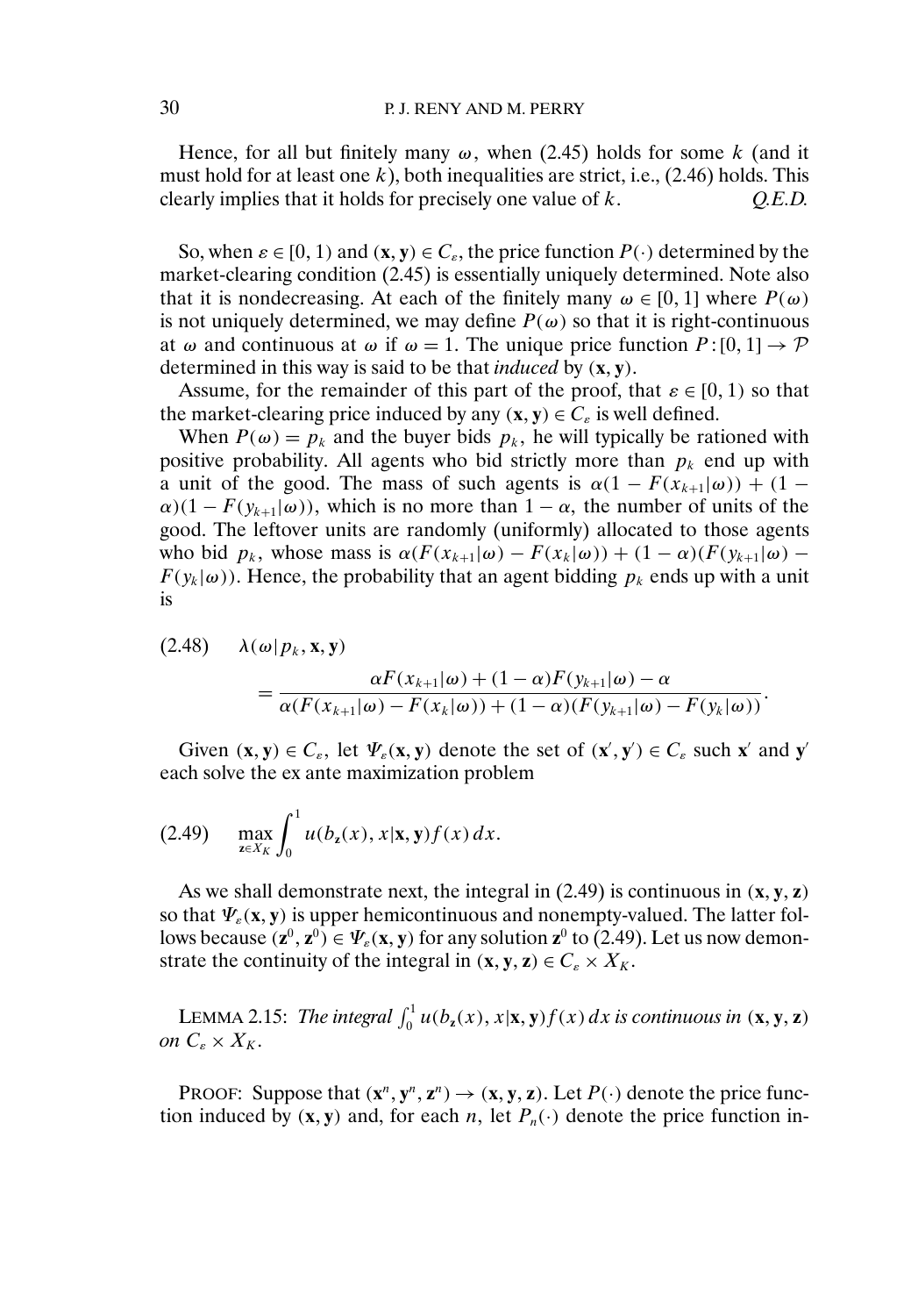Hence, for all but finitely many $\omega$, when (2.45) holds for some $k$ (and it must hold for at least one $k$), both inequalities are strict, i.e., (2.46) holds. This clearly implies that it holds for precisely one value of $k$. *Q.E.D.*

So, when $\varepsilon \in [0, 1)$ and $(\mathbf{x}, \mathbf{y}) \in C_\varepsilon$, the price function $P(\cdot)$ determined by the market-clearing condition (2.45) is essentially uniquely determined. Note also that it is nondecreasing. At each of the finitely many $\omega \in [0, 1]$ where $P(\omega)$ is not uniquely determined, we may define $P(\omega)$ so that it is right-continuous at $\omega$ and continuous at $\omega$ if $\omega = 1$. The unique price function $P : [0, 1] \to \mathcal{P}$ determined in this way is said to be that *induced* by $(\mathbf{x}, \mathbf{y})$.

Assume, for the remainder of this part of the proof, that $\varepsilon \in [0, 1)$ so that the market-clearing price induced by any $(\mathbf{x}, \mathbf{y}) \in C_\varepsilon$ is well defined.

When $P(\omega) = p_k$ and the buyer bids $p_k$, he will typically be rationed with positive probability. All agents who bid strictly more than $p_k$ end up with a unit of the good. The mass of such agents is $\alpha(1 - F(x_{k+1}|\omega)) + (1 - \alpha)(1 - F(y_{k+1}|\omega))$, which is no more than $1 - \alpha$, the number of units of the good. The leftover units are randomly (uniformly) allocated to those agents who bid $p_k$, whose mass is $\alpha(F(x_{k+1}|\omega) - F(x_k|\omega)) + (1 - \alpha)(F(y_{k+1}|\omega) - F(y_k|\omega))$. Hence, the probability that an agent bidding $p_k$ ends up with a unit is

$$
\begin{aligned}
(2.48) \quad & \lambda(\omega|p_k, \mathbf{x}, \mathbf{y}) \\
& = \frac{\alpha F(x_{k+1}|\omega) + (1 - \alpha) F(y_{k+1}|\omega) - \alpha}{\alpha(F(x_{k+1}|\omega) - F(x_k|\omega)) + (1 - \alpha)(F(y_{k+1}|\omega) - F(y_k|\omega))}.
\end{aligned}
$$

Given $(\mathbf{x}, \mathbf{y}) \in C_\varepsilon$, let $\Psi_\varepsilon(\mathbf{x}, \mathbf{y})$ denote the set of $(\mathbf{x}', \mathbf{y}') \in C_\varepsilon$ such $\mathbf{x}'$ and $\mathbf{y}'$ each solve the ex ante maximization problem

$$
(2.49) \quad \max_{\mathbf{z} \in X_K} \int_0^1 u(b_{\mathbf{z}}(x), x|\mathbf{x}, \mathbf{y}) f(x)\, dx.
$$

As we shall demonstrate next, the integral in (2.49) is continuous in $(\mathbf{x}, \mathbf{y}, \mathbf{z})$ so that $\Psi_\varepsilon(\mathbf{x}, \mathbf{y})$ is upper hemicontinuous and nonempty-valued. The latter follows because $(\mathbf{z}^0, \mathbf{z}^0) \in \Psi_\varepsilon(\mathbf{x}, \mathbf{y})$ for any solution $\mathbf{z}^0$ to (2.49). Let us now demonstrate the continuity of the integral in $(\mathbf{x}, \mathbf{y}, \mathbf{z}) \in C_\varepsilon \times X_K$.

LEMMA 2.15: *The integral* $\int_0^1 u(b_{\mathbf{z}}(x), x|\mathbf{x}, \mathbf{y}) f(x)\, dx$ *is continuous in* $(\mathbf{x}, \mathbf{y}, \mathbf{z})$ *on* $C_\varepsilon \times X_K$.

PROOF: Suppose that $(\mathbf{x}^n, \mathbf{y}^n, \mathbf{z}^n) \to (\mathbf{x}, \mathbf{y}, \mathbf{z})$. Let $P(\cdot)$ denote the price function induced by $(\mathbf{x}, \mathbf{y})$ and, for each $n$, let $P_n(\cdot)$ denote the price function in-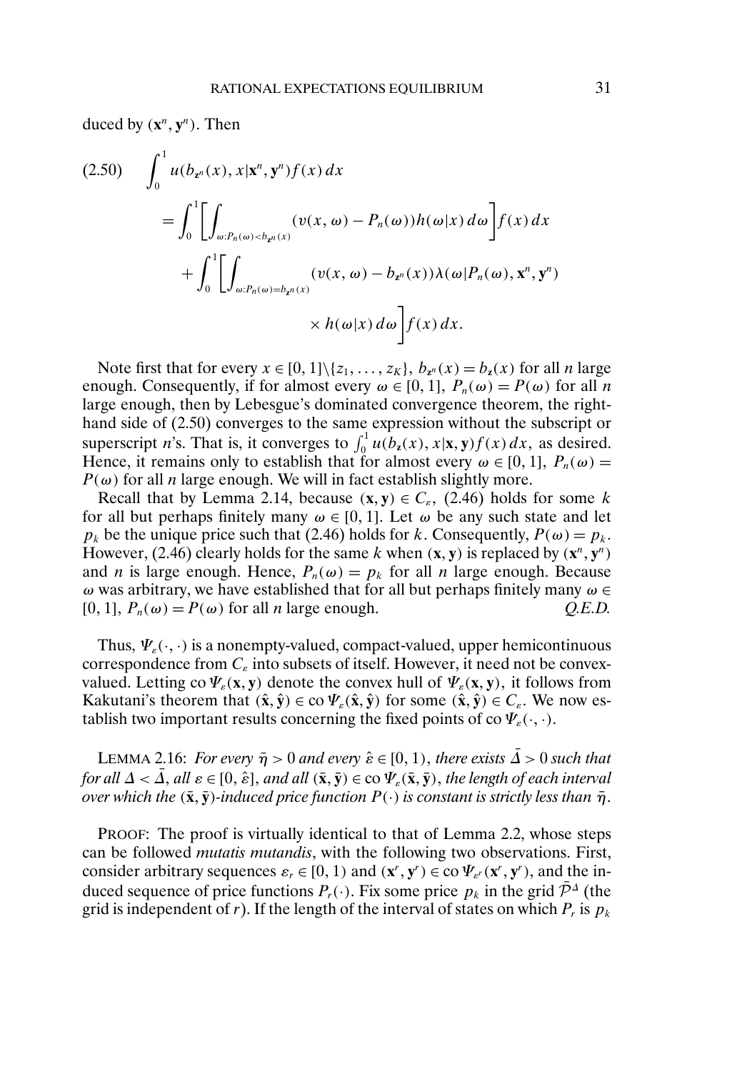duced by $(\mathbf{x}^n, \mathbf{y}^n)$. Then

$$
\begin{aligned}
(2.50) \quad \int_0^1 u(b_{\mathbf{z}^n}(x), x|\mathbf{x}^n, \mathbf{y}^n) f(x)\, dx
&= \int_0^1 \left[ \int_{\omega: P_n(\omega) < b_{\mathbf{z}^n}(x)} (v(x, \omega) - P_n(\omega)) h(\omega|x)\, d\omega \right] f(x)\, dx \\
&\quad + \int_0^1 \left[ \int_{\omega: P_n(\omega) = b_{\mathbf{z}^n}(x)} (v(x, \omega) - b_{\mathbf{z}^n}(x)) \lambda(\omega | P_n(\omega), \mathbf{x}^n, \mathbf{y}^n) \right. \\
&\qquad\qquad \left. \times\, h(\omega|x)\, d\omega \right] f(x)\, dx.
\end{aligned}
$$

Note first that for every $x \in [0, 1]\backslash\{z_1, \dots, z_K\}$, $b_{\mathbf{z}^n}(x) = b_{\mathbf{z}}(x)$ for all $n$ large enough. Consequently, if for almost every $\omega \in [0, 1]$, $P_n(\omega) = P(\omega)$ for all $n$ large enough, then by Lebesgue's dominated convergence theorem, the right-hand side of (2.50) converges to the same expression without the subscript or superscript $n$'s. That is, it converges to $\int_0^1 u(b_{\mathbf{z}}(x), x|\mathbf{x}, \mathbf{y}) f(x)\, dx$, as desired. Hence, it remains only to establish that for almost every $\omega \in [0, 1]$, $P_n(\omega) = P(\omega)$ for all $n$ large enough. We will in fact establish slightly more.

Recall that by Lemma 2.14, because $(\mathbf{x}, \mathbf{y}) \in C_\varepsilon$, (2.46) holds for some $k$ for all but perhaps finitely many $\omega \in [0, 1]$. Let $\omega$ be any such state and let $p_k$ be the unique price such that (2.46) holds for $k$. Consequently, $P(\omega) = p_k$. However, (2.46) clearly holds for the same $k$ when $(\mathbf{x}, \mathbf{y})$ is replaced by $(\mathbf{x}^n, \mathbf{y}^n)$ and $n$ is large enough. Hence, $P_n(\omega) = p_k$ for all $n$ large enough. Because $\omega$ was arbitrary, we have established that for all but perhaps finitely many $\omega \in [0, 1]$, $P_n(\omega) = P(\omega)$ for all $n$ large enough. *Q.E.D.*

Thus, $\Psi_\varepsilon(\cdot, \cdot)$ is a nonempty-valued, compact-valued, upper hemicontinuous correspondence from $C_\varepsilon$ into subsets of itself. However, it need not be convex-valued. Letting $\operatorname{co} \Psi_\varepsilon(\mathbf{x}, \mathbf{y})$ denote the convex hull of $\Psi_\varepsilon(\mathbf{x}, \mathbf{y})$, it follows from Kakutani's theorem that $(\hat{\mathbf{x}}, \hat{\mathbf{y}}) \in \operatorname{co} \Psi_\varepsilon(\hat{\mathbf{x}}, \hat{\mathbf{y}})$ for some $(\hat{\mathbf{x}}, \hat{\mathbf{y}}) \in C_\varepsilon$. We now establish two important results concerning the fixed points of $\operatorname{co} \Psi_\varepsilon(\cdot, \cdot)$.

LEMMA 2.16: *For every $\bar{\eta} > 0$ and every $\hat{\varepsilon} \in [0, 1)$, there exists $\bar{\Delta} > 0$ such that for all $\Delta < \bar{\Delta}$, all $\varepsilon \in [0, \hat{\varepsilon}]$, and all $(\bar{\mathbf{x}}, \bar{\mathbf{y}}) \in \operatorname{co} \Psi_\varepsilon(\bar{\mathbf{x}}, \bar{\mathbf{y}})$, the length of each interval over which the $(\bar{\mathbf{x}}, \bar{\mathbf{y}})$-induced price function $P(\cdot)$ is constant is strictly less than $\bar{\eta}$.*

PROOF: The proof is virtually identical to that of Lemma 2.2, whose steps can be followed *mutatis mutandis*, with the following two observations. First, consider arbitrary sequences $\varepsilon_r \in [0, 1)$ and $(\mathbf{x}^r, \mathbf{y}^r) \in \operatorname{co} \Psi_{\varepsilon^r}(\mathbf{x}^r, \mathbf{y}^r)$, and the induced sequence of price functions $P_r(\cdot)$. Fix some price $p_k$ in the grid $\bar{\mathcal{P}}^\Delta$ (the grid is independent of $r$). If the length of the interval of states on which $P_r$ is $p_k$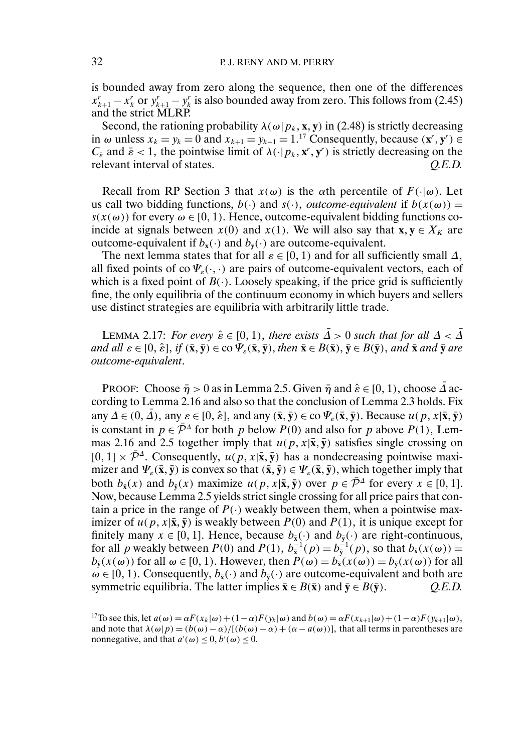is bounded away from zero along the sequence, then one of the differences $x^r_{k+1} - x^r_k$ or $y^r_{k+1} - y^r_k$ is also bounded away from zero. This follows from (2.45) and the strict MLRP.

Second, the rationing probability $\lambda(\omega | p_k, \mathbf{x}, \mathbf{y})$ in (2.48) is strictly decreasing in $\omega$ unless $x_k = y_k = 0$ and $x_{k+1} = y_{k+1} = 1$.[17] Consequently, because $(\mathbf{x}^r, \mathbf{y}^r) \in C_{\bar{\varepsilon}}$ and $\bar{\varepsilon} < 1$, the pointwise limit of $\lambda(\cdot | p_k, \mathbf{x}^r, \mathbf{y}^r)$ is strictly decreasing on the relevant interval of states. *Q.E.D.*

Recall from RP Section 3 that $x(\omega)$ is the $\alpha$th percentile of $F(\cdot|\omega)$. Let us call two bidding functions, $b(\cdot)$ and $s(\cdot)$, *outcome-equivalent* if $b(x(\omega)) = s(x(\omega))$ for every $\omega \in [0, 1)$. Hence, outcome-equivalent bidding functions coincide at signals between $x(0)$ and $x(1)$. We will also say that $\mathbf{x}, \mathbf{y} \in X_K$ are outcome-equivalent if $b_{\mathbf{x}}(\cdot)$ and $b_{\mathbf{y}}(\cdot)$ are outcome-equivalent.

The next lemma states that for all $\varepsilon \in [0, 1)$ and for all sufficiently small $\Delta$, all fixed points of $\text{co}\, \Psi_\varepsilon(\cdot, \cdot)$ are pairs of outcome-equivalent vectors, each of which is a fixed point of $B(\cdot)$. Loosely speaking, if the price grid is sufficiently fine, the only equilibria of the continuum economy in which buyers and sellers use distinct strategies are equilibria with arbitrarily little trade.

LEMMA 2.17: *For every $\hat{\varepsilon} \in [0, 1)$, there exists $\bar{\Delta} > 0$ such that for all $\Delta < \bar{\Delta}$ and all $\varepsilon \in [0, \hat{\varepsilon}]$, if $(\bar{\mathbf{x}}, \bar{\mathbf{y}}) \in \text{co}\, \Psi_\varepsilon(\bar{\mathbf{x}}, \bar{\mathbf{y}})$, then $\bar{\mathbf{x}} \in B(\bar{\mathbf{x}})$, $\bar{\mathbf{y}} \in B(\bar{\mathbf{y}})$, and $\bar{\mathbf{x}}$ and $\bar{\mathbf{y}}$ are outcome-equivalent.*

PROOF: Choose $\bar{\eta} > 0$ as in Lemma 2.5. Given $\bar{\eta}$ and $\hat{\varepsilon} \in [0, 1)$, choose $\bar{\Delta}$ according to Lemma 2.16 and also so that the conclusion of Lemma 2.3 holds. Fix any $\Delta \in (0, \bar{\Delta})$, any $\varepsilon \in [0, \hat{\varepsilon}]$, and any $(\bar{\mathbf{x}}, \bar{\mathbf{y}}) \in \text{co}\, \Psi_\varepsilon(\bar{\mathbf{x}}, \bar{\mathbf{y}})$. Because $u(p, x | \bar{\mathbf{x}}, \bar{\mathbf{y}})$ is constant in $p \in \bar{\mathcal{P}}^\Delta$ for both $p$ below $P(0)$ and also for $p$ above $P(1)$, Lemmas 2.16 and 2.5 together imply that $u(p, x | \bar{\mathbf{x}}, \bar{\mathbf{y}})$ satisfies single crossing on $[0, 1] \times \bar{\mathcal{P}}^\Delta$. Consequently, $u(p, x | \bar{\mathbf{x}}, \bar{\mathbf{y}})$ has a nondecreasing pointwise maximizer and $\Psi_\varepsilon(\bar{\mathbf{x}}, \bar{\mathbf{y}})$ is convex so that $(\bar{\mathbf{x}}, \bar{\mathbf{y}}) \in \Psi_\varepsilon(\bar{\mathbf{x}}, \bar{\mathbf{y}})$, which together imply that both $b_{\bar{\mathbf{x}}}(x)$ and $b_{\bar{\mathbf{y}}}(x)$ maximize $u(p, x | \bar{\mathbf{x}}, \bar{\mathbf{y}})$ over $p \in \bar{\mathcal{P}}^\Delta$ for every $x \in [0, 1]$. Now, because Lemma 2.5 yields strict single crossing for all price pairs that contain a price in the range of $P(\cdot)$ weakly between them, when a pointwise maximizer of $u(p, x | \bar{\mathbf{x}}, \bar{\mathbf{y}})$ is weakly between $P(0)$ and $P(1)$, it is unique except for finitely many $x \in [0, 1]$. Hence, because $b_{\bar{\mathbf{x}}}(\cdot)$ and $b_{\bar{\mathbf{y}}}(\cdot)$ are right-continuous, for all $p$ weakly between $P(0)$ and $P(1)$, $b^{-1}_{\bar{\mathbf{x}}}(p) = b^{-1}_{\bar{\mathbf{y}}}(p)$, so that $b_{\bar{\mathbf{x}}}(x(\omega)) = b_{\bar{\mathbf{y}}}(x(\omega))$ for all $\omega \in [0, 1)$. However, then $P(\omega) = b_{\bar{\mathbf{x}}}(x(\omega)) = b_{\bar{\mathbf{y}}}(x(\omega))$ for all $\omega \in [0, 1)$. Consequently, $b_{\bar{\mathbf{x}}}(\cdot)$ and $b_{\bar{\mathbf{y}}}(\cdot)$ are outcome-equivalent and both are symmetric equilibria. The latter implies $\bar{\mathbf{x}} \in B(\bar{\mathbf{x}})$ and $\bar{\mathbf{y}} \in B(\bar{\mathbf{y}})$. *Q.E.D.*

[17] To see this, let $a(\omega) = \alpha F(x_k | \omega) + (1 - \alpha) F(y_k | \omega)$ and $b(\omega) = \alpha F(x_{k+1} | \omega) + (1 - \alpha) F(y_{k+1} | \omega)$, and note that $\lambda(\omega | p) = (b(\omega) - \alpha) / [(b(\omega) - \alpha) + (\alpha - a(\omega))]$, that all terms in parentheses are nonnegative, and that $a'(\omega) \leq 0$, $b'(\omega) \leq 0$.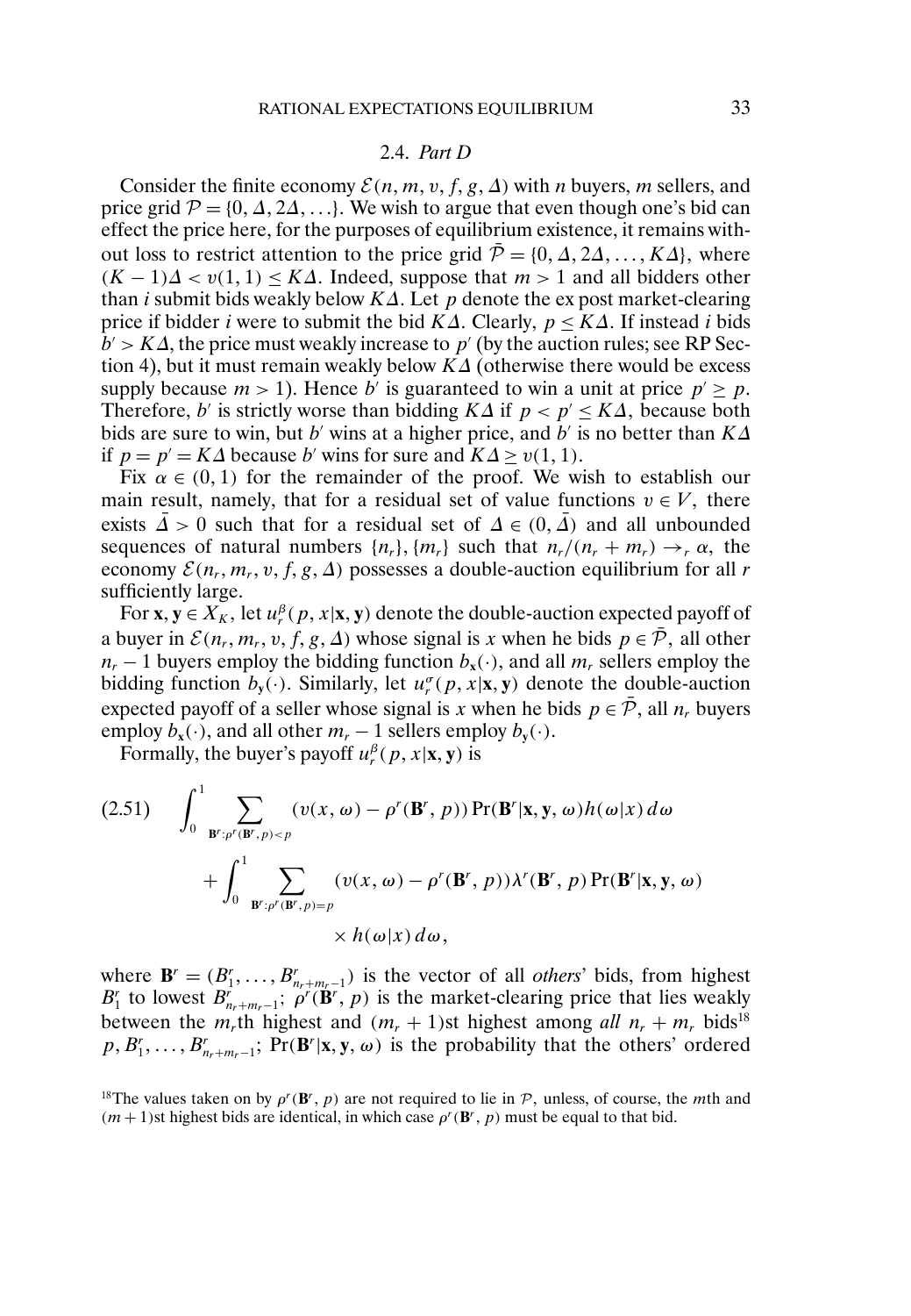### 2.4. *Part D*

Consider the finite economy $\mathcal{E}(n, m, v, f, g, \Delta)$ with $n$ buyers, $m$ sellers, and price grid $\mathcal{P} = \{0, \Delta, 2\Delta, \ldots\}$. We wish to argue that even though one's bid can effect the price here, for the purposes of equilibrium existence, it remains without loss to restrict attention to the price grid $\bar{\mathcal{P}} = \{0, \Delta, 2\Delta, \ldots, K\Delta\}$, where $(K-1)\Delta < v(1,1) \leq K\Delta$. Indeed, suppose that $m > 1$ and all bidders other than $i$ submit bids weakly below $K\Delta$. Let $p$ denote the ex post market-clearing price if bidder $i$ were to submit the bid $K\Delta$. Clearly, $p \leq K\Delta$. If instead $i$ bids $b' > K\Delta$, the price must weakly increase to $p'$ (by the auction rules; see RP Section 4), but it must remain weakly below $K\Delta$ (otherwise there would be excess supply because $m > 1$). Hence $b'$ is guaranteed to win a unit at price $p' \geq p$. Therefore, $b'$ is strictly worse than bidding $K\Delta$ if $p < p' \leq K\Delta$, because both bids are sure to win, but $b'$ wins at a higher price, and $b'$ is no better than $K\Delta$ if $p = p' = K\Delta$ because $b'$ wins for sure and $K\Delta \geq v(1,1)$.

Fix $\alpha \in (0,1)$ for the remainder of the proof. We wish to establish our main result, namely, that for a residual set of value functions $v \in V$, there exists $\bar{\Delta} > 0$ such that for a residual set of $\Delta \in (0, \bar{\Delta})$ and all unbounded sequences of natural numbers $\{n_r\}, \{m_r\}$ such that $n_r/(n_r + m_r) \to_r \alpha$, the economy $\mathcal{E}(n_r, m_r, v, f, g, \Delta)$ possesses a double-auction equilibrium for all $r$ sufficiently large.

For $\mathbf{x}, \mathbf{y} \in X_K$, let $u_r^\beta(p, x|\mathbf{x}, \mathbf{y})$ denote the double-auction expected payoff of a buyer in $\mathcal{E}(n_r, m_r, v, f, g, \Delta)$ whose signal is $x$ when he bids $p \in \bar{\mathcal{P}}$, all other $n_r - 1$ buyers employ the bidding function $b_{\mathbf{x}}(\cdot)$, and all $m_r$ sellers employ the bidding function $b_{\mathbf{y}}(\cdot)$. Similarly, let $u_r^\sigma(p, x|\mathbf{x}, \mathbf{y})$ denote the double-auction expected payoff of a seller whose signal is $x$ when he bids $p \in \bar{\mathcal{P}}$, all $n_r$ buyers employ $b_{\mathbf{x}}(\cdot)$, and all other $m_r - 1$ sellers employ $b_{\mathbf{y}}(\cdot)$.

Formally, the buyer's payoff $u_r^\beta(p, x|\mathbf{x}, \mathbf{y})$ is

$$
\begin{aligned}
(2.51)\quad & \int_0^1 \sum_{\mathbf{B}^r : \rho^r(\mathbf{B}^r, p) < p} (v(x, \omega) - \rho^r(\mathbf{B}^r, p)) \Pr(\mathbf{B}^r|\mathbf{x}, \mathbf{y}, \omega) h(\omega|x)\, d\omega \\
& \quad + \int_0^1 \sum_{\mathbf{B}^r : \rho^r(\mathbf{B}^r, p) = p} (v(x, \omega) - \rho^r(\mathbf{B}^r, p)) \lambda^r(\mathbf{B}^r, p) \Pr(\mathbf{B}^r|\mathbf{x}, \mathbf{y}, \omega) \\
& \qquad \times h(\omega|x)\, d\omega,
\end{aligned}
$$

where $\mathbf{B}^r = (B_1^r, \ldots, B_{n_r+m_r-1}^r)$ is the vector of all *others*' bids, from highest $B_1^r$ to lowest $B_{n_r+m_r-1}^r$; $\rho^r(\mathbf{B}^r, p)$ is the market-clearing price that lies weakly between the $m_r$th highest and $(m_r+1)$st highest among *all* $n_r + m_r$ bids[18] $p, B_1^r, \ldots, B_{n_r+m_r-1}^r$; $\Pr(\mathbf{B}^r|\mathbf{x}, \mathbf{y}, \omega)$ is the probability that the others' ordered

[18]The values taken on by $\rho^r(\mathbf{B}^r, p)$ are not required to lie in $\mathcal{P}$, unless, of course, the $m$th and $(m+1)$st highest bids are identical, in which case $\rho^r(\mathbf{B}^r, p)$ must be equal to that bid.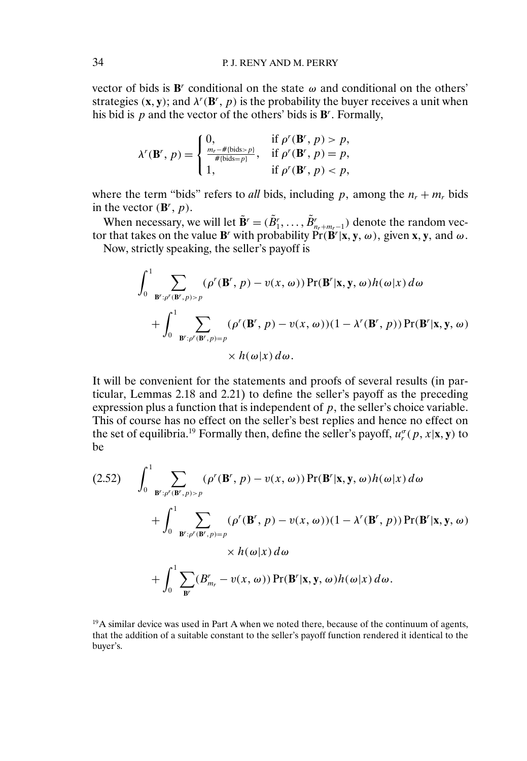vector of bids is $\mathbf{B}^r$ conditional on the state $\omega$ and conditional on the others' strategies $(\mathbf{x}, \mathbf{y})$; and $\lambda^r(\mathbf{B}^r, p)$ is the probability the buyer receives a unit when his bid is $p$ and the vector of the others' bids is $\mathbf{B}^r$. Formally,

$$\lambda^r(\mathbf{B}^r, p) = \begin{cases} 0, & \text{if } \rho^r(\mathbf{B}^r, p) > p, \\ \frac{m_r - \#\{\text{bids} > p\}}{\#\{\text{bids} = p\}}, & \text{if } \rho^r(\mathbf{B}^r, p) = p, \\ 1, & \text{if } \rho^r(\mathbf{B}^r, p) < p, \end{cases}$$

where the term "bids" refers to *all* bids, including $p$, among the $n_r + m_r$ bids in the vector $(\mathbf{B}^r, p)$.

When necessary, we will let $\tilde{\mathbf{B}}^r = (\tilde{B}_1^r, \ldots, \tilde{B}_{n_r+m_r-1}^r)$ denote the random vector that takes on the value $\mathbf{B}^r$ with probability $\Pr(\mathbf{B}^r|\mathbf{x}, \mathbf{y}, \omega)$, given $\mathbf{x}, \mathbf{y}$, and $\omega$.

Now, strictly speaking, the seller's payoff is

$$\int_0^1 \sum_{\mathbf{B}^r : \rho^r(\mathbf{B}^r, p) > p} (\rho^r(\mathbf{B}^r, p) - v(x, \omega)) \Pr(\mathbf{B}^r|\mathbf{x}, \mathbf{y}, \omega) h(\omega|x)\, d\omega$$
$$+ \int_0^1 \sum_{\mathbf{B}^r : \rho^r(\mathbf{B}^r, p) = p} (\rho^r(\mathbf{B}^r, p) - v(x, \omega))(1 - \lambda^r(\mathbf{B}^r, p)) \Pr(\mathbf{B}^r|\mathbf{x}, \mathbf{y}, \omega)$$
$$\times h(\omega|x)\, d\omega.$$

It will be convenient for the statements and proofs of several results (in particular, Lemmas 2.18 and 2.21) to define the seller's payoff as the preceding expression plus a function that is independent of $p$, the seller's choice variable. This of course has no effect on the seller's best replies and hence no effect on the set of equilibria.[19] Formally then, define the seller's payoff, $u_r^\sigma(p, x|\mathbf{x}, \mathbf{y})$ to be

$$(2.52) \quad \int_0^1 \sum_{\mathbf{B}^r : \rho^r(\mathbf{B}^r, p) > p} (\rho^r(\mathbf{B}^r, p) - v(x, \omega)) \Pr(\mathbf{B}^r|\mathbf{x}, \mathbf{y}, \omega) h(\omega|x)\, d\omega$$
$$+ \int_0^1 \sum_{\mathbf{B}^r : \rho^r(\mathbf{B}^r, p) = p} (\rho^r(\mathbf{B}^r, p) - v(x, \omega))(1 - \lambda^r(\mathbf{B}^r, p)) \Pr(\mathbf{B}^r|\mathbf{x}, \mathbf{y}, \omega)$$
$$\times h(\omega|x)\, d\omega$$
$$+ \int_0^1 \sum_{\mathbf{B}^r} (B_{m_r}^r - v(x, \omega)) \Pr(\mathbf{B}^r|\mathbf{x}, \mathbf{y}, \omega) h(\omega|x)\, d\omega.$$

[19] A similar device was used in Part A when we noted there, because of the continuum of agents, that the addition of a suitable constant to the seller's payoff function rendered it identical to the buyer's.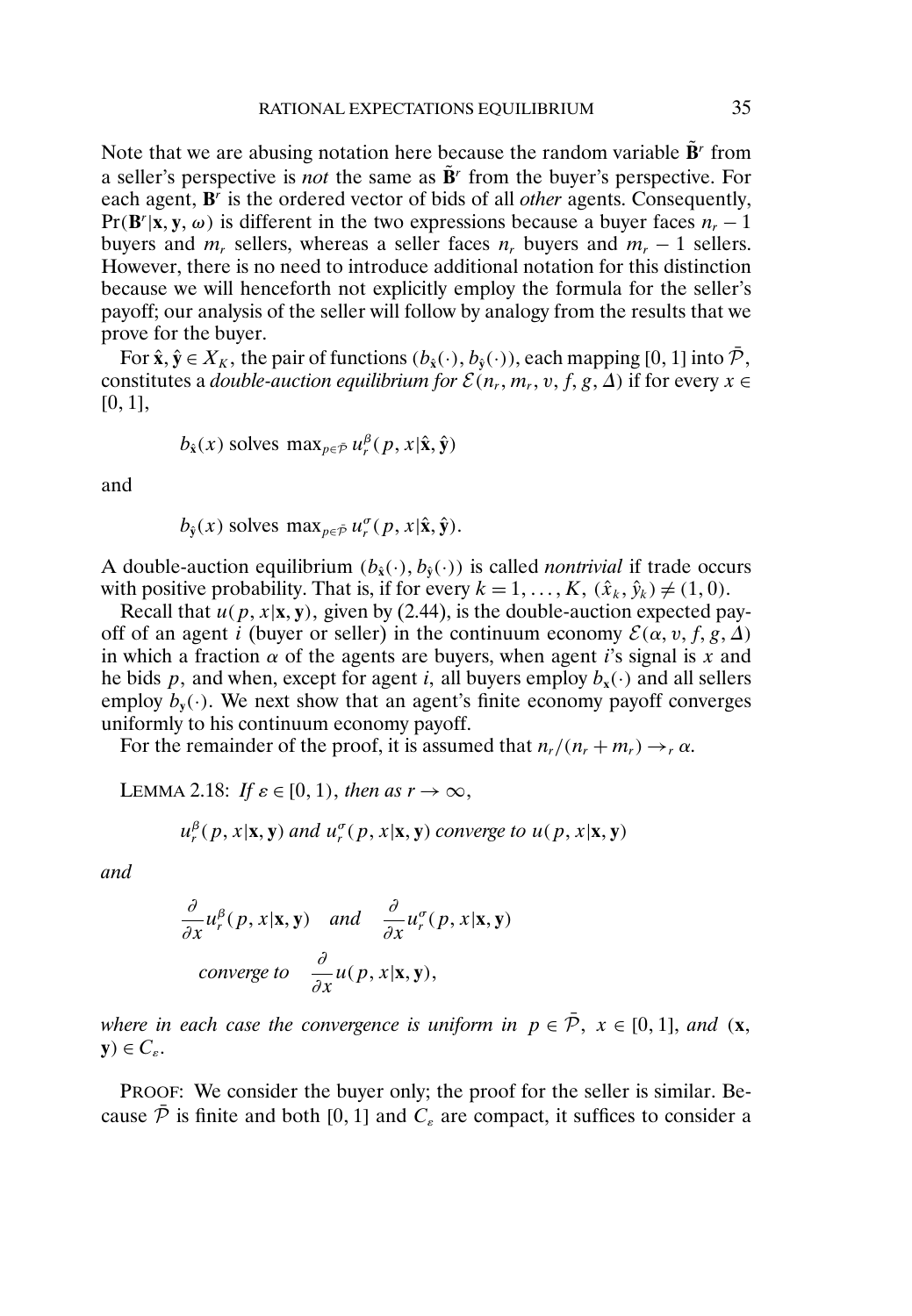Note that we are abusing notation here because the random variable $\tilde{\mathbf{B}}^r$ from a seller's perspective is *not* the same as $\tilde{\mathbf{B}}^r$ from the buyer's perspective. For each agent, $\mathbf{B}^r$ is the ordered vector of bids of all *other* agents. Consequently, $\Pr(\mathbf{B}^r|\mathbf{x}, \mathbf{y}, \omega)$ is different in the two expressions because a buyer faces $n_r - 1$ buyers and $m_r$ sellers, whereas a seller faces $n_r$ buyers and $m_r - 1$ sellers. However, there is no need to introduce additional notation for this distinction because we will henceforth not explicitly employ the formula for the seller's payoff; our analysis of the seller will follow by analogy from the results that we prove for the buyer.

For $\hat{\mathbf{x}}, \hat{\mathbf{y}} \in X_K$, the pair of functions $(b_{\hat{\mathbf{x}}}(\cdot), b_{\hat{\mathbf{y}}}(\cdot))$, each mapping $[0, 1]$ into $\bar{\mathcal{P}}$, constitutes a *double-auction equilibrium for* $\mathcal{E}(n_r, m_r, v, f, g, \Delta)$ if for every $x \in [0, 1]$,

$$b_{\hat{\mathbf{x}}}(x) \text{ solves } \max_{p \in \bar{\mathcal{P}}} u_r^{\beta}(p, x|\hat{\mathbf{x}}, \hat{\mathbf{y}})$$

and

$$b_{\hat{\mathbf{y}}}(x) \text{ solves } \max_{p \in \bar{\mathcal{P}}} u_r^{\sigma}(p, x|\hat{\mathbf{x}}, \hat{\mathbf{y}}).$$

A double-auction equilibrium $(b_{\hat{\mathbf{x}}}(\cdot), b_{\hat{\mathbf{y}}}(\cdot))$ is called *nontrivial* if trade occurs with positive probability. That is, if for every $k = 1, \ldots, K$, $(\hat{x}_k, \hat{y}_k) \neq (1, 0)$.

Recall that $u(p, x|\mathbf{x}, \mathbf{y})$, given by (2.44), is the double-auction expected payoff of an agent $i$ (buyer or seller) in the continuum economy $\mathcal{E}(\alpha, v, f, g, \Delta)$ in which a fraction $\alpha$ of the agents are buyers, when agent $i$'s signal is $x$ and he bids $p$, and when, except for agent $i$, all buyers employ $b_{\mathbf{x}}(\cdot)$ and all sellers employ $b_{\mathbf{y}}(\cdot)$. We next show that an agent's finite economy payoff converges uniformly to his continuum economy payoff.

For the remainder of the proof, it is assumed that $n_r/(n_r + m_r) \to_r \alpha$.

LEMMA 2.18: *If* $\varepsilon \in [0, 1)$, *then as* $r \to \infty$,

$$u_r^{\beta}(p, x|\mathbf{x}, \mathbf{y}) \text{ and } u_r^{\sigma}(p, x|\mathbf{x}, \mathbf{y}) \text{ converge to } u(p, x|\mathbf{x}, \mathbf{y})$$

*and*

$$\frac{\partial}{\partial x} u_r^{\beta}(p, x|\mathbf{x}, \mathbf{y}) \quad \text{and} \quad \frac{\partial}{\partial x} u_r^{\sigma}(p, x|\mathbf{x}, \mathbf{y}) \quad \text{converge to} \quad \frac{\partial}{\partial x} u(p, x|\mathbf{x}, \mathbf{y}),$$

*where in each case the convergence is uniform in* $p \in \bar{\mathcal{P}}$, $x \in [0, 1]$, *and* $(\mathbf{x}, \mathbf{y}) \in C_\varepsilon$.

PROOF: We consider the buyer only; the proof for the seller is similar. Because $\bar{\mathcal{P}}$ is finite and both $[0, 1]$ and $C_\varepsilon$ are compact, it suffices to consider a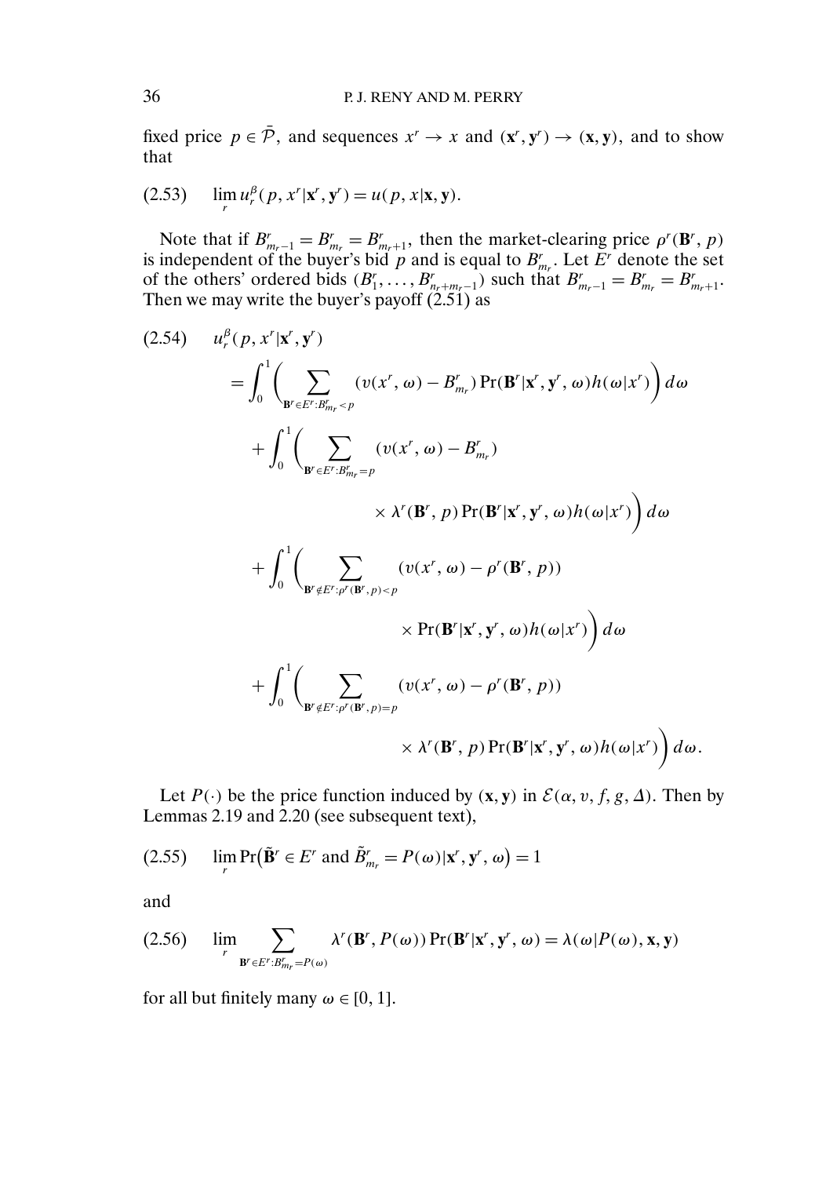fixed price $p \in \bar{\mathcal{P}}$, and sequences $x^r \to x$ and $(\mathbf{x}^r, \mathbf{y}^r) \to (\mathbf{x}, \mathbf{y})$, and to show that

$$\lim_r u_r^\beta(p, x^r | \mathbf{x}^r, \mathbf{y}^r) = u(p, x | \mathbf{x}, \mathbf{y}). \tag{2.53}$$

Note that if $B^r_{m_r - 1} = B^r_{m_r} = B^r_{m_r+1}$, then the market-clearing price $\rho^r(\mathbf{B}^r, p)$ is independent of the buyer's bid $p$ and is equal to $B^r_{m_r}$. Let $E^r$ denote the set of the others' ordered bids $(B^r_1, \ldots, B^r_{n_r+m_r-1})$ such that $B^r_{m_r-1} = B^r_{m_r} = B^r_{m_r+1}$. Then we may write the buyer's payoff (2.51) as

$$\begin{aligned}
(2.54) \quad & u_r^\beta(p, x^r | \mathbf{x}^r, \mathbf{y}^r) \\
&= \int_0^1 \Bigg( \sum_{\mathbf{B}^r \in E^r : B^r_{m_r} < p} (v(x^r, \omega) - B^r_{m_r}) \Pr(\mathbf{B}^r | \mathbf{x}^r, \mathbf{y}^r, \omega) h(\omega | x^r) \Bigg) \, d\omega \\
&\quad + \int_0^1 \Bigg( \sum_{\mathbf{B}^r \in E^r : B^r_{m_r} = p} (v(x^r, \omega) - B^r_{m_r}) \\
&\qquad\qquad \times \lambda^r(\mathbf{B}^r, p) \Pr(\mathbf{B}^r | \mathbf{x}^r, \mathbf{y}^r, \omega) h(\omega | x^r) \Bigg) \, d\omega \\
&\quad + \int_0^1 \Bigg( \sum_{\mathbf{B}^r \notin E^r : \rho^r(\mathbf{B}^r, p) < p} (v(x^r, \omega) - \rho^r(\mathbf{B}^r, p)) \\
&\qquad\qquad \times \Pr(\mathbf{B}^r | \mathbf{x}^r, \mathbf{y}^r, \omega) h(\omega | x^r) \Bigg) \, d\omega \\
&\quad + \int_0^1 \Bigg( \sum_{\mathbf{B}^r \notin E^r : \rho^r(\mathbf{B}^r, p) = p} (v(x^r, \omega) - \rho^r(\mathbf{B}^r, p)) \\
&\qquad\qquad \times \lambda^r(\mathbf{B}^r, p) \Pr(\mathbf{B}^r | \mathbf{x}^r, \mathbf{y}^r, \omega) h(\omega | x^r) \Bigg) \, d\omega.
\end{aligned}$$

Let $P(\cdot)$ be the price function induced by $(\mathbf{x}, \mathbf{y})$ in $\mathcal{E}(\alpha, v, f, g, \Delta)$. Then by Lemmas 2.19 and 2.20 (see subsequent text),

$$\lim_r \Pr\big(\tilde{\mathbf{B}}^r \in E^r \text{ and } \tilde{B}^r_{m_r} = P(\omega) | \mathbf{x}^r, \mathbf{y}^r, \omega\big) = 1 \tag{2.55}$$

and

$$\lim_r \sum_{\mathbf{B}^r \in E^r : B^r_{m_r} = P(\omega)} \lambda^r(\mathbf{B}^r, P(\omega)) \Pr(\mathbf{B}^r | \mathbf{x}^r, \mathbf{y}^r, \omega) = \lambda(\omega | P(\omega), \mathbf{x}, \mathbf{y}) \tag{2.56}$$

for all but finitely many $\omega \in [0, 1]$.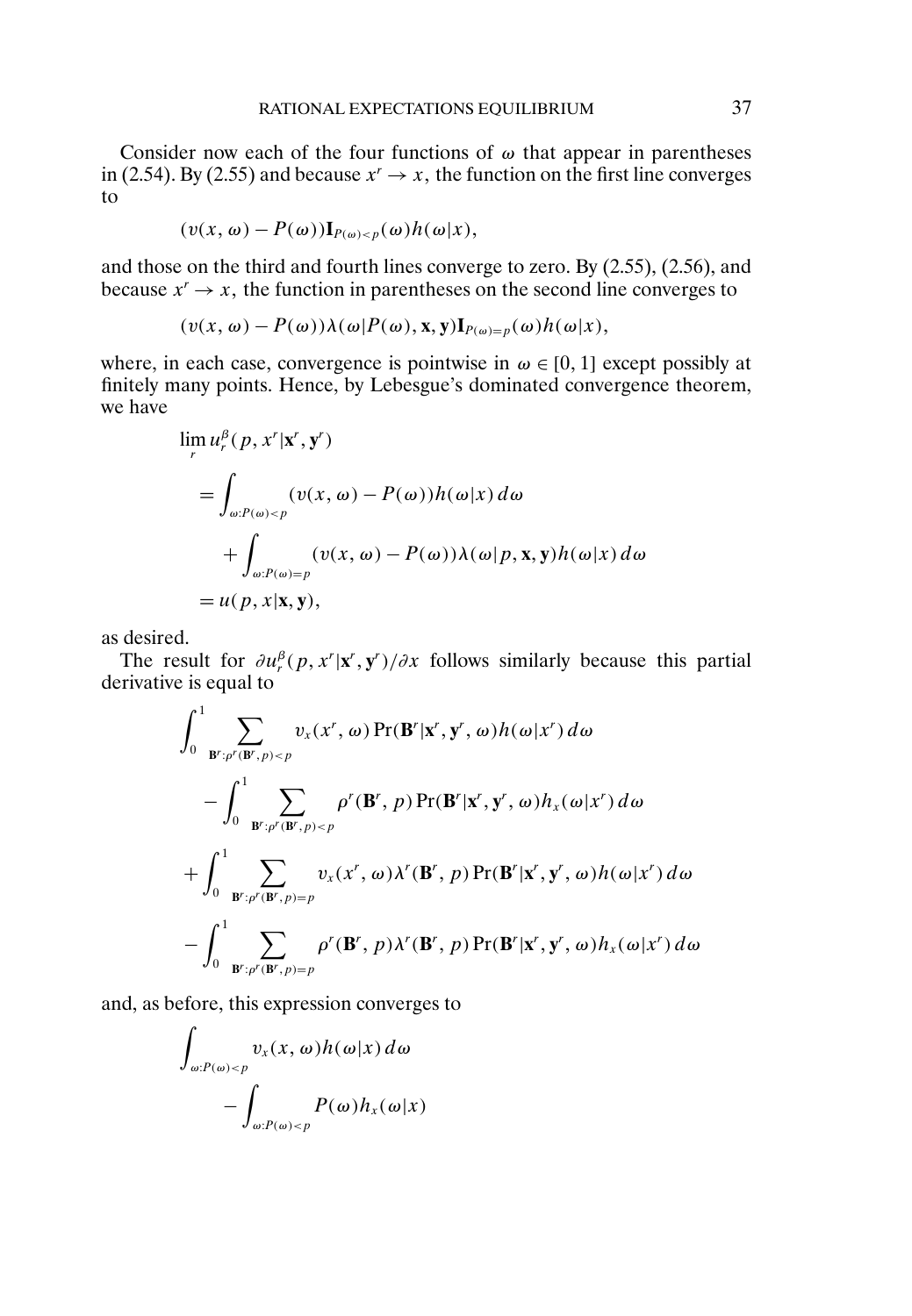Consider now each of the four functions of $\omega$ that appear in parentheses in (2.54). By (2.55) and because $x^r \to x$, the function on the first line converges to

$$(v(x, \omega) - P(\omega))\mathbf{I}_{P(\omega)<p}(\omega)h(\omega|x),$$

and those on the third and fourth lines converge to zero. By (2.55), (2.56), and because $x^r \to x$, the function in parentheses on the second line converges to

$$(v(x, \omega) - P(\omega))\lambda(\omega|P(\omega), \mathbf{x}, \mathbf{y})\mathbf{I}_{P(\omega)=p}(\omega)h(\omega|x),$$

where, in each case, convergence is pointwise in $\omega \in [0, 1]$ except possibly at finitely many points. Hence, by Lebesgue's dominated convergence theorem, we have

$$\begin{aligned}
&\lim_r u_r^\beta(p, x^r|\mathbf{x}^r, \mathbf{y}^r) \\
&\quad = \int_{\omega:P(\omega)<p} (v(x, \omega) - P(\omega))h(\omega|x)\,d\omega \\
&\qquad + \int_{\omega:P(\omega)=p} (v(x, \omega) - P(\omega))\lambda(\omega|p, \mathbf{x}, \mathbf{y})h(\omega|x)\,d\omega \\
&\quad = u(p, x|\mathbf{x}, \mathbf{y}),
\end{aligned}$$

as desired.

The result for $\partial u_r^\beta(p, x^r|\mathbf{x}^r, \mathbf{y}^r)/\partial x$ follows similarly because this partial derivative is equal to

$$\begin{aligned}
&\int_0^1 \sum_{\mathbf{B}^r:\rho^r(\mathbf{B}^r,p)<p} v_x(x^r, \omega)\Pr(\mathbf{B}^r|\mathbf{x}^r, \mathbf{y}^r, \omega)h(\omega|x^r)\,d\omega \\
&\qquad - \int_0^1 \sum_{\mathbf{B}^r:\rho^r(\mathbf{B}^r,p)<p} \rho^r(\mathbf{B}^r, p)\Pr(\mathbf{B}^r|\mathbf{x}^r, \mathbf{y}^r, \omega)h_x(\omega|x^r)\,d\omega \\
&\quad + \int_0^1 \sum_{\mathbf{B}^r:\rho^r(\mathbf{B}^r,p)=p} v_x(x^r, \omega)\lambda^r(\mathbf{B}^r, p)\Pr(\mathbf{B}^r|\mathbf{x}^r, \mathbf{y}^r, \omega)h(\omega|x^r)\,d\omega \\
&\quad - \int_0^1 \sum_{\mathbf{B}^r:\rho^r(\mathbf{B}^r,p)=p} \rho^r(\mathbf{B}^r, p)\lambda^r(\mathbf{B}^r, p)\Pr(\mathbf{B}^r|\mathbf{x}^r, \mathbf{y}^r, \omega)h_x(\omega|x^r)\,d\omega
\end{aligned}$$

and, as before, this expression converges to

$$\begin{aligned}
&\int_{\omega:P(\omega)<p} v_x(x, \omega)h(\omega|x)\,d\omega \\
&\qquad - \int_{\omega:P(\omega)<p} P(\omega)h_x(\omega|x)
\end{aligned}$$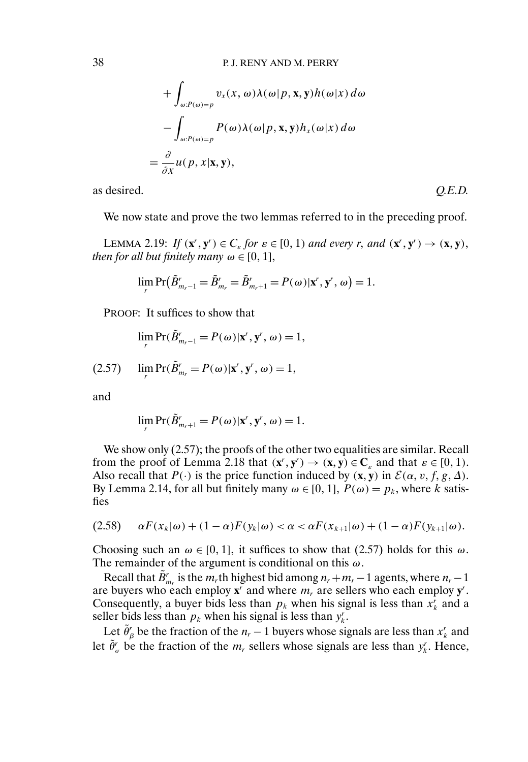$$
\begin{aligned}
&+\int_{\omega: P(\omega)=p} v_x(x, \omega)\lambda(\omega|p, \mathbf{x}, \mathbf{y})h(\omega|x)\, d\omega \\
&-\int_{\omega: P(\omega)=p} P(\omega)\lambda(\omega|p, \mathbf{x}, \mathbf{y})h_x(\omega|x)\, d\omega \\
&= \frac{\partial}{\partial x}u(p, x|\mathbf{x}, \mathbf{y}),
\end{aligned}
$$

as desired. *Q.E.D.*

We now state and prove the two lemmas referred to in the preceding proof.

LEMMA 2.19: *If $(\mathbf{x}^r, \mathbf{y}^r) \in C_\varepsilon$ for $\varepsilon \in [0, 1)$ and every $r$, and $(\mathbf{x}^r, \mathbf{y}^r) \to (\mathbf{x}, \mathbf{y})$, then for all but finitely many $\omega \in [0, 1]$,*

$$
\lim_r \Pr\big(\tilde{B}^r_{m_r-1} = \tilde{B}^r_{m_r} = \tilde{B}^r_{m_r+1} = P(\omega)|\mathbf{x}^r, \mathbf{y}^r, \omega\big) = 1.
$$

PROOF: It suffices to show that

$$
\lim_r \Pr(\tilde{B}^r_{m_r-1} = P(\omega)|\mathbf{x}^r, \mathbf{y}^r, \omega) = 1,
$$

$$
\lim_r \Pr(\tilde{B}^r_{m_r} = P(\omega)|\mathbf{x}^r, \mathbf{y}^r, \omega) = 1, \tag{2.57}
$$

and

$$
\lim_r \Pr(\tilde{B}^r_{m_r+1} = P(\omega)|\mathbf{x}^r, \mathbf{y}^r, \omega) = 1.
$$

We show only (2.57); the proofs of the other two equalities are similar. Recall from the proof of Lemma 2.18 that $(\mathbf{x}^r, \mathbf{y}^r) \to (\mathbf{x}, \mathbf{y}) \in \mathbf{C}_\varepsilon$ and that $\varepsilon \in [0, 1)$. Also recall that $P(\cdot)$ is the price function induced by $(\mathbf{x}, \mathbf{y})$ in $\mathcal{E}(\alpha, v, f, g, \Delta)$. By Lemma 2.14, for all but finitely many $\omega \in [0, 1]$, $P(\omega) = p_k$, where $k$ satisfies

$$
\alpha F(x_k|\omega) + (1-\alpha)F(y_k|\omega) < \alpha < \alpha F(x_{k+1}|\omega) + (1-\alpha)F(y_{k+1}|\omega). \tag{2.58}
$$

Choosing such an $\omega \in [0, 1]$, it suffices to show that (2.57) holds for this $\omega$. The remainder of the argument is conditional on this $\omega$.

Recall that $\tilde{B}^r_{m_r}$ is the $m_r$th highest bid among $n_r + m_r - 1$ agents, where $n_r - 1$ are buyers who each employ $\mathbf{x}^r$ and where $m_r$ are sellers who each employ $\mathbf{y}^r$. Consequently, a buyer bids less than $p_k$ when his signal is less than $x^r_k$ and a seller bids less than $p_k$ when his signal is less than $y^r_k$.

Let $\tilde{\theta}^r_\beta$ be the fraction of the $n_r - 1$ buyers whose signals are less than $x^r_k$ and let $\tilde{\theta}^r_\sigma$ be the fraction of the $m_r$ sellers whose signals are less than $y^r_k$. Hence,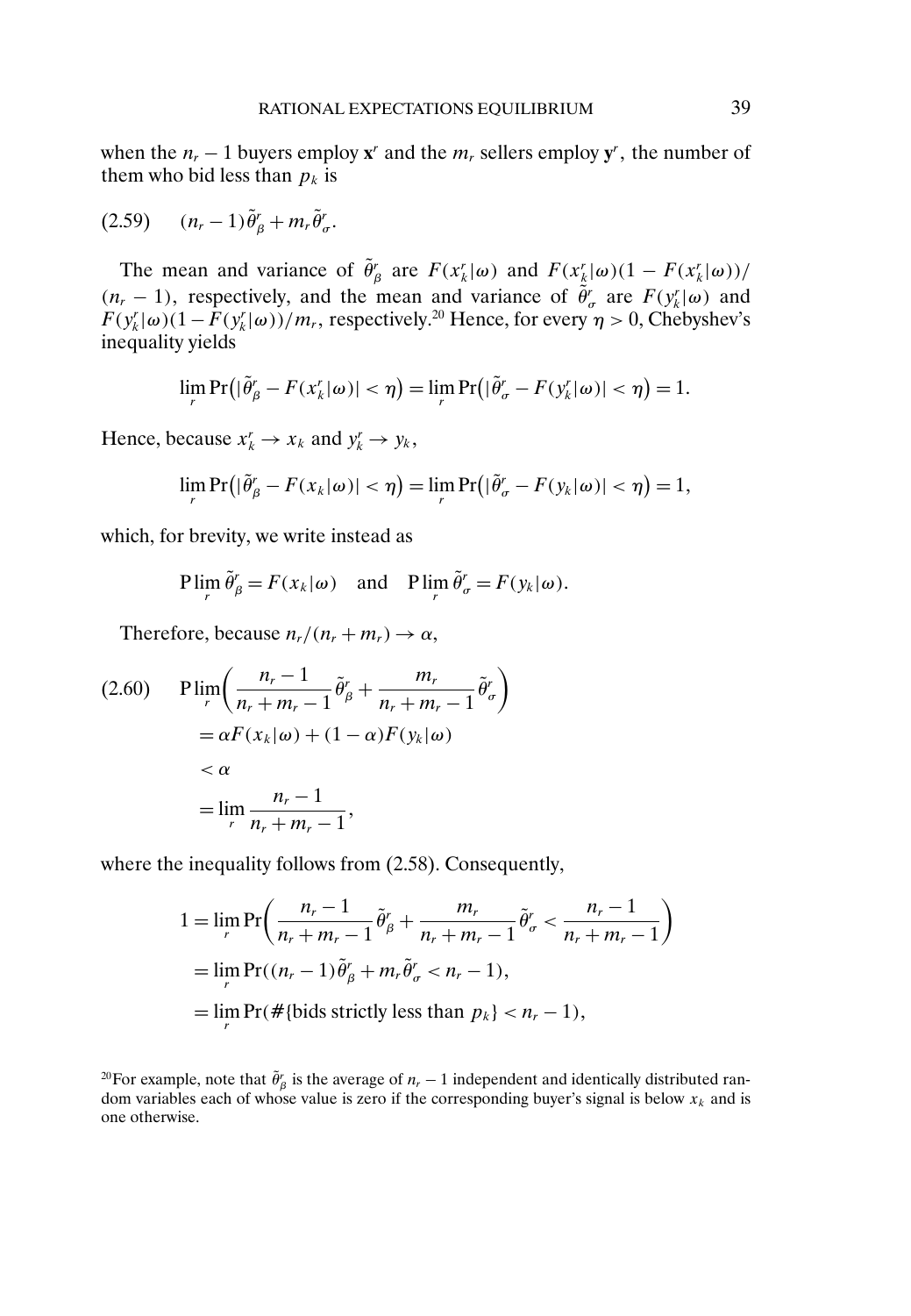when the $n_r - 1$ buyers employ $\mathbf{x}^r$ and the $m_r$ sellers employ $\mathbf{y}^r$, the number of them who bid less than $p_k$ is

$$(2.59) \qquad (n_r - 1)\tilde{\theta}^r_\beta + m_r \tilde{\theta}^r_\sigma.$$

The mean and variance of $\tilde{\theta}^r_\beta$ are $F(x^r_k|\omega)$ and $F(x^r_k|\omega)(1 - F(x^r_k|\omega))/(n_r - 1)$, respectively, and the mean and variance of $\tilde{\theta}^r_\sigma$ are $F(y^r_k|\omega)$ and $F(y^r_k|\omega)(1 - F(y^r_k|\omega))/m_r$, respectively.[20] Hence, for every $\eta > 0$, Chebyshev's inequality yields

$$\lim_r \Pr\big(|\tilde{\theta}^r_\beta - F(x^r_k|\omega)| < \eta\big) = \lim_r \Pr\big(|\tilde{\theta}^r_\sigma - F(y^r_k|\omega)| < \eta\big) = 1.$$

Hence, because $x^r_k \to x_k$ and $y^r_k \to y_k$,

$$\lim_r \Pr\big(|\tilde{\theta}^r_\beta - F(x_k|\omega)| < \eta\big) = \lim_r \Pr\big(|\tilde{\theta}^r_\sigma - F(y_k|\omega)| < \eta\big) = 1,$$

which, for brevity, we write instead as

$$\mathrm{P}\lim_r \tilde{\theta}^r_\beta = F(x_k|\omega) \quad \text{and} \quad \mathrm{P}\lim_r \tilde{\theta}^r_\sigma = F(y_k|\omega).$$

Therefore, because $n_r/(n_r + m_r) \to \alpha$,

$$(2.60) \qquad \begin{aligned} &\mathrm{P}\lim_r \left( \frac{n_r - 1}{n_r + m_r - 1} \tilde{\theta}^r_\beta + \frac{m_r}{n_r + m_r - 1} \tilde{\theta}^r_\sigma \right) \\ &\quad = \alpha F(x_k|\omega) + (1 - \alpha) F(y_k|\omega) \\ &\quad < \alpha \\ &\quad = \lim_r \frac{n_r - 1}{n_r + m_r - 1}, \end{aligned}$$

where the inequality follows from (2.58). Consequently,

$$\begin{aligned} 1 &= \lim_r \Pr\left( \frac{n_r - 1}{n_r + m_r - 1} \tilde{\theta}^r_\beta + \frac{m_r}{n_r + m_r - 1} \tilde{\theta}^r_\sigma < \frac{n_r - 1}{n_r + m_r - 1} \right) \\ &= \lim_r \Pr((n_r - 1)\tilde{\theta}^r_\beta + m_r \tilde{\theta}^r_\sigma < n_r - 1), \\ &= \lim_r \Pr(\#\{\text{bids strictly less than } p_k\} < n_r - 1), \end{aligned}$$

[20] For example, note that $\tilde{\theta}^r_\beta$ is the average of $n_r - 1$ independent and identically distributed random variables each of whose value is zero if the corresponding buyer's signal is below $x_k$ and is one otherwise.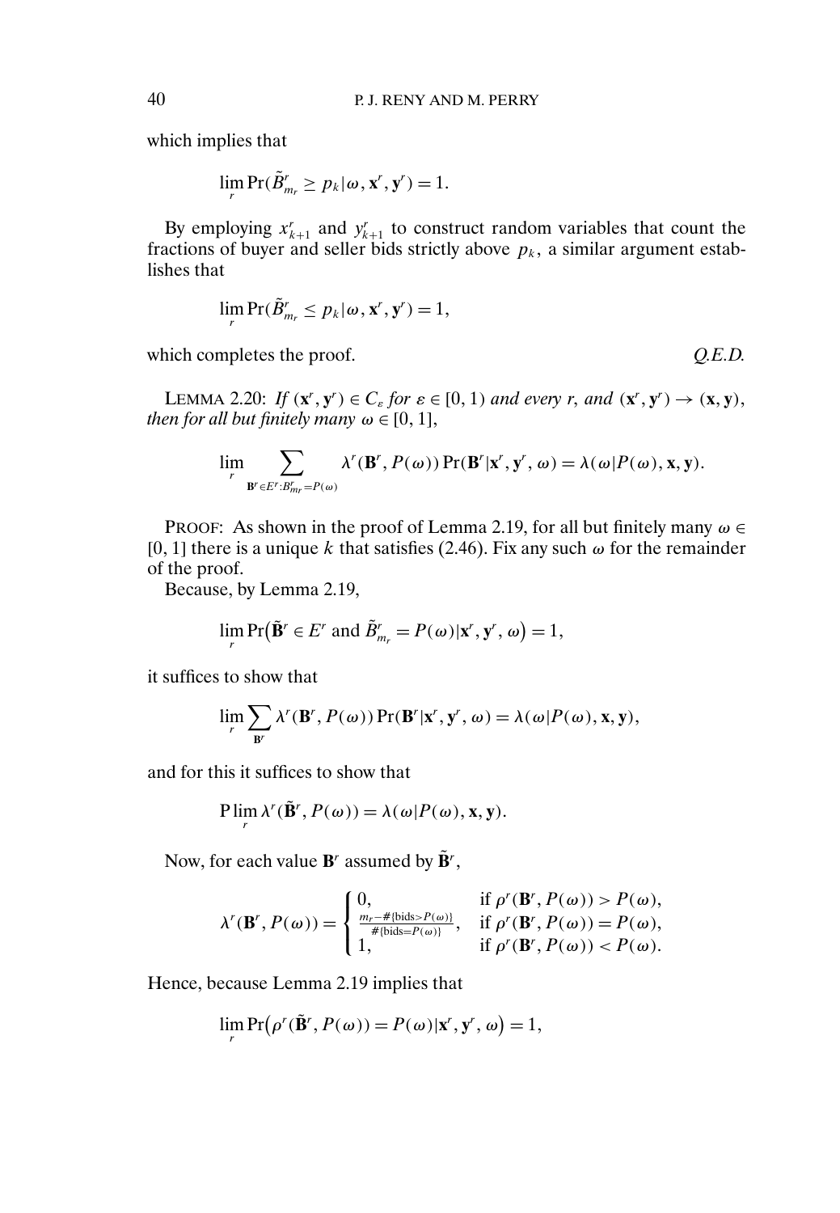which implies that

$$\lim_r \Pr(\tilde{B}^r_{m_r} \geq p_k | \omega, \mathbf{x}^r, \mathbf{y}^r) = 1.$$

By employing $x^r_{k+1}$ and $y^r_{k+1}$ to construct random variables that count the fractions of buyer and seller bids strictly above $p_k$, a similar argument establishes that

$$\lim_r \Pr(\tilde{B}^r_{m_r} \leq p_k | \omega, \mathbf{x}^r, \mathbf{y}^r) = 1,$$

which completes the proof. *Q.E.D.*

LEMMA 2.20: *If* $(\mathbf{x}^r, \mathbf{y}^r) \in C_\varepsilon$ *for* $\varepsilon \in [0, 1)$ *and every* $r$, *and* $(\mathbf{x}^r, \mathbf{y}^r) \to (\mathbf{x}, \mathbf{y})$, *then for all but finitely many* $\omega \in [0, 1]$,

$$\lim_r \sum_{\mathbf{B}^r \in E^r : B^r_{m_r} = P(\omega)} \lambda^r(\mathbf{B}^r, P(\omega)) \Pr(\mathbf{B}^r | \mathbf{x}^r, \mathbf{y}^r, \omega) = \lambda(\omega | P(\omega), \mathbf{x}, \mathbf{y}).$$

PROOF: As shown in the proof of Lemma 2.19, for all but finitely many $\omega \in [0, 1]$ there is a unique $k$ that satisfies (2.46). Fix any such $\omega$ for the remainder of the proof.

Because, by Lemma 2.19,

$$\lim_r \Pr\big(\tilde{\mathbf{B}}^r \in E^r \text{ and } \tilde{B}^r_{m_r} = P(\omega) | \mathbf{x}^r, \mathbf{y}^r, \omega\big) = 1,$$

it suffices to show that

$$\lim_r \sum_{\mathbf{B}^r} \lambda^r(\mathbf{B}^r, P(\omega)) \Pr(\mathbf{B}^r | \mathbf{x}^r, \mathbf{y}^r, \omega) = \lambda(\omega | P(\omega), \mathbf{x}, \mathbf{y}),$$

and for this it suffices to show that

$$\operatorname{P}\lim_r \lambda^r(\tilde{\mathbf{B}}^r, P(\omega)) = \lambda(\omega | P(\omega), \mathbf{x}, \mathbf{y}).$$

Now, for each value $\mathbf{B}^r$ assumed by $\tilde{\mathbf{B}}^r$,

$$\lambda^r(\mathbf{B}^r, P(\omega)) = \begin{cases} 0, & \text{if } \rho^r(\mathbf{B}^r, P(\omega)) > P(\omega), \\ \frac{m_r - \#\{\text{bids} > P(\omega)\}}{\#\{\text{bids} = P(\omega)\}}, & \text{if } \rho^r(\mathbf{B}^r, P(\omega)) = P(\omega), \\ 1, & \text{if } \rho^r(\mathbf{B}^r, P(\omega)) < P(\omega). \end{cases}$$

Hence, because Lemma 2.19 implies that

$$\lim_r \Pr\big(\rho^r(\tilde{\mathbf{B}}^r, P(\omega)) = P(\omega) | \mathbf{x}^r, \mathbf{y}^r, \omega\big) = 1,$$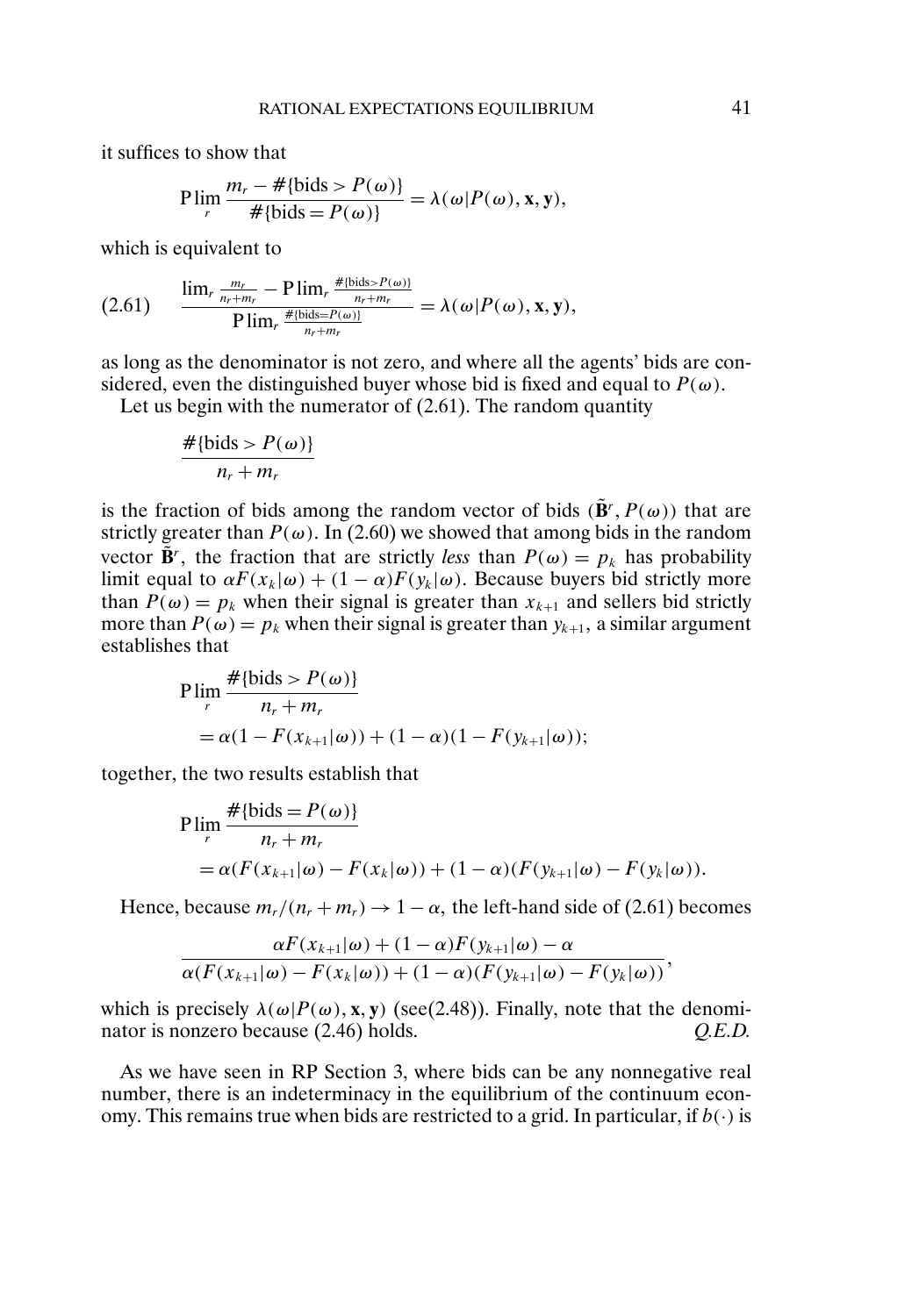it suffices to show that

$$\operatorname{P}\lim_r \frac{m_r - \#\{\text{bids} > P(\omega)\}}{\#\{\text{bids} = P(\omega)\}} = \lambda(\omega|P(\omega), \mathbf{x}, \mathbf{y}),$$

which is equivalent to

$$\frac{\lim_r \frac{m_r}{n_r+m_r} - \operatorname{P}\lim_r \frac{\#\{\text{bids}>P(\omega)\}}{n_r+m_r}}{\operatorname{P}\lim_r \frac{\#\{\text{bids}=P(\omega)\}}{n_r+m_r}} = \lambda(\omega|P(\omega), \mathbf{x}, \mathbf{y}), \tag{2.61}$$

as long as the denominator is not zero, and where all the agents' bids are considered, even the distinguished buyer whose bid is fixed and equal to $P(\omega)$.

Let us begin with the numerator of (2.61). The random quantity

$$\frac{\#\{\text{bids} > P(\omega)\}}{n_r + m_r}$$

is the fraction of bids among the random vector of bids $(\tilde{\mathbf{B}}^r, P(\omega))$ that are strictly greater than $P(\omega)$. In (2.60) we showed that among bids in the random vector $\tilde{\mathbf{B}}^r$, the fraction that are strictly *less* than $P(\omega) = p_k$ has probability limit equal to $\alpha F(x_k|\omega) + (1-\alpha)F(y_k|\omega)$. Because buyers bid strictly more than $P(\omega) = p_k$ when their signal is greater than $x_{k+1}$ and sellers bid strictly more than $P(\omega) = p_k$ when their signal is greater than $y_{k+1}$, a similar argument establishes that

$$\begin{aligned}
&\operatorname{P}\lim_r \frac{\#\{\text{bids} > P(\omega)\}}{n_r + m_r} \\
&\quad = \alpha(1 - F(x_{k+1}|\omega)) + (1-\alpha)(1 - F(y_{k+1}|\omega));
\end{aligned}$$

together, the two results establish that

$$\begin{aligned}
&\operatorname{P}\lim_r \frac{\#\{\text{bids} = P(\omega)\}}{n_r + m_r} \\
&\quad = \alpha(F(x_{k+1}|\omega) - F(x_k|\omega)) + (1-\alpha)(F(y_{k+1}|\omega) - F(y_k|\omega)).
\end{aligned}$$

Hence, because $m_r/(n_r + m_r) \to 1 - \alpha$, the left-hand side of (2.61) becomes

$$\frac{\alpha F(x_{k+1}|\omega) + (1-\alpha)F(y_{k+1}|\omega) - \alpha}{\alpha(F(x_{k+1}|\omega) - F(x_k|\omega)) + (1-\alpha)(F(y_{k+1}|\omega) - F(y_k|\omega))},$$

which is precisely $\lambda(\omega|P(\omega), \mathbf{x}, \mathbf{y})$ (see(2.48)). Finally, note that the denominator is nonzero because (2.46) holds. *Q.E.D.*

As we have seen in RP Section 3, where bids can be any nonnegative real number, there is an indeterminacy in the equilibrium of the continuum economy. This remains true when bids are restricted to a grid. In particular, if $b(\cdot)$ is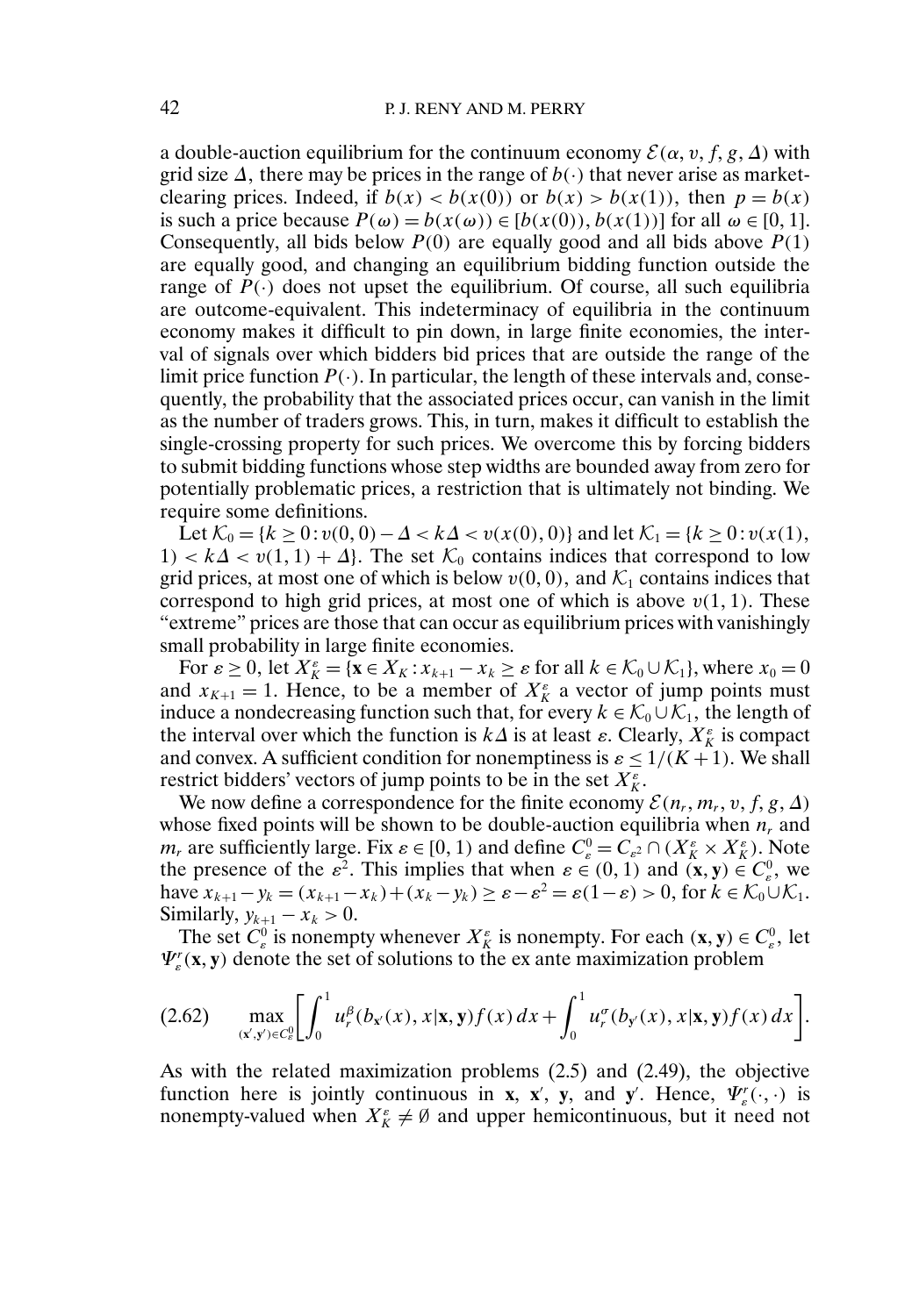a double-auction equilibrium for the continuum economy $\mathcal{E}(\alpha, v, f, g, \Delta)$ with grid size $\Delta$, there may be prices in the range of $b(\cdot)$ that never arise as market-clearing prices. Indeed, if $b(x) < b(x(0))$ or $b(x) > b(x(1))$, then $p = b(x)$ is such a price because $P(\omega) = b(x(\omega)) \in [b(x(0)), b(x(1))]$ for all $\omega \in [0, 1]$. Consequently, all bids below $P(0)$ are equally good and all bids above $P(1)$ are equally good, and changing an equilibrium bidding function outside the range of $P(\cdot)$ does not upset the equilibrium. Of course, all such equilibria are outcome-equivalent. This indeterminacy of equilibria in the continuum economy makes it difficult to pin down, in large finite economies, the interval of signals over which bidders bid prices that are outside the range of the limit price function $P(\cdot)$. In particular, the length of these intervals and, consequently, the probability that the associated prices occur, can vanish in the limit as the number of traders grows. This, in turn, makes it difficult to establish the single-crossing property for such prices. We overcome this by forcing bidders to submit bidding functions whose step widths are bounded away from zero for potentially problematic prices, a restriction that is ultimately not binding. We require some definitions.

Let $\mathcal{K}_0 = \{k \geq 0 : v(0, 0) - \Delta < k\Delta < v(x(0), 0)\}$ and let $\mathcal{K}_1 = \{k \geq 0 : v(x(1), 1) < k\Delta < v(1, 1) + \Delta\}$. The set $\mathcal{K}_0$ contains indices that correspond to low grid prices, at most one of which is below $v(0, 0)$, and $\mathcal{K}_1$ contains indices that correspond to high grid prices, at most one of which is above $v(1, 1)$. These "extreme" prices are those that can occur as equilibrium prices with vanishingly small probability in large finite economies.

For $\varepsilon \geq 0$, let $X_K^\varepsilon = \{\mathbf{x} \in X_K : x_{k+1} - x_k \geq \varepsilon$ for all $k \in \mathcal{K}_0 \cup \mathcal{K}_1\}$, where $x_0 = 0$ and $x_{K+1} = 1$. Hence, to be a member of $X_K^\varepsilon$ a vector of jump points must induce a nondecreasing function such that, for every $k \in \mathcal{K}_0 \cup \mathcal{K}_1$, the length of the interval over which the function is $k\Delta$ is at least $\varepsilon$. Clearly, $X_K^\varepsilon$ is compact and convex. A sufficient condition for nonemptiness is $\varepsilon \leq 1/(K+1)$. We shall restrict bidders' vectors of jump points to be in the set $X_K^\varepsilon$.

We now define a correspondence for the finite economy $\mathcal{E}(n_r, m_r, v, f, g, \Delta)$ whose fixed points will be shown to be double-auction equilibria when $n_r$ and $m_r$ are sufficiently large. Fix $\varepsilon \in [0, 1)$ and define $C_\varepsilon^0 = C_{\varepsilon^2} \cap (X_K^\varepsilon \times X_K^\varepsilon)$. Note the presence of the $\varepsilon^2$. This implies that when $\varepsilon \in (0, 1)$ and $(\mathbf{x}, \mathbf{y}) \in C_\varepsilon^0$, we have $x_{k+1} - y_k = (x_{k+1} - x_k) + (x_k - y_k) \geq \varepsilon - \varepsilon^2 = \varepsilon(1 - \varepsilon) > 0$, for $k \in \mathcal{K}_0 \cup \mathcal{K}_1$. Similarly, $y_{k+1} - x_k > 0$.

The set $C_\varepsilon^0$ is nonempty whenever $X_K^\varepsilon$ is nonempty. For each $(\mathbf{x}, \mathbf{y}) \in C_\varepsilon^0$, let $\Psi_\varepsilon^r(\mathbf{x}, \mathbf{y})$ denote the set of solutions to the ex ante maximization problem

$$
(2.62) \qquad \max_{(\mathbf{x}', \mathbf{y}') \in C_\varepsilon^0} \left[ \int_0^1 u_r^\beta(b_{\mathbf{x}'}(x), x | \mathbf{x}, \mathbf{y}) f(x)\, dx + \int_0^1 u_r^\sigma(b_{\mathbf{y}'}(x), x | \mathbf{x}, \mathbf{y}) f(x)\, dx \right].
$$

As with the related maximization problems (2.5) and (2.49), the objective function here is jointly continuous in $\mathbf{x}$, $\mathbf{x}'$, $\mathbf{y}$, and $\mathbf{y}'$. Hence, $\Psi_\varepsilon^r(\cdot, \cdot)$ is nonempty-valued when $X_K^\varepsilon \neq \emptyset$ and upper hemicontinuous, but it need not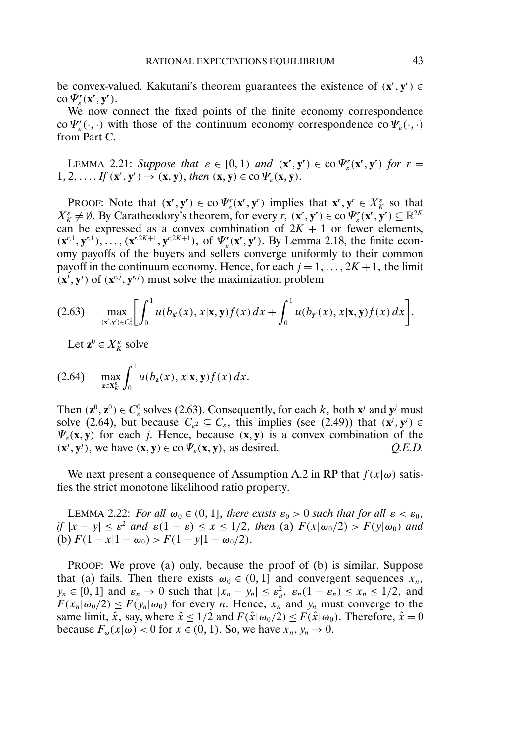be convex-valued. Kakutani's theorem guarantees the existence of $(\mathbf{x}^r, \mathbf{y}^r) \in \text{co}\,\Psi_\varepsilon^r(\mathbf{x}^r, \mathbf{y}^r)$.

We now connect the fixed points of the finite economy correspondence $\text{co}\,\Psi_\varepsilon^r(\cdot,\cdot)$ with those of the continuum economy correspondence $\text{co}\,\Psi_\varepsilon(\cdot,\cdot)$ from Part C.

LEMMA 2.21: *Suppose that* $\varepsilon \in [0, 1)$ *and* $(\mathbf{x}^r, \mathbf{y}^r) \in \text{co}\,\Psi_\varepsilon^r(\mathbf{x}^r, \mathbf{y}^r)$ *for* $r = 1, 2, \ldots$ *If* $(\mathbf{x}^r, \mathbf{y}^r) \to (\mathbf{x}, \mathbf{y})$, *then* $(\mathbf{x}, \mathbf{y}) \in \text{co}\,\Psi_\varepsilon(\mathbf{x}, \mathbf{y})$.

PROOF: Note that $(\mathbf{x}^r, \mathbf{y}^r) \in \text{co}\,\Psi_\varepsilon^r(\mathbf{x}^r, \mathbf{y}^r)$ implies that $\mathbf{x}^r, \mathbf{y}^r \in X_K^\varepsilon$ so that $X_K^\varepsilon \neq \emptyset$. By Caratheodory's theorem, for every $r$, $(\mathbf{x}^r, \mathbf{y}^r) \in \text{co}\,\Psi_\varepsilon^r(\mathbf{x}^r, \mathbf{y}^r) \subseteq \mathbb{R}^{2K}$ can be expressed as a convex combination of $2K+1$ or fewer elements, $(\mathbf{x}^{r,1}, \mathbf{y}^{r,1}), \ldots, (\mathbf{x}^{r,2K+1}, \mathbf{y}^{r,2K+1})$, of $\Psi_\varepsilon^r(\mathbf{x}^r, \mathbf{y}^r)$. By Lemma 2.18, the finite economy payoffs of the buyers and sellers converge uniformly to their common payoff in the continuum economy. Hence, for each $j = 1, \ldots, 2K+1$, the limit $(\mathbf{x}^j, \mathbf{y}^j)$ of $(\mathbf{x}^{r,j}, \mathbf{y}^{r,j})$ must solve the maximization problem

$$(2.63) \qquad \max_{(\mathbf{x}', \mathbf{y}') \in C_\varepsilon^0} \left[ \int_0^1 u(b_{\mathbf{x}'}(x), x|\mathbf{x}, \mathbf{y}) f(x)\,dx + \int_0^1 u(b_{\mathbf{y}'}(x), x|\mathbf{x}, \mathbf{y}) f(x)\,dx \right].$$

Let $\mathbf{z}^0 \in X_K^\varepsilon$ solve

$$(2.64) \qquad \max_{\mathbf{z} \in \mathbf{X}_K^\varepsilon} \int_0^1 u(b_{\mathbf{z}}(x), x|\mathbf{x}, \mathbf{y}) f(x)\,dx.$$

Then $(\mathbf{z}^0, \mathbf{z}^0) \in C_\varepsilon^0$ solves (2.63). Consequently, for each $k$, both $\mathbf{x}^j$ and $\mathbf{y}^j$ must solve (2.64), but because $C_{\varepsilon^2} \subseteq C_\varepsilon$, this implies (see (2.49)) that $(\mathbf{x}^j, \mathbf{y}^j) \in \Psi_\varepsilon(\mathbf{x}, \mathbf{y})$ for each $j$. Hence, because $(\mathbf{x}, \mathbf{y})$ is a convex combination of the $(\mathbf{x}^j, \mathbf{y}^j)$, we have $(\mathbf{x}, \mathbf{y}) \in \text{co}\,\Psi_\varepsilon(\mathbf{x}, \mathbf{y})$, as desired. *Q.E.D.*

We next present a consequence of Assumption A.2 in RP that $f(x|\omega)$ satisfies the strict monotone likelihood ratio property.

LEMMA 2.22: *For all* $\omega_0 \in (0, 1]$, *there exists* $\varepsilon_0 > 0$ *such that for all* $\varepsilon < \varepsilon_0$, *if* $|x - y| \leq \varepsilon^2$ *and* $\varepsilon(1-\varepsilon) \leq x \leq 1/2$, *then* (a) $F(x|\omega_0/2) > F(y|\omega_0)$ *and* (b) $F(1-x|1-\omega_0) > F(1-y|1-\omega_0/2)$.

PROOF: We prove (a) only, because the proof of (b) is similar. Suppose that (a) fails. Then there exists $\omega_0 \in (0, 1]$ and convergent sequences $x_n$, $y_n \in [0, 1]$ and $\varepsilon_n \to 0$ such that $|x_n - y_n| \leq \varepsilon_n^2$, $\varepsilon_n(1-\varepsilon_n) \leq x_n \leq 1/2$, and $F(x_n|\omega_0/2) \leq F(y_n|\omega_0)$ for every $n$. Hence, $x_n$ and $y_n$ must converge to the same limit, $\hat{x}$, say, where $\hat{x} \leq 1/2$ and $F(\hat{x}|\omega_0/2) \leq F(\hat{x}|\omega_0)$. Therefore, $\hat{x} = 0$ because $F_\omega(x|\omega) < 0$ for $x \in (0, 1)$. So, we have $x_n, y_n \to 0$.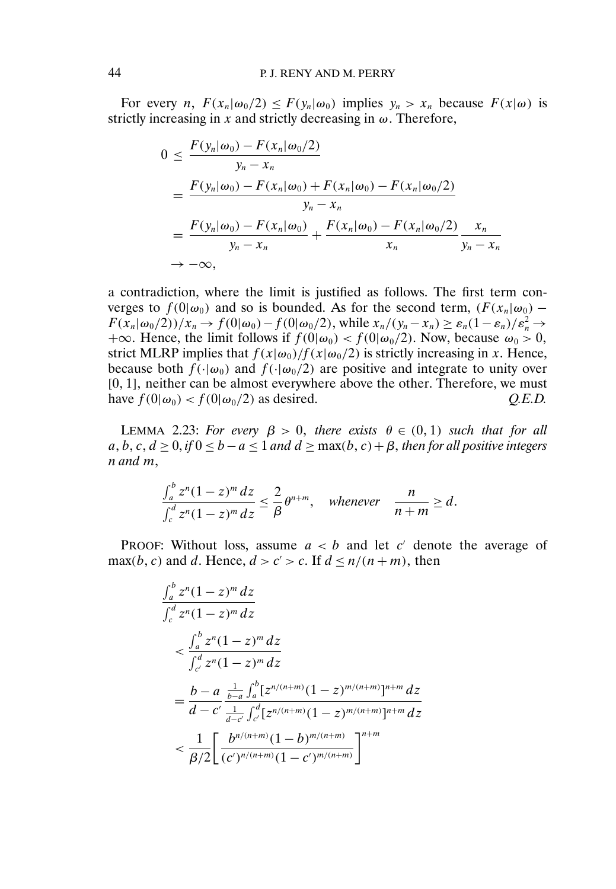For every $n$, $F(x_n|\omega_0/2) \leq F(y_n|\omega_0)$ implies $y_n > x_n$ because $F(x|\omega)$ is strictly increasing in $x$ and strictly decreasing in $\omega$. Therefore,

$$
\begin{aligned}
0 &\leq \frac{F(y_n|\omega_0) - F(x_n|\omega_0/2)}{y_n - x_n} \\
&= \frac{F(y_n|\omega_0) - F(x_n|\omega_0) + F(x_n|\omega_0) - F(x_n|\omega_0/2)}{y_n - x_n} \\
&= \frac{F(y_n|\omega_0) - F(x_n|\omega_0)}{y_n - x_n} + \frac{F(x_n|\omega_0) - F(x_n|\omega_0/2)}{x_n} \frac{x_n}{y_n - x_n} \\
&\to -\infty,
\end{aligned}
$$

a contradiction, where the limit is justified as follows. The first term converges to $f(0|\omega_0)$ and so is bounded. As for the second term, $(F(x_n|\omega_0) - F(x_n|\omega_0/2))/x_n \to f(0|\omega_0) - f(0|\omega_0/2)$, while $x_n/(y_n - x_n) \geq \varepsilon_n(1-\varepsilon_n)/\varepsilon_n^2 \to +\infty$. Hence, the limit follows if $f(0|\omega_0) < f(0|\omega_0/2)$. Now, because $\omega_0 > 0$, strict MLRP implies that $f(x|\omega_0)/f(x|\omega_0/2)$ is strictly increasing in $x$. Hence, because both $f(\cdot|\omega_0)$ and $f(\cdot|\omega_0/2)$ are positive and integrate to unity over $[0,1]$, neither can be almost everywhere above the other. Therefore, we must have $f(0|\omega_0) < f(0|\omega_0/2)$ as desired. *Q.E.D.*

LEMMA 2.23: *For every $\beta > 0$, there exists $\theta \in (0,1)$ such that for all $a, b, c, d \geq 0$, if $0 \leq b - a \leq 1$ and $d \geq \max(b, c) + \beta$, then for all positive integers $n$ and $m$,*

$$
\frac{\int_a^b z^n (1-z)^m \, dz}{\int_c^d z^n (1-z)^m \, dz} \leq \frac{2}{\beta} \theta^{n+m}, \quad \textit{whenever} \quad \frac{n}{n+m} \geq d.
$$

PROOF: Without loss, assume $a < b$ and let $c'$ denote the average of $\max(b, c)$ and $d$. Hence, $d > c' > c$. If $d \leq n/(n+m)$, then

$$
\begin{aligned}
&\frac{\int_a^b z^n (1-z)^m \, dz}{\int_c^d z^n (1-z)^m \, dz} \\
&\quad < \frac{\int_a^b z^n (1-z)^m \, dz}{\int_{c'}^d z^n (1-z)^m \, dz} \\
&\quad = \frac{b-a}{d-c'} \frac{\frac{1}{b-a} \int_a^b [z^{n/(n+m)} (1-z)^{m/(n+m)}]^{n+m} \, dz}{\frac{1}{d-c'} \int_{c'}^d [z^{n/(n+m)} (1-z)^{m/(n+m)}]^{n+m} \, dz} \\
&\quad < \frac{1}{\beta/2} \left[ \frac{b^{n/(n+m)} (1-b)^{m/(n+m)}}{(c')^{n/(n+m)} (1-c')^{m/(n+m)}} \right]^{n+m}
\end{aligned}
$$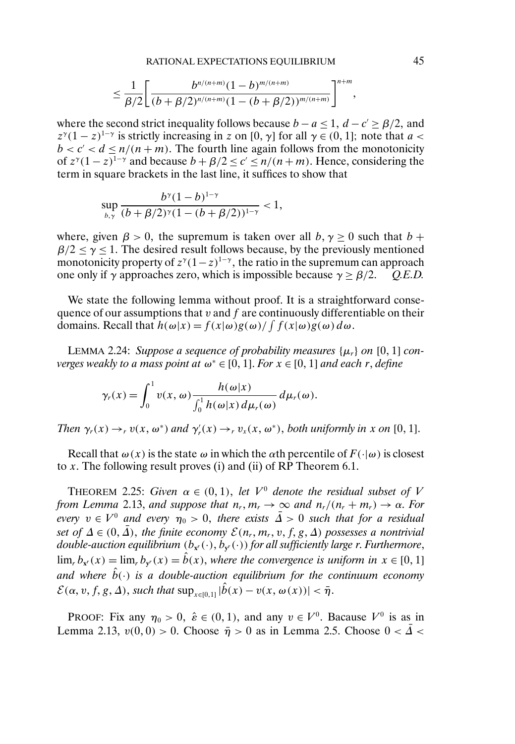$$\leq \frac{1}{\beta/2}\left[\frac{b^{n/(n+m)}(1-b)^{m/(n+m)}}{(b+\beta/2)^{n/(n+m)}(1-(b+\beta/2))^{m/(n+m)}}\right]^{n+m},$$

where the second strict inequality follows because $b - a \leq 1$, $d - c' \geq \beta/2$, and $z^{\gamma}(1-z)^{1-\gamma}$ is strictly increasing in $z$ on $[0, \gamma]$ for all $\gamma \in (0, 1]$; note that $a < b < c' < d \leq n/(n+m)$. The fourth line again follows from the monotonicity of $z^{\gamma}(1-z)^{1-\gamma}$ and because $b + \beta/2 \leq c' \leq n/(n+m)$. Hence, considering the term in square brackets in the last line, it suffices to show that

$$\sup_{b,\gamma} \frac{b^{\gamma}(1-b)^{1-\gamma}}{(b+\beta/2)^{\gamma}(1-(b+\beta/2))^{1-\gamma}} < 1,$$

where, given $\beta > 0$, the supremum is taken over all $b, \gamma \geq 0$ such that $b + \beta/2 \leq \gamma \leq 1$. The desired result follows because, by the previously mentioned monotonicity property of $z^{\gamma}(1-z)^{1-\gamma}$, the ratio in the supremum can approach one only if $\gamma$ approaches zero, which is impossible because $\gamma \geq \beta/2$. *Q.E.D.*

We state the following lemma without proof. It is a straightforward consequence of our assumptions that $v$ and $f$ are continuously differentiable on their domains. Recall that $h(\omega|x) = f(x|\omega)g(\omega)/\int f(x|\omega)g(\omega)\,d\omega$.

LEMMA 2.24: *Suppose a sequence of probability measures* $\{\mu_r\}$ *on* $[0, 1]$ *converges weakly to a mass point at* $\omega^* \in [0, 1]$. *For* $x \in [0, 1]$ *and each* $r$, *define*

$$\gamma_r(x) = \int_0^1 v(x, \omega)\frac{h(\omega|x)}{\int_0^1 h(\omega|x)\,d\mu_r(\omega)}\,d\mu_r(\omega).$$

*Then* $\gamma_r(x) \to_r v(x, \omega^*)$ *and* $\gamma_r'(x) \to_r v_x(x, \omega^*)$, *both uniformly in* $x$ *on* $[0, 1]$.

Recall that $\omega(x)$ is the state $\omega$ in which the $\alpha$th percentile of $F(\cdot|\omega)$ is closest to $x$. The following result proves (i) and (ii) of RP Theorem 6.1.

THEOREM 2.25: *Given* $\alpha \in (0, 1)$, *let* $V^0$ *denote the residual subset of* $V$ *from Lemma* 2.13, *and suppose that* $n_r, m_r \to \infty$ *and* $n_r/(n_r + m_r) \to \alpha$. *For every* $v \in V^0$ *and every* $\eta_0 > 0$, *there exists* $\bar{\Delta} > 0$ *such that for a residual set of* $\Delta \in (0, \bar{\Delta})$, *the finite economy* $\mathcal{E}(n_r, m_r, v, f, g, \Delta)$ *possesses a nontrivial double-auction equilibrium* $(b_{\mathbf{x}^r}(\cdot), b_{\mathbf{y}^r}(\cdot))$ *for all sufficiently large* $r$. *Furthermore*, $\lim_r b_{\mathbf{x}^r}(x) = \lim_r b_{\mathbf{y}^r}(x) = \hat{b}(x)$, *where the convergence is uniform in* $x \in [0, 1]$ *and where* $\hat{b}(\cdot)$ *is a double-auction equilibrium for the continuum economy* $\mathcal{E}(\alpha, v, f, g, \Delta)$, *such that* $\sup_{x\in[0,1]} |\hat{b}(x) - v(x, \omega(x))| < \bar{\eta}$.

PROOF: Fix any $\eta_0 > 0$, $\hat{\varepsilon} \in (0, 1)$, and any $v \in V^0$. Bacause $V^0$ is as in Lemma 2.13, $v(0, 0) > 0$. Choose $\bar{\eta} > 0$ as in Lemma 2.5. Choose $0 < \bar{\Delta} <$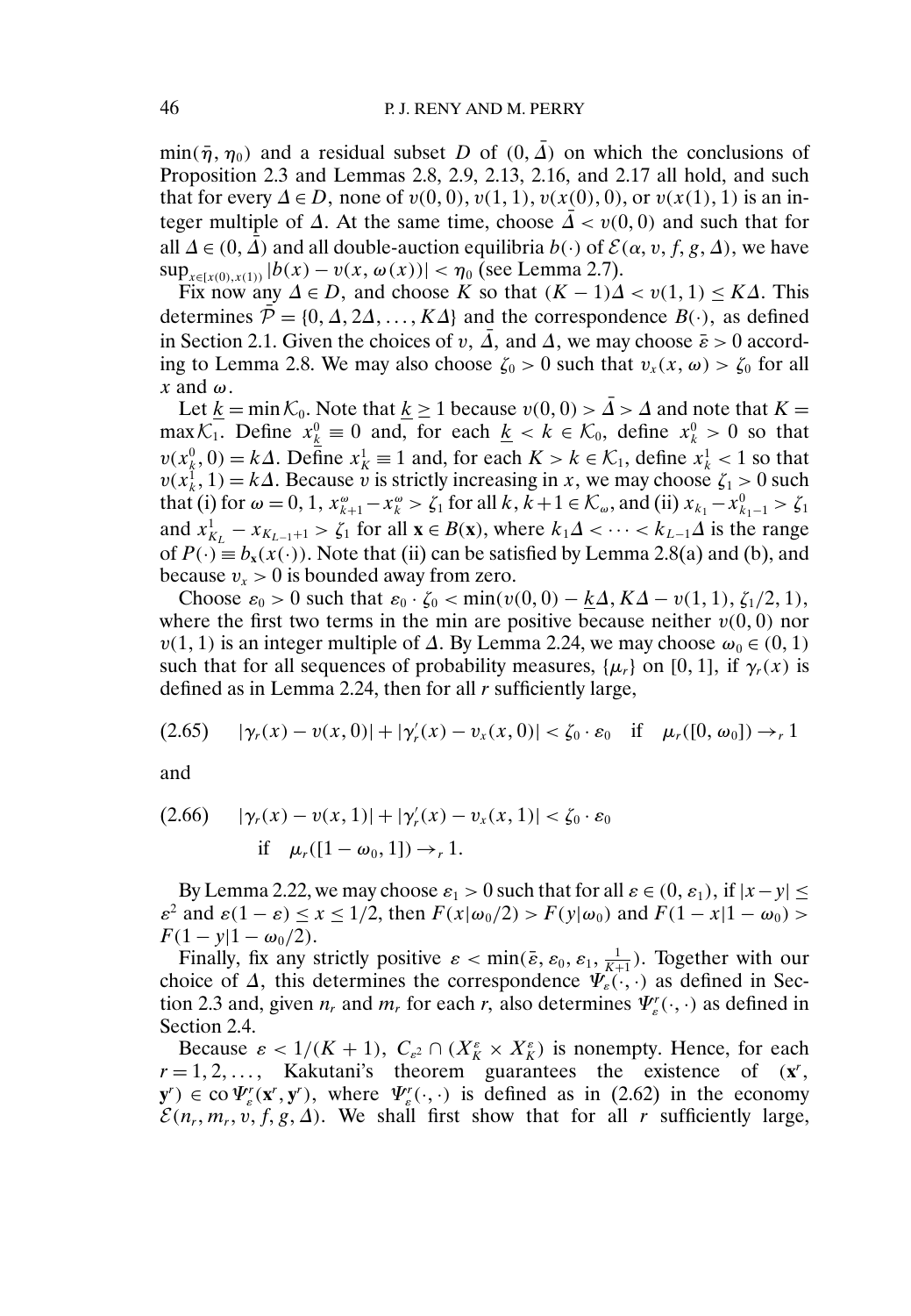$\min(\bar{\eta}, \eta_0)$ and a residual subset $D$ of $(0, \bar{\Delta})$ on which the conclusions of Proposition 2.3 and Lemmas 2.8, 2.9, 2.13, 2.16, and 2.17 all hold, and such that for every $\Delta \in D$, none of $v(0,0)$, $v(1,1)$, $v(x(0),0)$, or $v(x(1),1)$ is an integer multiple of $\Delta$. At the same time, choose $\bar{\Delta} < v(0,0)$ and such that for all $\Delta \in (0, \bar{\Delta})$ and all double-auction equilibria $b(\cdot)$ of $\mathcal{E}(\alpha, v, f, g, \Delta)$, we have $\sup_{x\in[x(0),x(1))} |b(x) - v(x, \omega(x))| < \eta_0$ (see Lemma 2.7).

Fix now any $\Delta \in D$, and choose $K$ so that $(K-1)\Delta < v(1,1) \leq K\Delta$. This determines $\bar{\mathcal{P}} = \{0, \Delta, 2\Delta, \dots, K\Delta\}$ and the correspondence $B(\cdot)$, as defined in Section 2.1. Given the choices of $v$, $\bar{\Delta}$, and $\Delta$, we may choose $\bar{\varepsilon} > 0$ according to Lemma 2.8. We may also choose $\zeta_0 > 0$ such that $v_x(x, \omega) > \zeta_0$ for all $x$ and $\omega$.

Let $\underline{k} = \min \mathcal{K}_0$. Note that $\underline{k} \geq 1$ because $v(0,0) > \bar{\Delta} > \Delta$ and note that $K = \max \mathcal{K}_1$. Define $x^0_{\underline{k}} \equiv 0$ and, for each $\underline{k} < k \in \mathcal{K}_0$, define $x^0_k > 0$ so that $v(x^0_k, 0) = k\Delta$. Define $x^1_K \equiv 1$ and, for each $K > k \in \mathcal{K}_1$, define $x^1_k < 1$ so that $v(x^1_k, 1) = k\Delta$. Because $v$ is strictly increasing in $x$, we may choose $\zeta_1 > 0$ such that (i) for $\omega = 0, 1$, $x^\omega_{k+1} - x^\omega_k > \zeta_1$ for all $k, k+1 \in \mathcal{K}_\omega$, and (ii) $x_{k_1} - x^0_{k_1 - 1} > \zeta_1$ and $x^1_{K_L} - x_{K_{L-1}+1} > \zeta_1$ for all $\mathbf{x} \in B(\mathbf{x})$, where $k_1\Delta < \dots < k_{L-1}\Delta$ is the range of $P(\cdot) \equiv b_{\mathbf{x}}(x(\cdot))$. Note that (ii) can be satisfied by Lemma 2.8(a) and (b), and because $v_x > 0$ is bounded away from zero.

Choose $\varepsilon_0 > 0$ such that $\varepsilon_0 \cdot \zeta_0 < \min(v(0,0) - \underline{k}\Delta, K\Delta - v(1,1), \zeta_1/2, 1)$, where the first two terms in the min are positive because neither $v(0,0)$ nor $v(1,1)$ is an integer multiple of $\Delta$. By Lemma 2.24, we may choose $\omega_0 \in (0,1)$ such that for all sequences of probability measures, $\{\mu_r\}$ on $[0,1]$, if $\gamma_r(x)$ is defined as in Lemma 2.24, then for all $r$ sufficiently large,

$$(2.65) \quad |\gamma_r(x) - v(x,0)| + |\gamma_r'(x) - v_x(x,0)| < \zeta_0 \cdot \varepsilon_0 \quad \text{if} \quad \mu_r([0, \omega_0]) \to_r 1$$

and

$$(2.66) \quad |\gamma_r(x) - v(x,1)| + |\gamma_r'(x) - v_x(x,1)| < \zeta_0 \cdot \varepsilon_0 \quad \text{if} \quad \mu_r([1-\omega_0, 1]) \to_r 1.$$

By Lemma 2.22, we may choose $\varepsilon_1 > 0$ such that for all $\varepsilon \in (0, \varepsilon_1)$, if $|x - y| \leq \varepsilon^2$ and $\varepsilon(1-\varepsilon) \leq x \leq 1/2$, then $F(x|\omega_0/2) > F(y|\omega_0)$ and $F(1-x|1-\omega_0) > F(1-y|1-\omega_0/2)$.

Finally, fix any strictly positive $\varepsilon < \min(\bar{\varepsilon}, \varepsilon_0, \varepsilon_1, \frac{1}{K+1})$. Together with our choice of $\Delta$, this determines the correspondence $\Psi_\varepsilon(\cdot,\cdot)$ as defined in Section 2.3 and, given $n_r$ and $m_r$ for each $r$, also determines $\Psi^r_\varepsilon(\cdot,\cdot)$ as defined in Section 2.4.

Because $\varepsilon < 1/(K+1)$, $C_{\varepsilon^2} \cap (X^\varepsilon_K \times X^\varepsilon_K)$ is nonempty. Hence, for each $r = 1, 2, \dots,$ Kakutani's theorem guarantees the existence of $(\mathbf{x}^r, \mathbf{y}^r) \in \operatorname{co} \Psi^r_\varepsilon(\mathbf{x}^r, \mathbf{y}^r)$, where $\Psi^r_\varepsilon(\cdot,\cdot)$ is defined as in (2.62) in the economy $\mathcal{E}(n_r, m_r, v, f, g, \Delta)$. We shall first show that for all $r$ sufficiently large,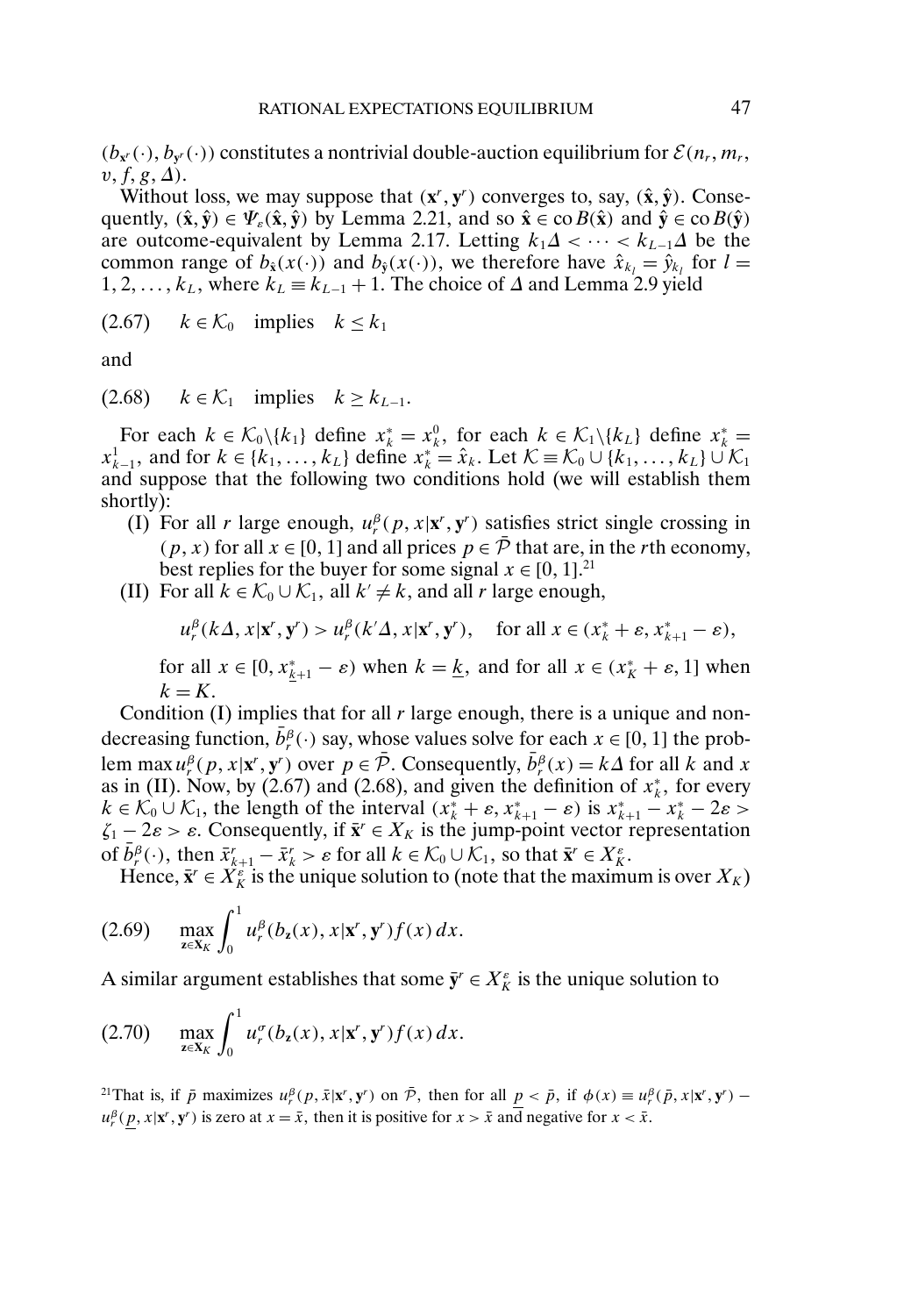$(b_{\mathbf{x}^r}(\cdot), b_{\mathbf{y}^r}(\cdot))$ constitutes a nontrivial double-auction equilibrium for $\mathcal{E}(n_r, m_r, v, f, g, \Delta)$.

Without loss, we may suppose that $(\mathbf{x}^r, \mathbf{y}^r)$ converges to, say, $(\hat{\mathbf{x}}, \hat{\mathbf{y}})$. Consequently, $(\hat{\mathbf{x}}, \hat{\mathbf{y}}) \in \Psi_\varepsilon(\hat{\mathbf{x}}, \hat{\mathbf{y}})$ by Lemma 2.21, and so $\hat{\mathbf{x}} \in \text{co}\, B(\hat{\mathbf{x}})$ and $\hat{\mathbf{y}} \in \text{co}\, B(\hat{\mathbf{y}})$ are outcome-equivalent by Lemma 2.17. Letting $k_1\Delta < \cdots < k_{L-1}\Delta$ be the common range of $b_{\hat{\mathbf{x}}}(x(\cdot))$ and $b_{\hat{\mathbf{y}}}(x(\cdot))$, we therefore have $\hat{x}_{k_l} = \hat{y}_{k_l}$ for $l = 1, 2, \ldots, k_L$, where $k_L \equiv k_{L-1} + 1$. The choice of $\Delta$ and Lemma 2.9 yield

$$(2.67) \quad k \in \mathcal{K}_0 \quad \text{implies} \quad k \le k_1$$

and

$$(2.68) \quad k \in \mathcal{K}_1 \quad \text{implies} \quad k \ge k_{L-1}.$$

For each $k \in \mathcal{K}_0 \backslash \{k_1\}$ define $x_k^* = x_k^0$, for each $k \in \mathcal{K}_1 \backslash \{k_L\}$ define $x_k^* = x_{k-1}^1$, and for $k \in \{k_1, \ldots, k_L\}$ define $x_k^* = \hat{x}_k$. Let $\mathcal{K} \equiv \mathcal{K}_0 \cup \{k_1, \ldots, k_L\} \cup \mathcal{K}_1$ and suppose that the following two conditions hold (we will establish them shortly):

(I) For all $r$ large enough, $u_r^\beta(p, x|\mathbf{x}^r, \mathbf{y}^r)$ satisfies strict single crossing in $(p, x)$ for all $x \in [0, 1]$ and all prices $p \in \bar{\mathcal{P}}$ that are, in the $r$th economy, best replies for the buyer for some signal $x \in [0, 1]$.[21]

(II) For all $k \in \mathcal{K}_0 \cup \mathcal{K}_1$, all $k' \neq k$, and all $r$ large enough,

$$u_r^\beta(k\Delta, x|\mathbf{x}^r, \mathbf{y}^r) > u_r^\beta(k'\Delta, x|\mathbf{x}^r, \mathbf{y}^r), \quad \text{for all } x \in (x_k^* + \varepsilon, x_{k+1}^* - \varepsilon),$$

for all $x \in [0, x_{\underline{k}+1}^* - \varepsilon)$ when $k = \underline{k}$, and for all $x \in (x_K^* + \varepsilon, 1]$ when $k = K$.

Condition (I) implies that for all $r$ large enough, there is a unique and nondecreasing function, $\bar{b}_r^\beta(\cdot)$ say, whose values solve for each $x \in [0, 1]$ the problem $\max u_r^\beta(p, x|\mathbf{x}^r, \mathbf{y}^r)$ over $p \in \bar{\mathcal{P}}$. Consequently, $\bar{b}_r^\beta(x) = k\Delta$ for all $k$ and $x$ as in (II). Now, by (2.67) and (2.68), and given the definition of $x_k^*$, for every $k \in \mathcal{K}_0 \cup \mathcal{K}_1$, the length of the interval $(x_k^* + \varepsilon, x_{k+1}^* - \varepsilon)$ is $x_{k+1}^* - x_k^* - 2\varepsilon > \zeta_1 - 2\varepsilon > \varepsilon$. Consequently, if $\bar{\mathbf{x}}^r \in X_K$ is the jump-point vector representation of $\bar{b}_r^\beta(\cdot)$, then $\bar{x}_{k+1}^r - \bar{x}_k^r > \varepsilon$ for all $k \in \mathcal{K}_0 \cup \mathcal{K}_1$, so that $\bar{\mathbf{x}}^r \in X_K^\varepsilon$.

Hence, $\bar{\mathbf{x}}^r \in X_K^\varepsilon$ is the unique solution to (note that the maximum is over $X_K$)

$$(2.69) \quad \max_{\mathbf{z} \in \mathbf{X}_K} \int_0^1 u_r^\beta(b_{\mathbf{z}}(x), x|\mathbf{x}^r, \mathbf{y}^r) f(x)\, dx.$$

A similar argument establishes that some $\bar{\mathbf{y}}^r \in X_K^\varepsilon$ is the unique solution to

$$(2.70) \quad \max_{\mathbf{z} \in \mathbf{X}_K} \int_0^1 u_r^\sigma(b_{\mathbf{z}}(x), x|\mathbf{x}^r, \mathbf{y}^r) f(x)\, dx.$$

[21] That is, if $\bar{p}$ maximizes $u_r^\beta(p, \bar{x}|\mathbf{x}^r, \mathbf{y}^r)$ on $\bar{\mathcal{P}}$, then for all $\underline{p} < \bar{p}$, if $\phi(x) \equiv u_r^\beta(\bar{p}, x|\mathbf{x}^r, \mathbf{y}^r) - u_r^\beta(\underline{p}, x|\mathbf{x}^r, \mathbf{y}^r)$ is zero at $x = \bar{x}$, then it is positive for $x > \bar{x}$ and negative for $x < \bar{x}$.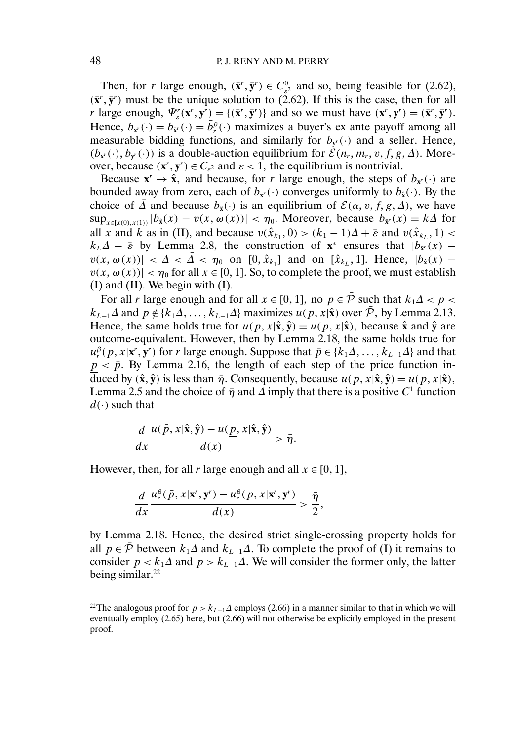Then, for $r$ large enough, $(\bar{\mathbf{x}}^r, \bar{\mathbf{y}}^r) \in C^0_{\varepsilon^2}$ and so, being feasible for (2.62), $(\bar{\mathbf{x}}^r, \bar{\mathbf{y}}^r)$ must be the unique solution to (2.62). If this is the case, then for all $r$ large enough, $\Psi^r_\varepsilon(\mathbf{x}^r, \mathbf{y}^r) = \{(\bar{\mathbf{x}}^r, \bar{\mathbf{y}}^r)\}$ and so we must have $(\mathbf{x}^r, \mathbf{y}^r) = (\bar{\mathbf{x}}^r, \bar{\mathbf{y}}^r)$. Hence, $b_{\mathbf{x}^r}(\cdot) = b_{\bar{\mathbf{x}}^r}(\cdot) = \bar{b}^\beta_r(\cdot)$ maximizes a buyer's ex ante payoff among all measurable bidding functions, and similarly for $b_{\mathbf{y}^r}(\cdot)$ and a seller. Hence, $(b_{\mathbf{x}^r}(\cdot), b_{\mathbf{y}^r}(\cdot))$ is a double-auction equilibrium for $\mathcal{E}(n_r, m_r, v, f, g, \Delta)$. Moreover, because $(\mathbf{x}^r, \mathbf{y}^r) \in C_{\varepsilon^2}$ and $\varepsilon < 1$, the equilibrium is nontrivial.

Because $\mathbf{x}^r \to \hat{\mathbf{x}}$, and because, for $r$ large enough, the steps of $b_{\mathbf{x}^r}(\cdot)$ are bounded away from zero, each of $b_{\mathbf{x}^r}(\cdot)$ converges uniformly to $b_{\hat{\mathbf{x}}}(\cdot)$. By the choice of $\bar{\Delta}$ and because $b_{\hat{\mathbf{x}}}(\cdot)$ is an equilibrium of $\mathcal{E}(\alpha, v, f, g, \Delta)$, we have $\sup_{x \in [x(0), x(1))} |b_{\hat{\mathbf{x}}}(x) - v(x, \omega(x))| < \eta_0$. Moreover, because $b_{\bar{\mathbf{x}}^r}(x) = k\Delta$ for all $x$ and $k$ as in (II), and because $v(\hat{x}_{k_1}, 0) > (k_1 - 1)\Delta + \bar{\varepsilon}$ and $v(\hat{x}_{k_L}, 1) < k_L\Delta - \bar{\varepsilon}$ by Lemma 2.8, the construction of $\mathbf{x}^*$ ensures that $|b_{\bar{\mathbf{x}}^r}(x) - v(x, \omega(x))| < \Delta < \bar{\Delta} < \eta_0$ on $[0, \hat{x}_{k_1}]$ and on $[\hat{x}_{k_L}, 1]$. Hence, $|b_{\hat{\mathbf{x}}}(x) - v(x, \omega(x))| < \eta_0$ for all $x \in [0, 1]$. So, to complete the proof, we must establish (I) and (II). We begin with (I).

For all $r$ large enough and for all $x \in [0, 1]$, no $p \in \bar{\mathcal{P}}$ such that $k_1\Delta < p < k_{L-1}\Delta$ and $p \notin \{k_1\Delta, \ldots, k_{L-1}\Delta\}$ maximizes $u(p, x|\hat{\mathbf{x}})$ over $\bar{\mathcal{P}}$, by Lemma 2.13. Hence, the same holds true for $u(p, x|\hat{\mathbf{x}}, \hat{\mathbf{y}}) = u(p, x|\hat{\mathbf{x}})$, because $\hat{\mathbf{x}}$ and $\hat{\mathbf{y}}$ are outcome-equivalent. However, then by Lemma 2.18, the same holds true for $u^\beta_r(p, x|\mathbf{x}^r, \mathbf{y}^r)$ for $r$ large enough. Suppose that $\bar{p} \in \{k_1\Delta, \ldots, k_{L-1}\Delta\}$ and that $\underline{p} < \bar{p}$. By Lemma 2.16, the length of each step of the price function induced by $(\hat{\mathbf{x}}, \hat{\mathbf{y}})$ is less than $\bar{\eta}$. Consequently, because $u(p, x|\hat{\mathbf{x}}, \hat{\mathbf{y}}) = u(p, x|\hat{\mathbf{x}})$, Lemma 2.5 and the choice of $\bar{\eta}$ and $\Delta$ imply that there is a positive $C^1$ function $d(\cdot)$ such that

$$\frac{d}{dx} \frac{u(\bar{p}, x|\hat{\mathbf{x}}, \hat{\mathbf{y}}) - u(\underline{p}, x|\hat{\mathbf{x}}, \hat{\mathbf{y}})}{d(x)} > \bar{\eta}.$$

However, then, for all $r$ large enough and all $x \in [0, 1]$,

$$\frac{d}{dx} \frac{u^\beta_r(\bar{p}, x|\mathbf{x}^r, \mathbf{y}^r) - u^\beta_r(\underline{p}, x|\mathbf{x}^r, \mathbf{y}^r)}{d(x)} > \frac{\bar{\eta}}{2},$$

by Lemma 2.18. Hence, the desired strict single-crossing property holds for all $p \in \bar{\mathcal{P}}$ between $k_1\Delta$ and $k_{L-1}\Delta$. To complete the proof of (I) it remains to consider $p < k_1\Delta$ and $p > k_{L-1}\Delta$. We will consider the former only, the latter being similar.[22]

[22] The analogous proof for $p > k_{L-1}\Delta$ employs (2.66) in a manner similar to that in which we will eventually employ (2.65) here, but (2.66) will not otherwise be explicitly employed in the present proof.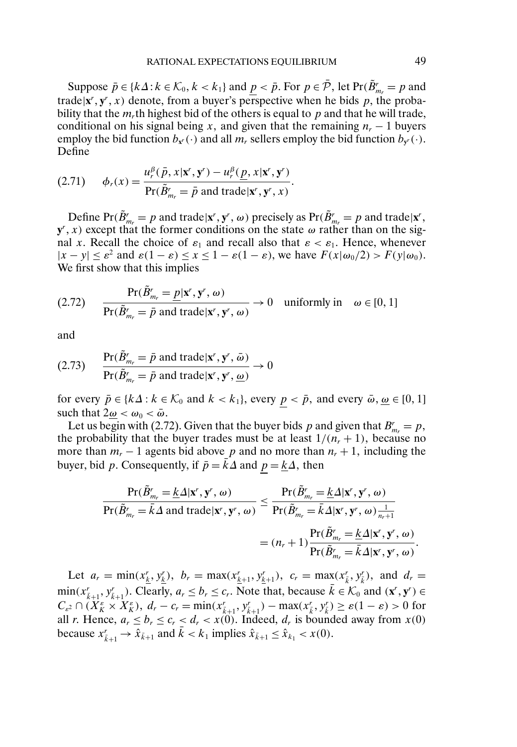Suppose $\bar{p} \in \{k\Delta : k \in \mathcal{K}_0, k < k_1\}$ and $\underline{p} < \bar{p}$. For $p \in \bar{\mathcal{P}}$, let $\Pr(\tilde{B}^r_{m_r} = p$ and trade$|\mathbf{x}^r, \mathbf{y}^r, x)$ denote, from a buyer's perspective when he bids $p$, the probability that the $m_r$th highest bid of the others is equal to $p$ and that he will trade, conditional on his signal being $x$, and given that the remaining $n_r - 1$ buyers employ the bid function $b_{\mathbf{x}^r}(\cdot)$ and all $m_r$ sellers employ the bid function $b_{\mathbf{y}^r}(\cdot)$. Define

$$\phi_r(x) = \frac{u_r^\beta(\bar{p}, x|\mathbf{x}^r, \mathbf{y}^r) - u_r^\beta(\underline{p}, x|\mathbf{x}^r, \mathbf{y}^r)}{\Pr(\tilde{B}^r_{m_r} = \bar{p} \text{ and trade}|\mathbf{x}^r, \mathbf{y}^r, x)}. \tag{2.71}$$

Define $\Pr(\tilde{B}^r_{m_r} = p$ and trade$|\mathbf{x}^r, \mathbf{y}^r, \omega)$ precisely as $\Pr(\tilde{B}^r_{m_r} = p$ and trade$|\mathbf{x}^r, \mathbf{y}^r, x)$ except that the former conditions on the state $\omega$ rather than on the signal $x$. Recall the choice of $\varepsilon_1$ and recall also that $\varepsilon < \varepsilon_1$. Hence, whenever $|x - y| \le \varepsilon^2$ and $\varepsilon(1-\varepsilon) \le x \le 1 - \varepsilon(1-\varepsilon)$, we have $F(x|\omega_0/2) > F(y|\omega_0)$. We first show that this implies

$$\frac{\Pr(\tilde{B}^r_{m_r} = \underline{p}|\mathbf{x}^r, \mathbf{y}^r, \omega)}{\Pr(\tilde{B}^r_{m_r} = \bar{p} \text{ and trade}|\mathbf{x}^r, \mathbf{y}^r, \omega)} \to 0 \quad \text{uniformly in} \quad \omega \in [0, 1] \tag{2.72}$$

and

$$\frac{\Pr(\tilde{B}^r_{m_r} = \bar{p} \text{ and trade}|\mathbf{x}^r, \mathbf{y}^r, \bar{\omega})}{\Pr(\tilde{B}^r_{m_r} = \bar{p} \text{ and trade}|\mathbf{x}^r, \mathbf{y}^r, \underline{\omega})} \to 0 \tag{2.73}$$

for every $\bar{p} \in \{k\Delta : k \in \mathcal{K}_0$ and $k < k_1\}$, every $\underline{p} < \bar{p}$, and every $\bar{\omega}, \underline{\omega} \in [0, 1]$ such that $2\underline{\omega} < \omega_0 < \bar{\omega}$.

Let us begin with (2.72). Given that the buyer bids $p$ and given that $B^r_{m_r} = p$, the probability that the buyer trades must be at least $1/(n_r + 1)$, because no more than $m_r - 1$ agents bid above $p$ and no more than $n_r + 1$, including the buyer, bid $p$. Consequently, if $\bar{p} = \bar{k}\Delta$ and $\underline{p} = \underline{k}\Delta$, then

$$\begin{aligned}
\frac{\Pr(\tilde{B}^r_{m_r} = \underline{k}\Delta|\mathbf{x}^r, \mathbf{y}^r, \omega)}{\Pr(\tilde{B}^r_{m_r} = \bar{k}\Delta \text{ and trade}|\mathbf{x}^r, \mathbf{y}^r, \omega)} &\le \frac{\Pr(\tilde{B}^r_{m_r} = \underline{k}\Delta|\mathbf{x}^r, \mathbf{y}^r, \omega)}{\Pr(\tilde{B}^r_{m_r} = \bar{k}\Delta|\mathbf{x}^r, \mathbf{y}^r, \omega)\frac{1}{n_r+1}} \\
&= (n_r + 1)\frac{\Pr(\tilde{B}^r_{m_r} = \underline{k}\Delta|\mathbf{x}^r, \mathbf{y}^r, \omega)}{\Pr(\tilde{B}^r_{m_r} = \bar{k}\Delta|\mathbf{x}^r, \mathbf{y}^r, \omega)}.
\end{aligned}$$

Let $a_r = \min(x^r_{\underline{k}}, y^r_{\underline{k}})$, $b_r = \max(x^r_{\underline{k}+1}, y^r_{\underline{k}+1})$, $c_r = \max(x^r_{\bar{k}}, y^r_{\bar{k}})$, and $d_r = \min(x^r_{\bar{k}+1}, y^r_{\bar{k}+1})$. Clearly, $a_r \le b_r \le c_r$. Note that, because $\bar{k} \in \mathcal{K}_0$ and $(\mathbf{x}^r, \mathbf{y}^r) \in C_{\varepsilon^2} \cap (X^\varepsilon_K \times X^\varepsilon_K)$, $d_r - c_r = \min(x^r_{\bar{k}+1}, y^r_{\bar{k}+1}) - \max(x^r_{\bar{k}}, y^r_{\bar{k}}) \ge \varepsilon(1-\varepsilon) > 0$ for all $r$. Hence, $a_r \le b_r \le c_r < d_r < x(0)$. Indeed, $d_r$ is bounded away from $x(0)$ because $x^r_{\bar{k}+1} \to \hat{x}_{\bar{k}+1}$ and $\bar{k} < k_1$ implies $\hat{x}_{\bar{k}+1} \le \hat{x}_{k_1} < x(0)$.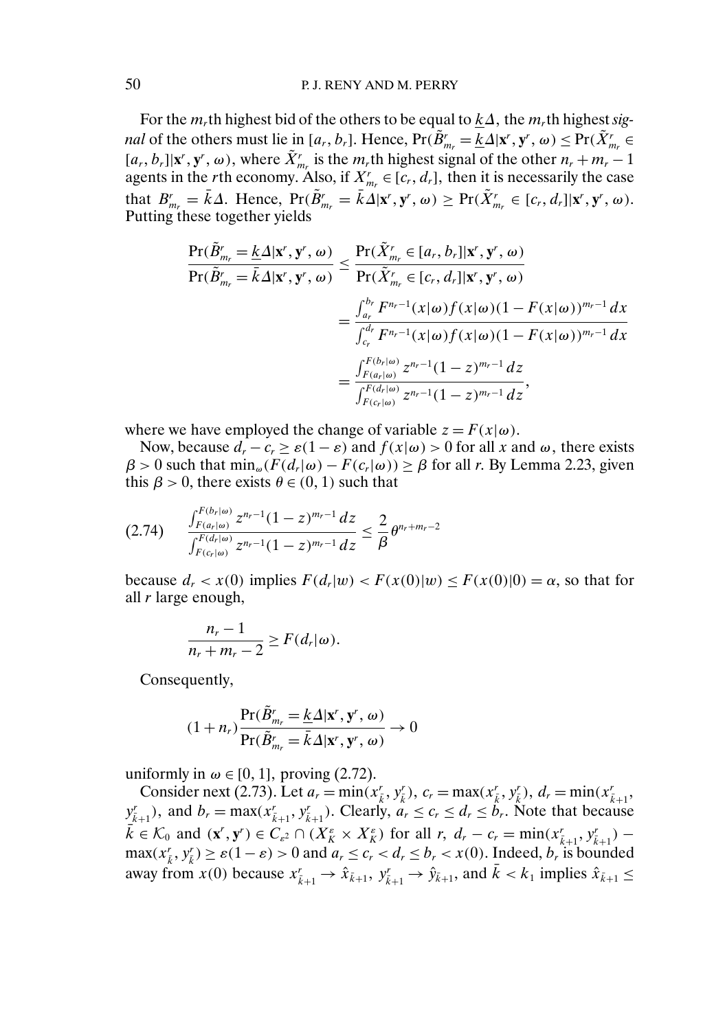For the $m_r$th highest bid of the others to be equal to $\underline{k}\Delta$, the $m_r$th highest *signal* of the others must lie in $[a_r, b_r]$. Hence, $\Pr(\tilde{B}^r_{m_r} = \underline{k}\Delta | \mathbf{x}^r, \mathbf{y}^r, \omega) \le \Pr(\tilde{X}^r_{m_r} \in [a_r, b_r] | \mathbf{x}^r, \mathbf{y}^r, \omega)$, where $\tilde{X}^r_{m_r}$ is the $m_r$th highest signal of the other $n_r + m_r - 1$ agents in the $r$th economy. Also, if $X^r_{m_r} \in [c_r, d_r]$, then it is necessarily the case that $B^r_{m_r} = \bar{k}\Delta$. Hence, $\Pr(\tilde{B}^r_{m_r} = \bar{k}\Delta | \mathbf{x}^r, \mathbf{y}^r, \omega) \ge \Pr(\tilde{X}^r_{m_r} \in [c_r, d_r] | \mathbf{x}^r, \mathbf{y}^r, \omega)$. Putting these together yields

$$
\begin{aligned}
\frac{\Pr(\tilde{B}^r_{m_r} = \underline{k}\Delta | \mathbf{x}^r, \mathbf{y}^r, \omega)}{\Pr(\tilde{B}^r_{m_r} = \bar{k}\Delta | \mathbf{x}^r, \mathbf{y}^r, \omega)} &\le \frac{\Pr(\tilde{X}^r_{m_r} \in [a_r, b_r] | \mathbf{x}^r, \mathbf{y}^r, \omega)}{\Pr(\tilde{X}^r_{m_r} \in [c_r, d_r] | \mathbf{x}^r, \mathbf{y}^r, \omega)} \\
&= \frac{\int_{a_r}^{b_r} F^{n_r - 1}(x|\omega) f(x|\omega)(1 - F(x|\omega))^{m_r - 1}\, dx}{\int_{c_r}^{d_r} F^{n_r - 1}(x|\omega) f(x|\omega)(1 - F(x|\omega))^{m_r - 1}\, dx} \\
&= \frac{\int_{F(a_r|\omega)}^{F(b_r|\omega)} z^{n_r - 1}(1 - z)^{m_r - 1}\, dz}{\int_{F(c_r|\omega)}^{F(d_r|\omega)} z^{n_r - 1}(1 - z)^{m_r - 1}\, dz},
\end{aligned}
$$

where we have employed the change of variable $z = F(x|\omega)$.

Now, because $d_r - c_r \ge \varepsilon(1 - \varepsilon)$ and $f(x|\omega) > 0$ for all $x$ and $\omega$, there exists $\beta > 0$ such that $\min_\omega (F(d_r|\omega) - F(c_r|\omega)) \ge \beta$ for all $r$. By Lemma 2.23, given this $\beta > 0$, there exists $\theta \in (0, 1)$ such that

$$
(2.74) \quad \frac{\int_{F(a_r|\omega)}^{F(b_r|\omega)} z^{n_r - 1}(1 - z)^{m_r - 1}\, dz}{\int_{F(c_r|\omega)}^{F(d_r|\omega)} z^{n_r - 1}(1 - z)^{m_r - 1}\, dz} \le \frac{2}{\beta} \theta^{n_r + m_r - 2}
$$

because $d_r < x(0)$ implies $F(d_r|w) < F(x(0)|w) \le F(x(0)|0) = \alpha$, so that for all $r$ large enough,

$$
\frac{n_r - 1}{n_r + m_r - 2} \ge F(d_r|\omega).
$$

Consequently,

$$
(1 + n_r) \frac{\Pr(\tilde{B}^r_{m_r} = \underline{k}\Delta | \mathbf{x}^r, \mathbf{y}^r, \omega)}{\Pr(\tilde{B}^r_{m_r} = \bar{k}\Delta | \mathbf{x}^r, \mathbf{y}^r, \omega)} \to 0
$$

uniformly in $\omega \in [0, 1]$, proving (2.72).

Consider next (2.73). Let $a_r = \min(x^r_{\bar{k}}, y^r_{\bar{k}})$, $c_r = \max(x^r_{\bar{k}}, y^r_{\bar{k}})$, $d_r = \min(x^r_{\bar{k}+1}, y^r_{\bar{k}+1})$, and $b_r = \max(x^r_{\bar{k}+1}, y^r_{\bar{k}+1})$. Clearly, $a_r \le c_r \le d_r \le b_r$. Note that because $\bar{k} \in \mathcal{K}_0$ and $(\mathbf{x}^r, \mathbf{y}^r) \in C_{\varepsilon^2} \cap (X^\varepsilon_K \times X^\varepsilon_K)$ for all $r$, $d_r - c_r = \min(x^r_{\bar{k}+1}, y^r_{\bar{k}+1}) - \max(x^r_{\bar{k}}, y^r_{\bar{k}}) \ge \varepsilon(1 - \varepsilon) > 0$ and $a_r \le c_r < d_r \le b_r < x(0)$. Indeed, $b_r$ is bounded away from $x(0)$ because $x^r_{\bar{k}+1} \to \hat{x}_{\bar{k}+1}$, $y^r_{\bar{k}+1} \to \hat{y}_{\bar{k}+1}$, and $\bar{k} < k_1$ implies $\hat{x}_{\bar{k}+1} \le$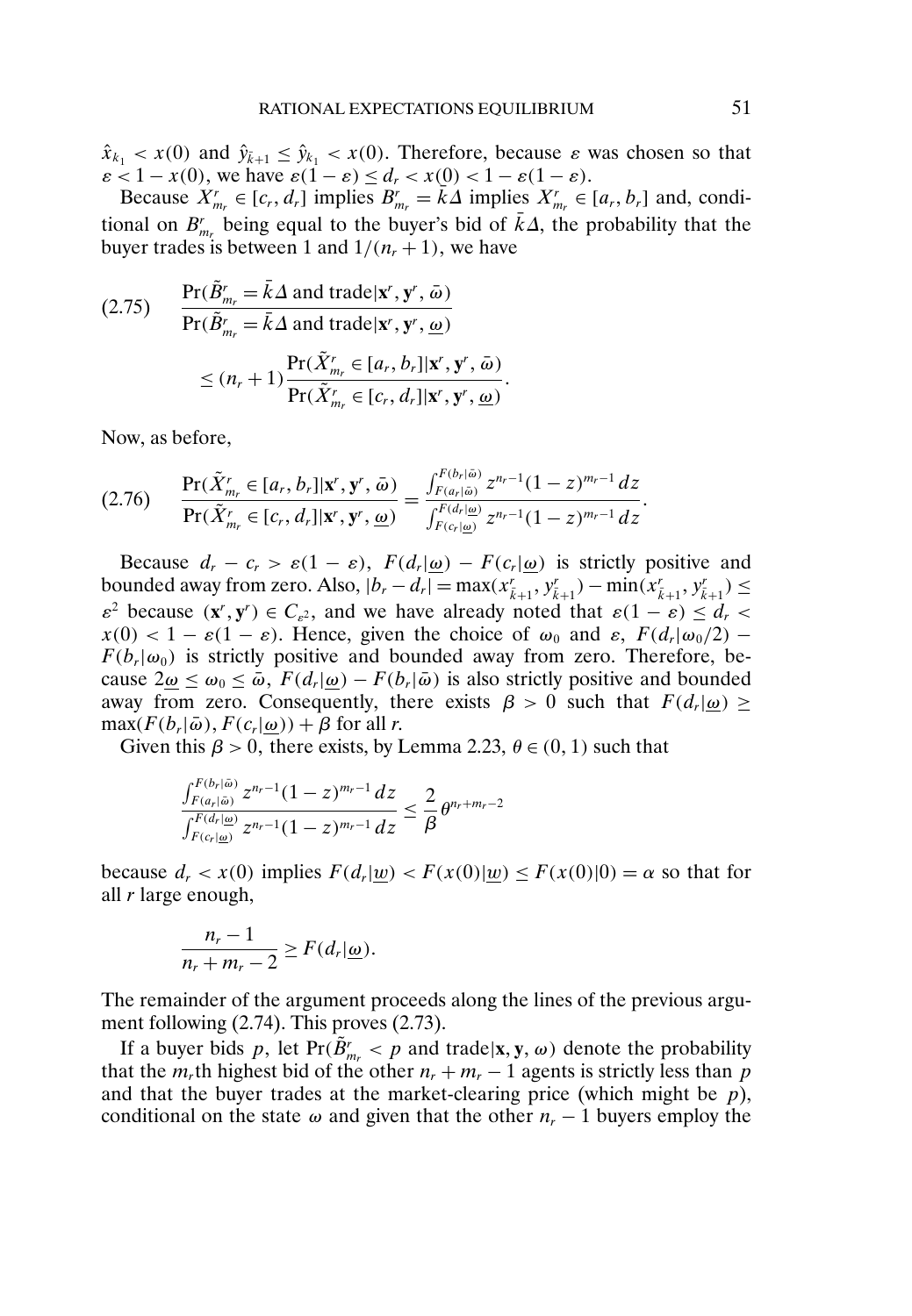$\hat{x}_{k_1} < x(0)$ and $\hat{y}_{\bar{k}+1} \leq \hat{y}_{k_1} < x(0)$. Therefore, because $\varepsilon$ was chosen so that $\varepsilon < 1 - x(0)$, we have $\varepsilon(1-\varepsilon) \leq d_r < x(0) < 1 - \varepsilon(1-\varepsilon)$.

Because $X^r_{m_r} \in [c_r, d_r]$ implies $B^r_{m_r} = \bar{k}\Delta$ implies $X^r_{m_r} \in [a_r, b_r]$ and, conditional on $B^r_{m_r}$ being equal to the buyer's bid of $\bar{k}\Delta$, the probability that the buyer trades is between 1 and $1/(n_r+1)$, we have

$$
(2.75) \quad \frac{\Pr(\tilde{B}^r_{m_r} = \bar{k}\Delta \text{ and trade}|\mathbf{x}^r, \mathbf{y}^r, \bar{\omega})}{\Pr(\tilde{B}^r_{m_r} = \bar{k}\Delta \text{ and trade}|\mathbf{x}^r, \mathbf{y}^r, \underline{\omega})} \leq (n_r+1)\frac{\Pr(\tilde{X}^r_{m_r} \in [a_r, b_r]|\mathbf{x}^r, \mathbf{y}^r, \bar{\omega})}{\Pr(\tilde{X}^r_{m_r} \in [c_r, d_r]|\mathbf{x}^r, \mathbf{y}^r, \underline{\omega})}.
$$

Now, as before,

$$
(2.76) \quad \frac{\Pr(\tilde{X}^r_{m_r} \in [a_r, b_r]|\mathbf{x}^r, \mathbf{y}^r, \bar{\omega})}{\Pr(\tilde{X}^r_{m_r} \in [c_r, d_r]|\mathbf{x}^r, \mathbf{y}^r, \underline{\omega})} = \frac{\int_{F(a_r|\bar{\omega})}^{F(b_r|\bar{\omega})} z^{n_r-1}(1-z)^{m_r-1}\,dz}{\int_{F(c_r|\underline{\omega})}^{F(d_r|\underline{\omega})} z^{n_r-1}(1-z)^{m_r-1}\,dz}.
$$

Because $d_r - c_r > \varepsilon(1-\varepsilon)$, $F(d_r|\underline{\omega}) - F(c_r|\underline{\omega})$ is strictly positive and bounded away from zero. Also, $|b_r - d_r| = \max(x^r_{\bar{k}+1}, y^r_{\bar{k}+1}) - \min(x^r_{\bar{k}+1}, y^r_{\bar{k}+1}) \leq \varepsilon^2$ because $(\mathbf{x}^r, \mathbf{y}^r) \in C_{\varepsilon^2}$, and we have already noted that $\varepsilon(1-\varepsilon) \leq d_r < x(0) < 1 - \varepsilon(1-\varepsilon)$. Hence, given the choice of $\omega_0$ and $\varepsilon$, $F(d_r|\omega_0/2) - F(b_r|\omega_0)$ is strictly positive and bounded away from zero. Therefore, because $2\underline{\omega} \leq \omega_0 \leq \bar{\omega}$, $F(d_r|\underline{\omega}) - F(b_r|\bar{\omega})$ is also strictly positive and bounded away from zero. Consequently, there exists $\beta > 0$ such that $F(d_r|\underline{\omega}) \geq \max(F(b_r|\bar{\omega}), F(c_r|\underline{\omega})) + \beta$ for all $r$.

Given this $\beta > 0$, there exists, by Lemma 2.23, $\theta \in (0,1)$ such that

$$
\frac{\int_{F(a_r|\bar{\omega})}^{F(b_r|\bar{\omega})} z^{n_r-1}(1-z)^{m_r-1}\,dz}{\int_{F(c_r|\underline{\omega})}^{F(d_r|\underline{\omega})} z^{n_r-1}(1-z)^{m_r-1}\,dz} \leq \frac{2}{\beta}\theta^{n_r+m_r-2}
$$

because $d_r < x(0)$ implies $F(d_r|\underline{w}) < F(x(0)|\underline{w}) \leq F(x(0)|0) = \alpha$ so that for all $r$ large enough,

$$
\frac{n_r - 1}{n_r + m_r - 2} \geq F(d_r|\underline{\omega}).
$$

The remainder of the argument proceeds along the lines of the previous argument following (2.74). This proves (2.73).

If a buyer bids $p$, let $\Pr(\tilde{B}^r_{m_r} < p \text{ and trade}|\mathbf{x}, \mathbf{y}, \omega)$ denote the probability that the $m_r$th highest bid of the other $n_r + m_r - 1$ agents is strictly less than $p$ and that the buyer trades at the market-clearing price (which might be $p$), conditional on the state $\omega$ and given that the other $n_r - 1$ buyers employ the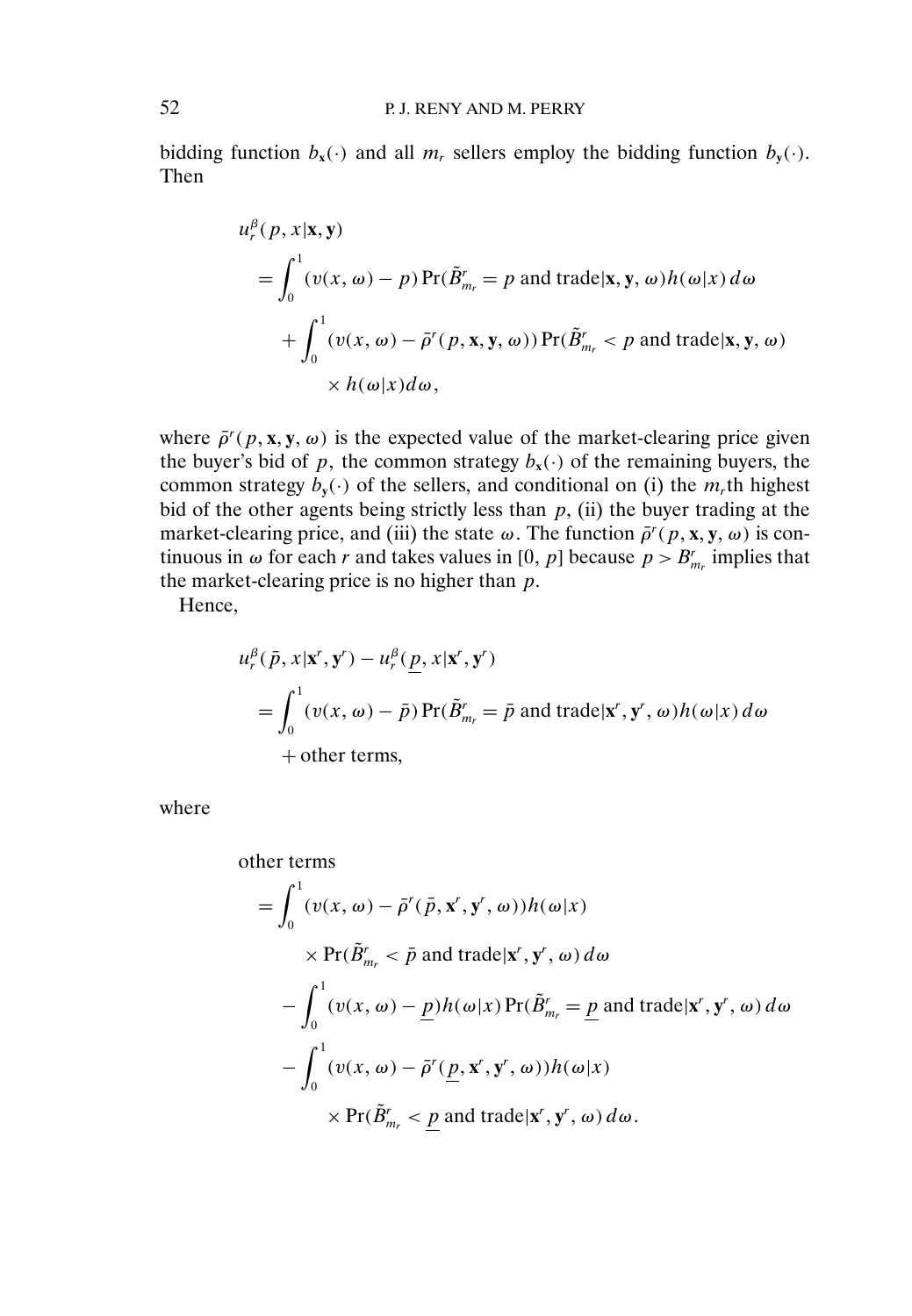bidding function $b_{\mathbf{x}}(\cdot)$ and all $m_r$ sellers employ the bidding function $b_{\mathbf{y}}(\cdot)$. Then

$$
\begin{aligned}
& u_r^\beta(p, x|\mathbf{x}, \mathbf{y}) \\
&= \int_0^1 (v(x,\omega) - p) \Pr(\tilde{B}^r_{m_r} = p \text{ and trade}|\mathbf{x}, \mathbf{y}, \omega) h(\omega|x)\, d\omega \\
&\quad + \int_0^1 (v(x,\omega) - \bar{\rho}^r(p, \mathbf{x}, \mathbf{y}, \omega)) \Pr(\tilde{B}^r_{m_r} < p \text{ and trade}|\mathbf{x}, \mathbf{y}, \omega) \\
&\qquad \times h(\omega|x) d\omega,
\end{aligned}
$$

where $\bar{\rho}^r(p, \mathbf{x}, \mathbf{y}, \omega)$ is the expected value of the market-clearing price given the buyer's bid of $p$, the common strategy $b_{\mathbf{x}}(\cdot)$ of the remaining buyers, the common strategy $b_{\mathbf{y}}(\cdot)$ of the sellers, and conditional on (i) the $m_r$th highest bid of the other agents being strictly less than $p$, (ii) the buyer trading at the market-clearing price, and (iii) the state $\omega$. The function $\bar{\rho}^r(p, \mathbf{x}, \mathbf{y}, \omega)$ is continuous in $\omega$ for each $r$ and takes values in $[0, p]$ because $p > B^r_{m_r}$ implies that the market-clearing price is no higher than $p$.

Hence,

$$
\begin{aligned}
& u_r^\beta(\bar{p}, x|\mathbf{x}^r, \mathbf{y}^r) - u_r^\beta(\underline{p}, x|\mathbf{x}^r, \mathbf{y}^r) \\
&= \int_0^1 (v(x,\omega) - \bar{p}) \Pr(\tilde{B}^r_{m_r} = \bar{p} \text{ and trade}|\mathbf{x}^r, \mathbf{y}^r, \omega) h(\omega|x)\, d\omega \\
&\quad + \text{other terms,}
\end{aligned}
$$

where

$$
\begin{aligned}
& \text{other terms} \\
&= \int_0^1 (v(x,\omega) - \bar{\rho}^r(\bar{p}, \mathbf{x}^r, \mathbf{y}^r, \omega)) h(\omega|x) \\
&\qquad \times \Pr(\tilde{B}^r_{m_r} < \bar{p} \text{ and trade}|\mathbf{x}^r, \mathbf{y}^r, \omega)\, d\omega \\
&\quad - \int_0^1 (v(x,\omega) - \underline{p}) h(\omega|x) \Pr(\tilde{B}^r_{m_r} = \underline{p} \text{ and trade}|\mathbf{x}^r, \mathbf{y}^r, \omega)\, d\omega \\
&\quad - \int_0^1 (v(x,\omega) - \bar{\rho}^r(\underline{p}, \mathbf{x}^r, \mathbf{y}^r, \omega)) h(\omega|x) \\
&\qquad \times \Pr(\tilde{B}^r_{m_r} < \underline{p} \text{ and trade}|\mathbf{x}^r, \mathbf{y}^r, \omega)\, d\omega.
\end{aligned}
$$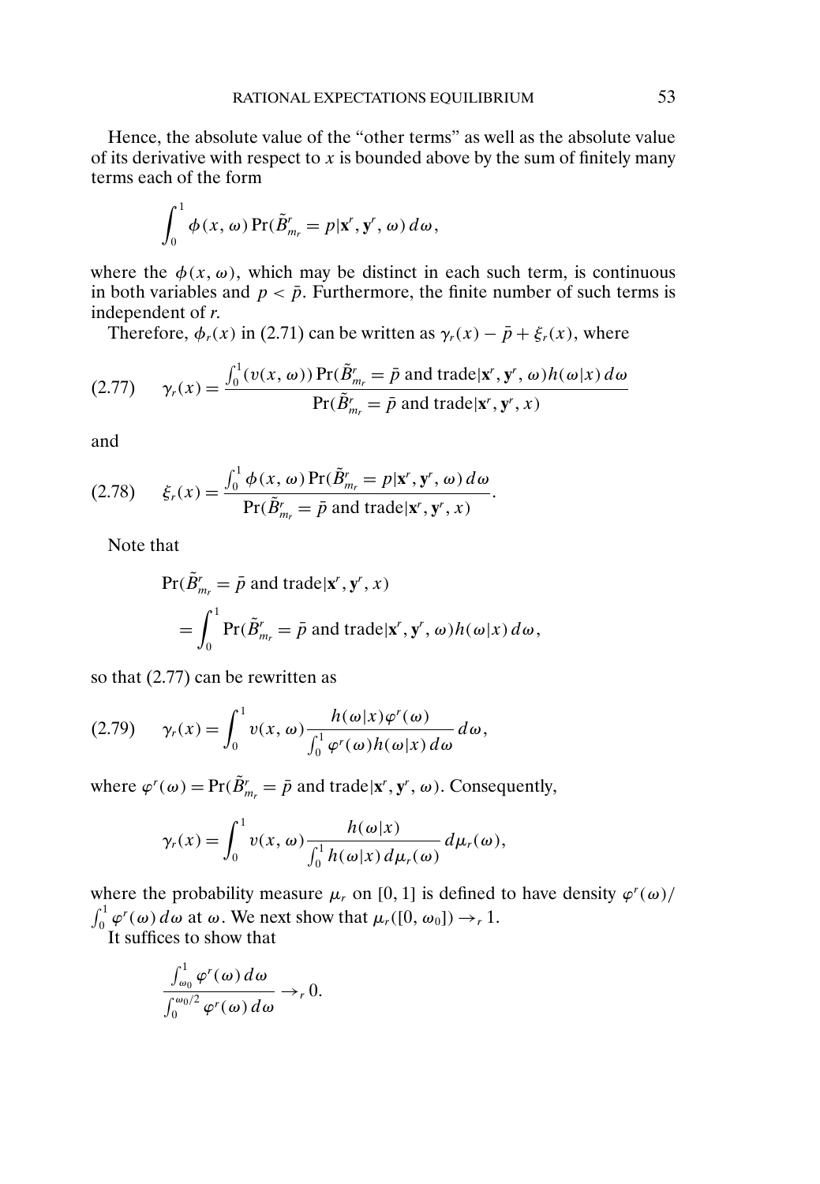Hence, the absolute value of the "other terms" as well as the absolute value of its derivative with respect to $x$ is bounded above by the sum of finitely many terms each of the form

$$\int_0^1 \phi(x, \omega) \Pr(\tilde{B}^r_{m_r} = p | \mathbf{x}^r, \mathbf{y}^r, \omega)\, d\omega,$$

where the $\phi(x, \omega)$, which may be distinct in each such term, is continuous in both variables and $p < \bar{p}$. Furthermore, the finite number of such terms is independent of $r$.

Therefore, $\phi_r(x)$ in (2.71) can be written as $\gamma_r(x) - \bar{p} + \xi_r(x)$, where

$$\gamma_r(x) = \frac{\int_0^1 (v(x, \omega)) \Pr(\tilde{B}^r_{m_r} = \bar{p} \text{ and trade} | \mathbf{x}^r, \mathbf{y}^r, \omega) h(\omega | x)\, d\omega}{\Pr(\tilde{B}^r_{m_r} = \bar{p} \text{ and trade} | \mathbf{x}^r, \mathbf{y}^r, x)} \tag{2.77}$$

and

$$\xi_r(x) = \frac{\int_0^1 \phi(x, \omega) \Pr(\tilde{B}^r_{m_r} = p | \mathbf{x}^r, \mathbf{y}^r, \omega)\, d\omega}{\Pr(\tilde{B}^r_{m_r} = \bar{p} \text{ and trade} | \mathbf{x}^r, \mathbf{y}^r, x)}. \tag{2.78}$$

Note that

$$\begin{aligned}
&\Pr(\tilde{B}^r_{m_r} = \bar{p} \text{ and trade} | \mathbf{x}^r, \mathbf{y}^r, x) \\
&\quad = \int_0^1 \Pr(\tilde{B}^r_{m_r} = \bar{p} \text{ and trade} | \mathbf{x}^r, \mathbf{y}^r, \omega) h(\omega | x)\, d\omega,
\end{aligned}$$

so that (2.77) can be rewritten as

$$\gamma_r(x) = \int_0^1 v(x, \omega) \frac{h(\omega | x) \varphi^r(\omega)}{\int_0^1 \varphi^r(\omega) h(\omega | x)\, d\omega}\, d\omega, \tag{2.79}$$

where $\varphi^r(\omega) = \Pr(\tilde{B}^r_{m_r} = \bar{p} \text{ and trade} | \mathbf{x}^r, \mathbf{y}^r, \omega)$. Consequently,

$$\gamma_r(x) = \int_0^1 v(x, \omega) \frac{h(\omega | x)}{\int_0^1 h(\omega | x)\, d\mu_r(\omega)}\, d\mu_r(\omega),$$

where the probability measure $\mu_r$ on $[0, 1]$ is defined to have density $\varphi^r(\omega)/\int_0^1 \varphi^r(\omega)\, d\omega$ at $\omega$. We next show that $\mu_r([0, \omega_0]) \to_r 1$.

It suffices to show that

$$\frac{\int_{\omega_0}^1 \varphi^r(\omega)\, d\omega}{\int_0^{\omega_0/2} \varphi^r(\omega)\, d\omega} \to_r 0.$$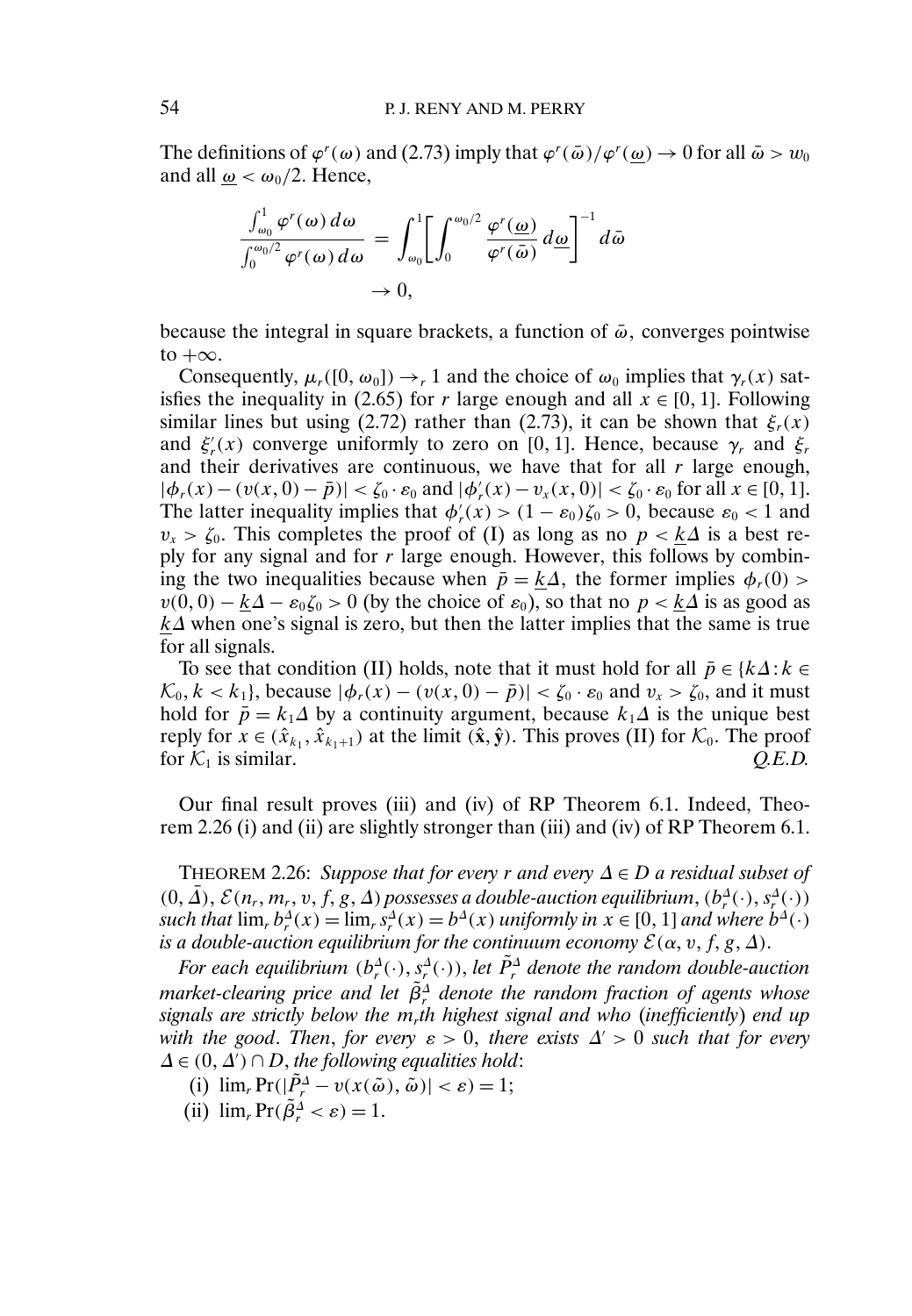The definitions of $\varphi^r(\omega)$ and (2.73) imply that $\varphi^r(\bar{\omega})/\varphi^r(\underline{\omega}) \to 0$ for all $\bar{\omega} > w_0$ and all $\underline{\omega} < \omega_0/2$. Hence,

$$\frac{\int_{\omega_0}^{1} \varphi^r(\omega)\,d\omega}{\int_0^{\omega_0/2} \varphi^r(\omega)\,d\omega} = \int_{\omega_0}^{1}\left[\int_0^{\omega_0/2} \frac{\varphi^r(\underline{\omega})}{\varphi^r(\bar{\omega})}\,d\underline{\omega}\right]^{-1} d\bar{\omega}$$
$$\to 0,$$

because the integral in square brackets, a function of $\bar{\omega}$, converges pointwise to $+\infty$.

Consequently, $\mu_r([0, \omega_0]) \to_r 1$ and the choice of $\omega_0$ implies that $\gamma_r(x)$ satisfies the inequality in (2.65) for $r$ large enough and all $x \in [0, 1]$. Following similar lines but using (2.72) rather than (2.73), it can be shown that $\xi_r(x)$ and $\xi_r'(x)$ converge uniformly to zero on $[0, 1]$. Hence, because $\gamma_r$ and $\xi_r$ and their derivatives are continuous, we have that for all $r$ large enough, $|\phi_r(x) - (v(x, 0) - \bar{p})| < \zeta_0 \cdot \varepsilon_0$ and $|\phi_r'(x) - v_x(x, 0)| < \zeta_0 \cdot \varepsilon_0$ for all $x \in [0, 1]$. The latter inequality implies that $\phi_r'(x) > (1 - \varepsilon_0)\zeta_0 > 0$, because $\varepsilon_0 < 1$ and $v_x > \zeta_0$. This completes the proof of (I) as long as no $p < \underline{k}\Delta$ is a best reply for any signal and for $r$ large enough. However, this follows by combining the two inequalities because when $\bar{p} = \underline{k}\Delta$, the former implies $\phi_r(0) > v(0, 0) - \underline{k}\Delta - \varepsilon_0\zeta_0 > 0$ (by the choice of $\varepsilon_0$), so that no $p < \underline{k}\Delta$ is as good as $\underline{k}\Delta$ when one's signal is zero, but then the latter implies that the same is true for all signals.

To see that condition (II) holds, note that it must hold for all $\bar{p} \in \{k\Delta : k \in \mathcal{K}_0, k < k_1\}$, because $|\phi_r(x) - (v(x, 0) - \bar{p})| < \zeta_0 \cdot \varepsilon_0$ and $v_x > \zeta_0$, and it must hold for $\bar{p} = k_1\Delta$ by a continuity argument, because $k_1\Delta$ is the unique best reply for $x \in (\hat{x}_{k_1}, \hat{x}_{k_1+1})$ at the limit $(\hat{\mathbf{x}}, \hat{\mathbf{y}})$. This proves (II) for $\mathcal{K}_0$. The proof for $\mathcal{K}_1$ is similar. *Q.E.D.*

Our final result proves (iii) and (iv) of RP Theorem 6.1. Indeed, Theorem 2.26 (i) and (ii) are slightly stronger than (iii) and (iv) of RP Theorem 6.1.

THEOREM 2.26: *Suppose that for every $r$ and every $\Delta \in D$ a residual subset of $(0, \bar{\Delta})$, $\mathcal{E}(n_r, m_r, v, f, g, \Delta)$ possesses a double-auction equilibrium, $(b_r^\Delta(\cdot), s_r^\Delta(\cdot))$ such that $\lim_r b_r^\Delta(x) = \lim_r s_r^\Delta(x) = b^\Delta(x)$ uniformly in $x \in [0, 1]$ and where $b^\Delta(\cdot)$ is a double-auction equilibrium for the continuum economy $\mathcal{E}(\alpha, v, f, g, \Delta)$.*

*For each equilibrium $(b_r^\Delta(\cdot), s_r^\Delta(\cdot))$, let $\tilde{P}_r^\Delta$ denote the random double-auction market-clearing price and let $\tilde{\beta}_r^\Delta$ denote the random fraction of agents whose signals are strictly below the $m_r$th highest signal and who (inefficiently) end up with the good. Then, for every $\varepsilon > 0$, there exists $\Delta' > 0$ such that for every $\Delta \in (0, \Delta') \cap D$, the following equalities hold*:

(i) $\lim_r \Pr(|\tilde{P}_r^\Delta - v(x(\tilde{\omega}), \tilde{\omega})| < \varepsilon) = 1$;

(ii) $\lim_r \Pr(\tilde{\beta}_r^\Delta < \varepsilon) = 1$.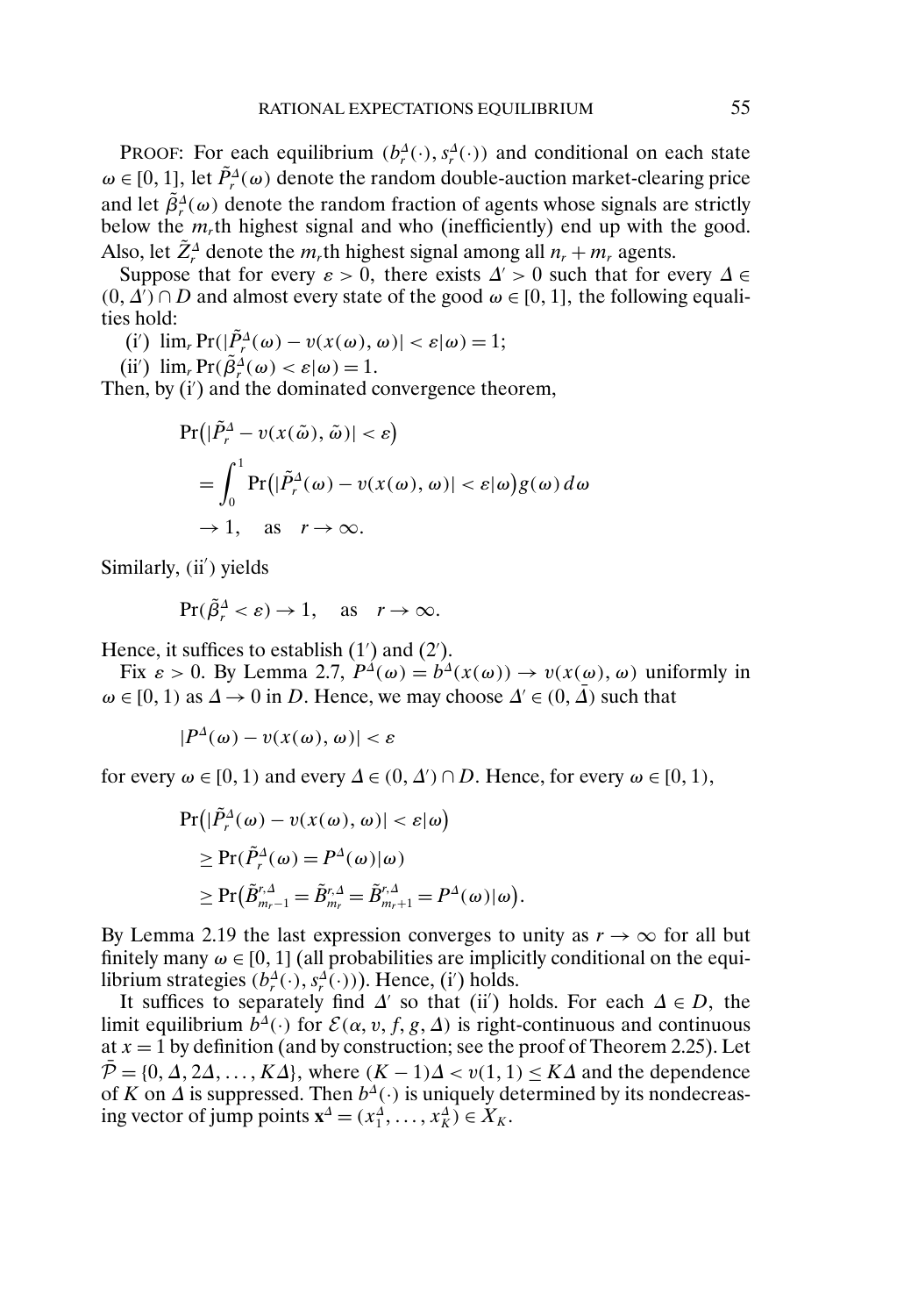PROOF: For each equilibrium $(b_r^\Delta(\cdot), s_r^\Delta(\cdot))$ and conditional on each state $\omega \in [0,1]$, let $\tilde{P}_r^\Delta(\omega)$ denote the random double-auction market-clearing price and let $\tilde{\beta}_r^\Delta(\omega)$ denote the random fraction of agents whose signals are strictly below the $m_r$th highest signal and who (inefficiently) end up with the good. Also, let $\tilde{Z}_r^\Delta$ denote the $m_r$th highest signal among all $n_r + m_r$ agents.

Suppose that for every $\varepsilon > 0$, there exists $\Delta' > 0$ such that for every $\Delta \in (0, \Delta') \cap D$ and almost every state of the good $\omega \in [0,1]$, the following equalities hold:

(i′) $\lim_r \Pr(|\tilde{P}_r^\Delta(\omega) - v(x(\omega), \omega)| < \varepsilon | \omega) = 1$;

(ii′) $\lim_r \Pr(\tilde{\beta}_r^\Delta(\omega) < \varepsilon | \omega) = 1$.

Then, by (i′) and the dominated convergence theorem,

$$
\begin{aligned}
&\Pr\big(|\tilde{P}_r^\Delta - v(x(\tilde{\omega}), \tilde{\omega})| < \varepsilon\big) \\
&\quad = \int_0^1 \Pr\big(|\tilde{P}_r^\Delta(\omega) - v(x(\omega), \omega)| < \varepsilon | \omega\big) g(\omega)\, d\omega \\
&\quad \to 1, \quad \text{as} \quad r \to \infty.
\end{aligned}
$$

Similarly, (ii′) yields

$$
\Pr(\tilde{\beta}_r^\Delta < \varepsilon) \to 1, \quad \text{as} \quad r \to \infty.
$$

Hence, it suffices to establish (1′) and (2′).

Fix $\varepsilon > 0$. By Lemma 2.7, $P^\Delta(\omega) = b^\Delta(x(\omega)) \to v(x(\omega), \omega)$ uniformly in $\omega \in [0,1)$ as $\Delta \to 0$ in $D$. Hence, we may choose $\Delta' \in (0, \bar{\Delta})$ such that

$$
|P^\Delta(\omega) - v(x(\omega), \omega)| < \varepsilon
$$

for every $\omega \in [0,1)$ and every $\Delta \in (0, \Delta') \cap D$. Hence, for every $\omega \in [0,1)$,

$$
\begin{aligned}
&\Pr\big(|\tilde{P}_r^\Delta(\omega) - v(x(\omega), \omega)| < \varepsilon | \omega\big) \\
&\quad \geq \Pr(\tilde{P}_r^\Delta(\omega) = P^\Delta(\omega) | \omega) \\
&\quad \geq \Pr\big(\tilde{B}_{m_r-1}^{r,\Delta} = \tilde{B}_{m_r}^{r,\Delta} = \tilde{B}_{m_r+1}^{r,\Delta} = P^\Delta(\omega) | \omega\big).
\end{aligned}
$$

By Lemma 2.19 the last expression converges to unity as $r \to \infty$ for all but finitely many $\omega \in [0,1]$ (all probabilities are implicitly conditional on the equilibrium strategies $(b_r^\Delta(\cdot), s_r^\Delta(\cdot))$). Hence, (i′) holds.

It suffices to separately find $\Delta'$ so that (ii′) holds. For each $\Delta \in D$, the limit equilibrium $b^\Delta(\cdot)$ for $\mathcal{E}(\alpha, v, f, g, \Delta)$ is right-continuous and continuous at $x = 1$ by definition (and by construction; see the proof of Theorem 2.25). Let $\bar{\mathcal{P}} = \{0, \Delta, 2\Delta, \ldots, K\Delta\}$, where $(K-1)\Delta < v(1,1) \leq K\Delta$ and the dependence of $K$ on $\Delta$ is suppressed. Then $b^\Delta(\cdot)$ is uniquely determined by its nondecreasing vector of jump points $\mathbf{x}^\Delta = (x_1^\Delta, \ldots, x_K^\Delta) \in X_K$.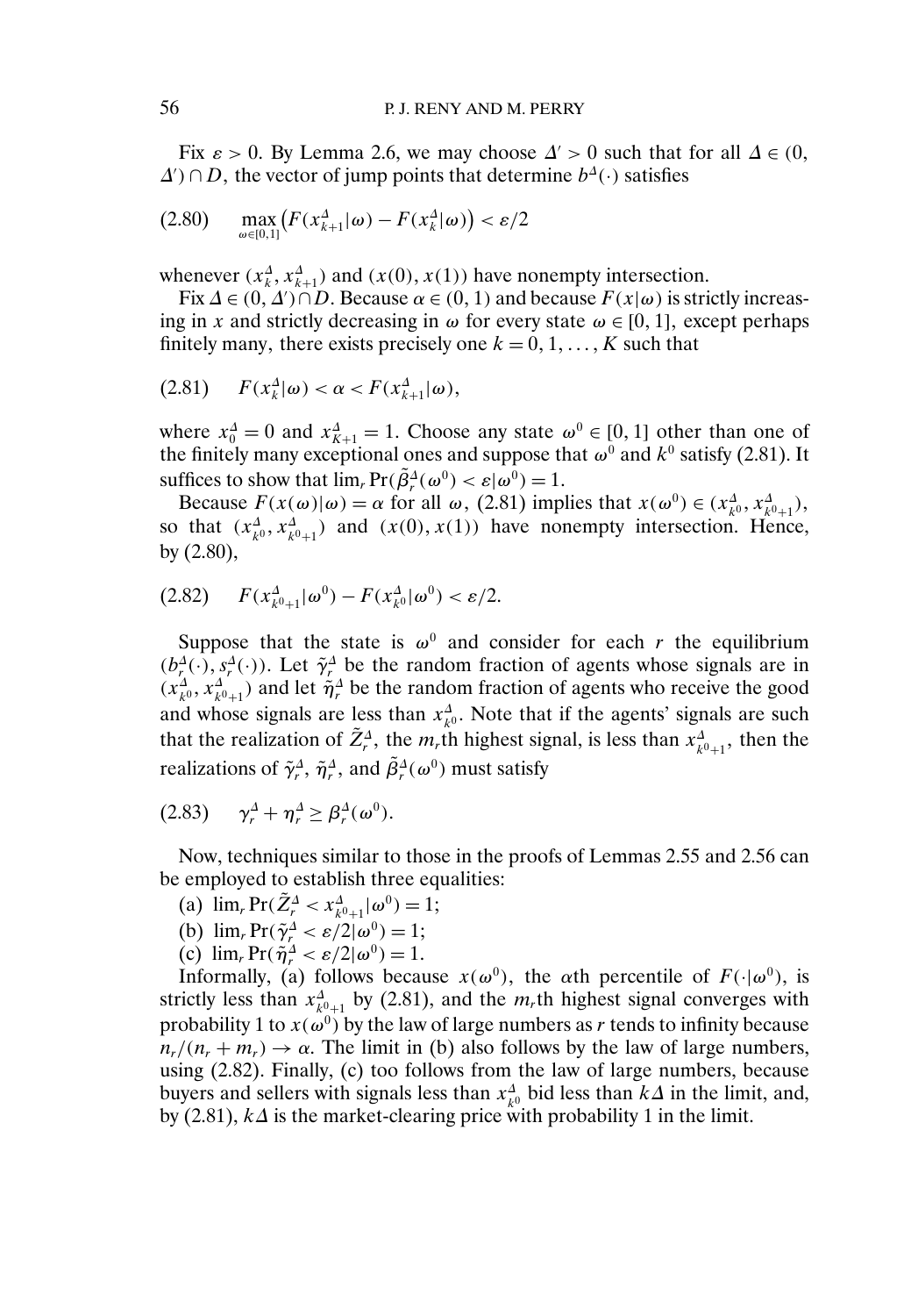Fix $\varepsilon > 0$. By Lemma 2.6, we may choose $\Delta' > 0$ such that for all $\Delta \in (0, \Delta') \cap D$, the vector of jump points that determine $b^{\Delta}(\cdot)$ satisfies

$$\max_{\omega \in [0,1]} \big(F(x^{\Delta}_{k+1}|\omega) - F(x^{\Delta}_{k}|\omega)\big) < \varepsilon/2 \tag{2.80}$$

whenever $(x^{\Delta}_{k}, x^{\Delta}_{k+1})$ and $(x(0), x(1))$ have nonempty intersection.

Fix $\Delta \in (0, \Delta') \cap D$. Because $\alpha \in (0, 1)$ and because $F(x|\omega)$ is strictly increasing in $x$ and strictly decreasing in $\omega$ for every state $\omega \in [0, 1]$, except perhaps finitely many, there exists precisely one $k = 0, 1, \ldots, K$ such that

$$F(x^{\Delta}_{k}|\omega) < \alpha < F(x^{\Delta}_{k+1}|\omega), \tag{2.81}$$

where $x^{\Delta}_{0} = 0$ and $x^{\Delta}_{K+1} = 1$. Choose any state $\omega^0 \in [0, 1]$ other than one of the finitely many exceptional ones and suppose that $\omega^0$ and $k^0$ satisfy (2.81). It suffices to show that $\lim_r \Pr(\tilde{\beta}^{\Delta}_{r}(\omega^0) < \varepsilon|\omega^0) = 1$.

Because $F(x(\omega)|\omega) = \alpha$ for all $\omega$, (2.81) implies that $x(\omega^0) \in (x^{\Delta}_{k^0}, x^{\Delta}_{k^0+1})$, so that $(x^{\Delta}_{k^0}, x^{\Delta}_{k^0+1})$ and $(x(0), x(1))$ have nonempty intersection. Hence, by (2.80),

$$F(x^{\Delta}_{k^0+1}|\omega^0) - F(x^{\Delta}_{k^0}|\omega^0) < \varepsilon/2. \tag{2.82}$$

Suppose that the state is $\omega^0$ and consider for each $r$ the equilibrium $(b^{\Delta}_{r}(\cdot), s^{\Delta}_{r}(\cdot))$. Let $\tilde{\gamma}^{\Delta}_{r}$ be the random fraction of agents whose signals are in $(x^{\Delta}_{k^0}, x^{\Delta}_{k^0+1})$ and let $\tilde{\eta}^{\Delta}_{r}$ be the random fraction of agents who receive the good and whose signals are less than $x^{\Delta}_{k^0}$. Note that if the agents' signals are such that the realization of $\tilde{Z}^{\Delta}_{r}$, the $m_r$th highest signal, is less than $x^{\Delta}_{k^0+1}$, then the realizations of $\tilde{\gamma}^{\Delta}_{r}$, $\tilde{\eta}^{\Delta}_{r}$, and $\tilde{\beta}^{\Delta}_{r}(\omega^0)$ must satisfy

$$\gamma^{\Delta}_{r} + \eta^{\Delta}_{r} \geq \beta^{\Delta}_{r}(\omega^0). \tag{2.83}$$

Now, techniques similar to those in the proofs of Lemmas 2.55 and 2.56 can be employed to establish three equalities:

(a) $\lim_r \Pr(\tilde{Z}^{\Delta}_{r} < x^{\Delta}_{k^0+1}|\omega^0) = 1$;

(b) $\lim_r \Pr(\tilde{\gamma}^{\Delta}_{r} < \varepsilon/2|\omega^0) = 1$;

(c) $\lim_r \Pr(\tilde{\eta}^{\Delta}_{r} < \varepsilon/2|\omega^0) = 1$.

Informally, (a) follows because $x(\omega^0)$, the $\alpha$th percentile of $F(\cdot|\omega^0)$, is strictly less than $x^{\Delta}_{k^0+1}$ by (2.81), and the $m_r$th highest signal converges with probability 1 to $x(\omega^0)$ by the law of large numbers as $r$ tends to infinity because $n_r/(n_r + m_r) \to \alpha$. The limit in (b) also follows by the law of large numbers, using (2.82). Finally, (c) too follows from the law of large numbers, because buyers and sellers with signals less than $x^{\Delta}_{k^0}$ bid less than $k\Delta$ in the limit, and, by (2.81), $k\Delta$ is the market-clearing price with probability 1 in the limit.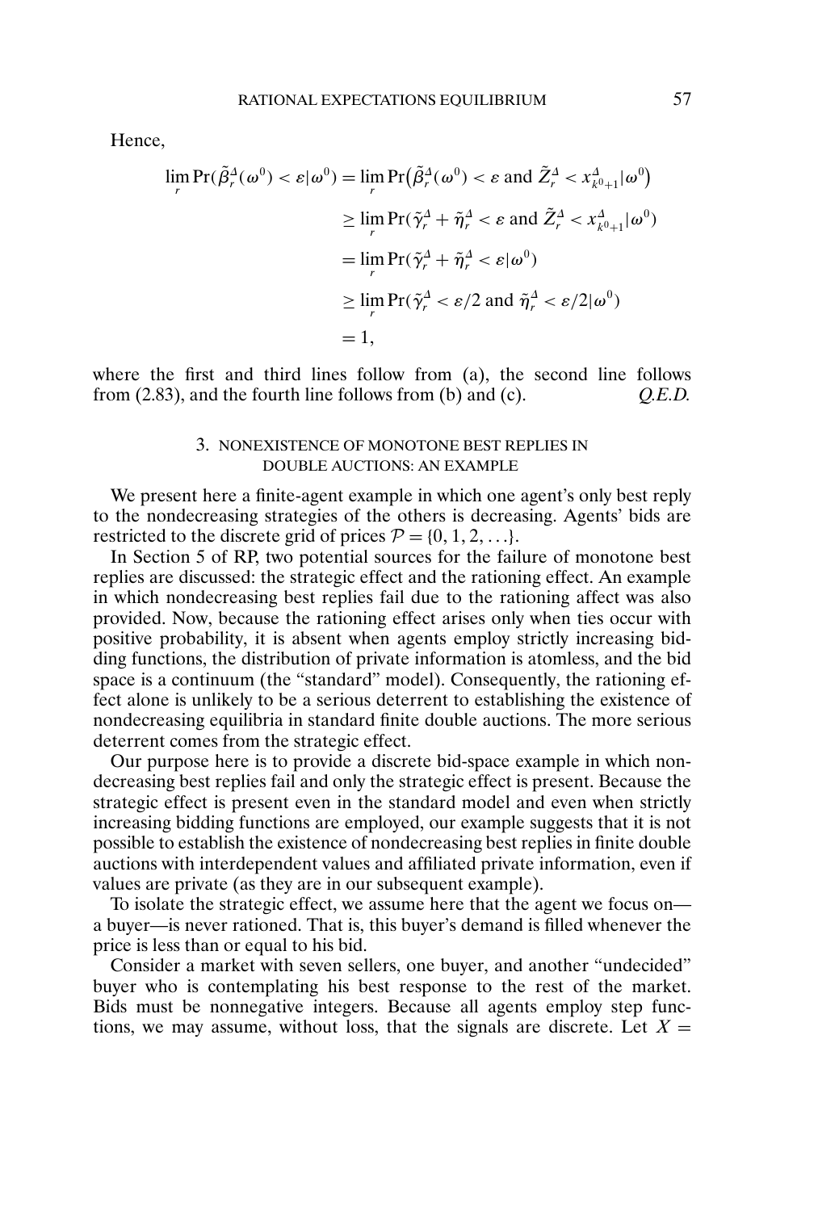Hence,

$$
\begin{aligned}
\lim_r \Pr(\tilde{\beta}_r^{\Delta}(\omega^0) < \varepsilon | \omega^0) &= \lim_r \Pr\big(\tilde{\beta}_r^{\Delta}(\omega^0) < \varepsilon \text{ and } \tilde{Z}_r^{\Delta} < x_{k^0+1}^{\Delta} | \omega^0\big) \\
&\geq \lim_r \Pr(\tilde{\gamma}_r^{\Delta} + \tilde{\eta}_r^{\Delta} < \varepsilon \text{ and } \tilde{Z}_r^{\Delta} < x_{k^0+1}^{\Delta} | \omega^0) \\
&= \lim_r \Pr(\tilde{\gamma}_r^{\Delta} + \tilde{\eta}_r^{\Delta} < \varepsilon | \omega^0) \\
&\geq \lim_r \Pr(\tilde{\gamma}_r^{\Delta} < \varepsilon/2 \text{ and } \tilde{\eta}_r^{\Delta} < \varepsilon/2 | \omega^0) \\
&= 1,
\end{aligned}
$$

where the first and third lines follow from (a), the second line follows from (2.83), and the fourth line follows from (b) and (c). *Q.E.D.*

## 3. NONEXISTENCE OF MONOTONE BEST REPLIES IN DOUBLE AUCTIONS: AN EXAMPLE

We present here a finite-agent example in which one agent's only best reply to the nondecreasing strategies of the others is decreasing. Agents' bids are restricted to the discrete grid of prices $\mathcal{P} = \{0, 1, 2, \ldots\}$.

In Section 5 of RP, two potential sources for the failure of monotone best replies are discussed: the strategic effect and the rationing effect. An example in which nondecreasing best replies fail due to the rationing affect was also provided. Now, because the rationing effect arises only when ties occur with positive probability, it is absent when agents employ strictly increasing bidding functions, the distribution of private information is atomless, and the bid space is a continuum (the "standard" model). Consequently, the rationing effect alone is unlikely to be a serious deterrent to establishing the existence of nondecreasing equilibria in standard finite double auctions. The more serious deterrent comes from the strategic effect.

Our purpose here is to provide a discrete bid-space example in which nondecreasing best replies fail and only the strategic effect is present. Because the strategic effect is present even in the standard model and even when strictly increasing bidding functions are employed, our example suggests that it is not possible to establish the existence of nondecreasing best replies in finite double auctions with interdependent values and affiliated private information, even if values are private (as they are in our subsequent example).

To isolate the strategic effect, we assume here that the agent we focus on—a buyer—is never rationed. That is, this buyer's demand is filled whenever the price is less than or equal to his bid.

Consider a market with seven sellers, one buyer, and another "undecided" buyer who is contemplating his best response to the rest of the market. Bids must be nonnegative integers. Because all agents employ step functions, we may assume, without loss, that the signals are discrete. Let $X =$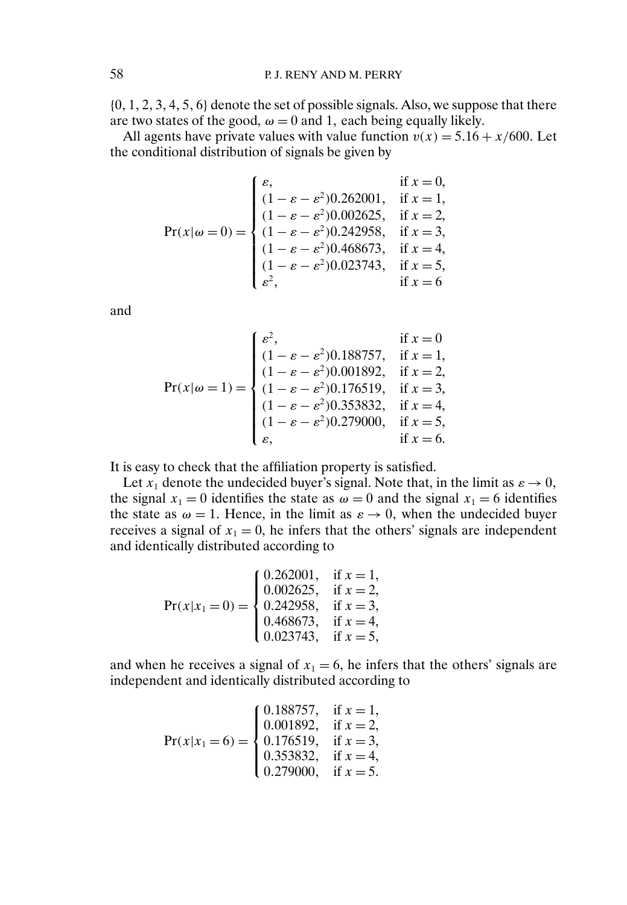$\{0, 1, 2, 3, 4, 5, 6\}$ denote the set of possible signals. Also, we suppose that there are two states of the good, $\omega = 0$ and 1, each being equally likely.

All agents have private values with value function $v(x) = 5.16 + x/600$. Let the conditional distribution of signals be given by

$$\Pr(x|\omega = 0) = \begin{cases} \varepsilon, & \text{if } x = 0, \\ (1 - \varepsilon - \varepsilon^2)0.262001, & \text{if } x = 1, \\ (1 - \varepsilon - \varepsilon^2)0.002625, & \text{if } x = 2, \\ (1 - \varepsilon - \varepsilon^2)0.242958, & \text{if } x = 3, \\ (1 - \varepsilon - \varepsilon^2)0.468673, & \text{if } x = 4, \\ (1 - \varepsilon - \varepsilon^2)0.023743, & \text{if } x = 5, \\ \varepsilon^2, & \text{if } x = 6 \end{cases}$$

and

$$\Pr(x|\omega = 1) = \begin{cases} \varepsilon^2, & \text{if } x = 0 \\ (1 - \varepsilon - \varepsilon^2)0.188757, & \text{if } x = 1, \\ (1 - \varepsilon - \varepsilon^2)0.001892, & \text{if } x = 2, \\ (1 - \varepsilon - \varepsilon^2)0.176519, & \text{if } x = 3, \\ (1 - \varepsilon - \varepsilon^2)0.353832, & \text{if } x = 4, \\ (1 - \varepsilon - \varepsilon^2)0.279000, & \text{if } x = 5, \\ \varepsilon, & \text{if } x = 6. \end{cases}$$

It is easy to check that the affiliation property is satisfied.

Let $x_1$ denote the undecided buyer's signal. Note that, in the limit as $\varepsilon \to 0$, the signal $x_1 = 0$ identifies the state as $\omega = 0$ and the signal $x_1 = 6$ identifies the state as $\omega = 1$. Hence, in the limit as $\varepsilon \to 0$, when the undecided buyer receives a signal of $x_1 = 0$, he infers that the others' signals are independent and identically distributed according to

$$\Pr(x|x_1 = 0) = \begin{cases} 0.262001, & \text{if } x = 1, \\ 0.002625, & \text{if } x = 2, \\ 0.242958, & \text{if } x = 3, \\ 0.468673, & \text{if } x = 4, \\ 0.023743, & \text{if } x = 5, \end{cases}$$

and when he receives a signal of $x_1 = 6$, he infers that the others' signals are independent and identically distributed according to

$$\Pr(x|x_1 = 6) = \begin{cases} 0.188757, & \text{if } x = 1, \\ 0.001892, & \text{if } x = 2, \\ 0.176519, & \text{if } x = 3, \\ 0.353832, & \text{if } x = 4, \\ 0.279000, & \text{if } x = 5. \end{cases}$$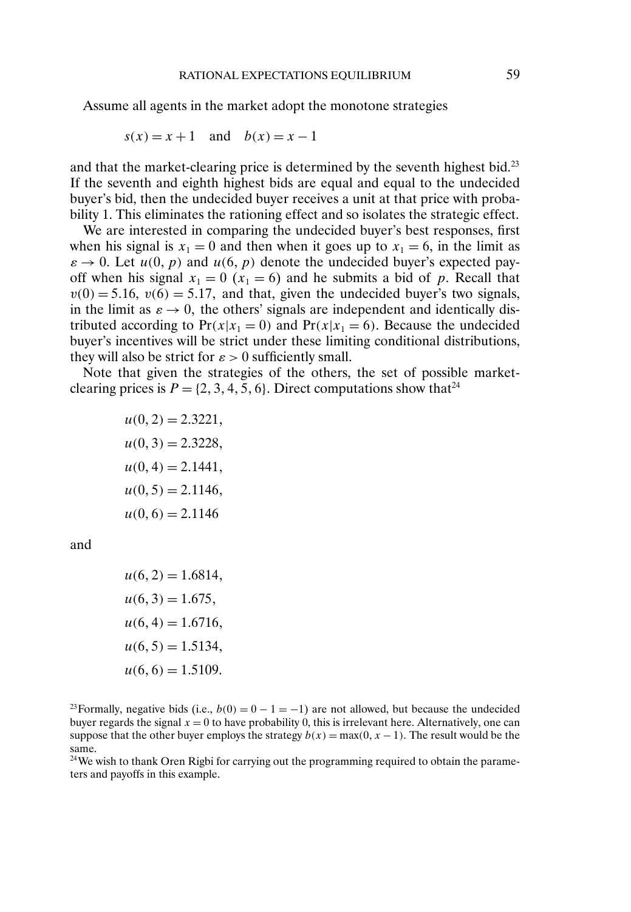Assume all agents in the market adopt the monotone strategies

$$s(x) = x + 1 \quad \text{and} \quad b(x) = x - 1$$

and that the market-clearing price is determined by the seventh highest bid.[23] If the seventh and eighth highest bids are equal and equal to the undecided buyer's bid, then the undecided buyer receives a unit at that price with probability 1. This eliminates the rationing effect and so isolates the strategic effect.

We are interested in comparing the undecided buyer's best responses, first when his signal is $x_1 = 0$ and then when it goes up to $x_1 = 6$, in the limit as $\varepsilon \to 0$. Let $u(0, p)$ and $u(6, p)$ denote the undecided buyer's expected payoff when his signal $x_1 = 0$ ($x_1 = 6$) and he submits a bid of $p$. Recall that $v(0) = 5.16$, $v(6) = 5.17$, and that, given the undecided buyer's two signals, in the limit as $\varepsilon \to 0$, the others' signals are independent and identically distributed according to $\Pr(x|x_1 = 0)$ and $\Pr(x|x_1 = 6)$. Because the undecided buyer's incentives will be strict under these limiting conditional distributions, they will also be strict for $\varepsilon > 0$ sufficiently small.

Note that given the strategies of the others, the set of possible market-clearing prices is $P = \{2, 3, 4, 5, 6\}$. Direct computations show that[24]

$$u(0, 2) = 2.3221,$$
$$u(0, 3) = 2.3228,$$
$$u(0, 4) = 2.1441,$$
$$u(0, 5) = 2.1146,$$
$$u(0, 6) = 2.1146$$

and

$$u(6, 2) = 1.6814,$$
$$u(6, 3) = 1.675,$$
$$u(6, 4) = 1.6716,$$
$$u(6, 5) = 1.5134,$$
$$u(6, 6) = 1.5109.$$

[23] Formally, negative bids (i.e., $b(0) = 0 - 1 = -1$) are not allowed, but because the undecided buyer regards the signal $x = 0$ to have probability 0, this is irrelevant here. Alternatively, one can suppose that the other buyer employs the strategy $b(x) = \max(0, x - 1)$. The result would be the same.

[24] We wish to thank Oren Rigbi for carrying out the programming required to obtain the parameters and payoffs in this example.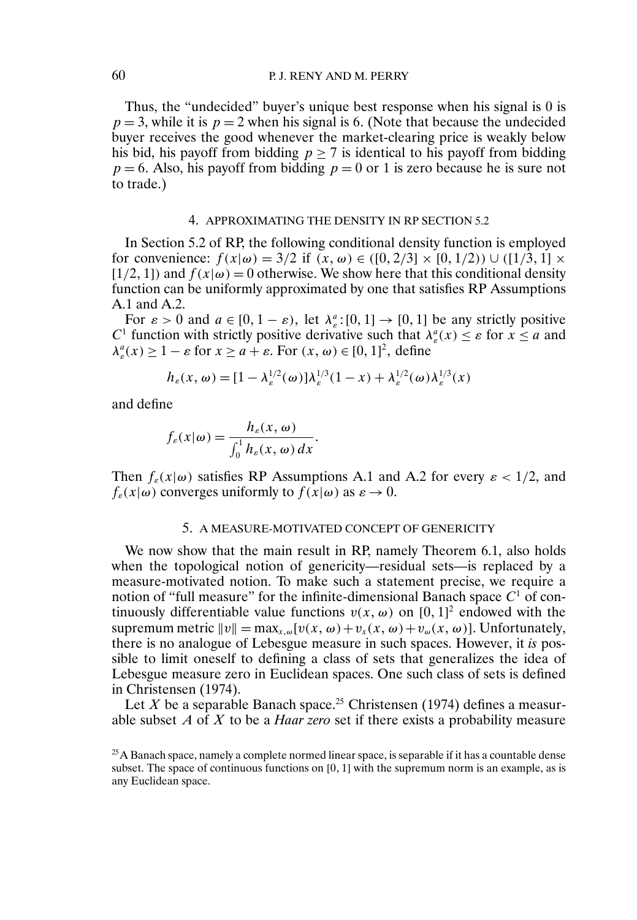Thus, the "undecided" buyer's unique best response when his signal is 0 is $p = 3$, while it is $p = 2$ when his signal is 6. (Note that because the undecided buyer receives the good whenever the market-clearing price is weakly below his bid, his payoff from bidding $p \geq 7$ is identical to his payoff from bidding $p = 6$. Also, his payoff from bidding $p = 0$ or 1 is zero because he is sure not to trade.)

## 4. APPROXIMATING THE DENSITY IN RP SECTION 5.2

In Section 5.2 of RP, the following conditional density function is employed for convenience: $f(x|\omega) = 3/2$ if $(x, \omega) \in ([0, 2/3] \times [0, 1/2)) \cup ([1/3, 1] \times [1/2, 1])$ and $f(x|\omega) = 0$ otherwise. We show here that this conditional density function can be uniformly approximated by one that satisfies RP Assumptions A.1 and A.2.

For $\varepsilon > 0$ and $a \in [0, 1 - \varepsilon)$, let $\lambda_\varepsilon^a : [0, 1] \to [0, 1]$ be any strictly positive $C^1$ function with strictly positive derivative such that $\lambda_\varepsilon^a(x) \leq \varepsilon$ for $x \leq a$ and $\lambda_\varepsilon^a(x) \geq 1 - \varepsilon$ for $x \geq a + \varepsilon$. For $(x, \omega) \in [0, 1]^2$, define

$$h_\varepsilon(x, \omega) = [1 - \lambda_\varepsilon^{1/2}(\omega)]\lambda_\varepsilon^{1/3}(1 - x) + \lambda_\varepsilon^{1/2}(\omega)\lambda_\varepsilon^{1/3}(x)$$

and define

$$f_\varepsilon(x|\omega) = \frac{h_\varepsilon(x, \omega)}{\int_0^1 h_\varepsilon(x, \omega)\, dx}.$$

Then $f_\varepsilon(x|\omega)$ satisfies RP Assumptions A.1 and A.2 for every $\varepsilon < 1/2$, and $f_\varepsilon(x|\omega)$ converges uniformly to $f(x|\omega)$ as $\varepsilon \to 0$.

## 5. A MEASURE-MOTIVATED CONCEPT OF GENERICITY

We now show that the main result in RP, namely Theorem 6.1, also holds when the topological notion of genericity—residual sets—is replaced by a measure-motivated notion. To make such a statement precise, we require a notion of "full measure" for the infinite-dimensional Banach space $C^1$ of continuously differentiable value functions $v(x, \omega)$ on $[0, 1]^2$ endowed with the supremum metric $\|v\| = \max_{x,\omega}[v(x, \omega) + v_x(x, \omega) + v_\omega(x, \omega)]$. Unfortunately, there is no analogue of Lebesgue measure in such spaces. However, it *is* possible to limit oneself to defining a class of sets that generalizes the idea of Lebesgue measure zero in Euclidean spaces. One such class of sets is defined in Christensen (1974).

Let $X$ be a separable Banach space.[25] Christensen (1974) defines a measurable subset $A$ of $X$ to be a *Haar zero* set if there exists a probability measure

[25] A Banach space, namely a complete normed linear space, is separable if it has a countable dense subset. The space of continuous functions on [0, 1] with the supremum norm is an example, as is any Euclidean space.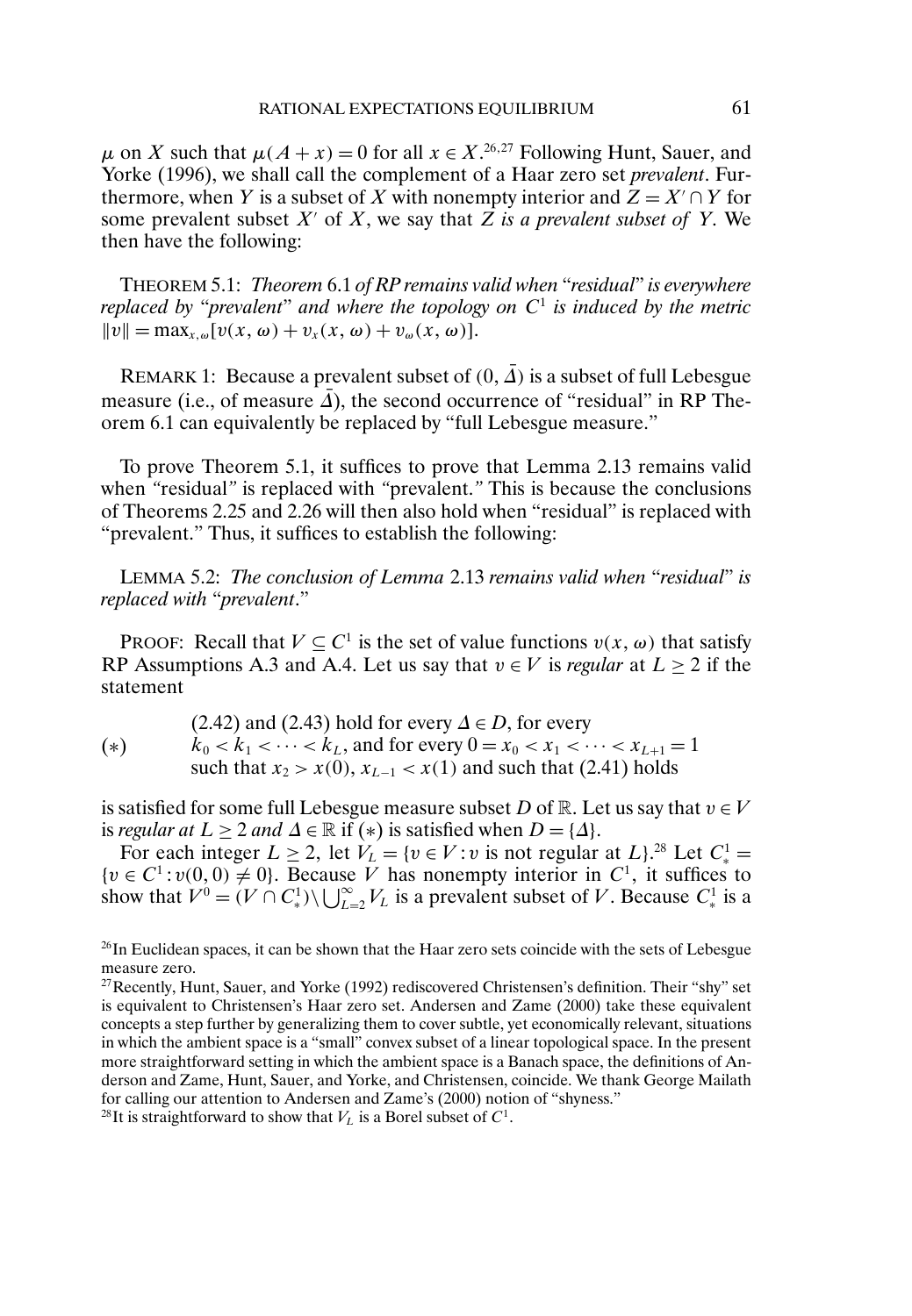$\mu$ on $X$ such that $\mu(A + x) = 0$ for all $x \in X$.[26,27] Following Hunt, Sauer, and Yorke (1996), we shall call the complement of a Haar zero set *prevalent*. Furthermore, when $Y$ is a subset of $X$ with nonempty interior and $Z = X' \cap Y$ for some prevalent subset $X'$ of $X$, we say that *$Z$ is a prevalent subset of $Y$*. We then have the following:

THEOREM 5.1: *Theorem* 6.1 *of RP remains valid when "residual" is everywhere replaced by "prevalent" and where the topology on $C^1$ is induced by the metric $\|v\| = \max_{x,\omega}[v(x, \omega) + v_x(x, \omega) + v_\omega(x, \omega)]$.*

REMARK 1: Because a prevalent subset of $(0, \bar{\Delta})$ is a subset of full Lebesgue measure (i.e., of measure $\bar{\Delta}$), the second occurrence of "residual" in RP Theorem 6.1 can equivalently be replaced by "full Lebesgue measure."

To prove Theorem 5.1, it suffices to prove that Lemma 2.13 remains valid when "residual" is replaced with "prevalent." This is because the conclusions of Theorems 2.25 and 2.26 will then also hold when "residual" is replaced with "prevalent." Thus, it suffices to establish the following:

LEMMA 5.2: *The conclusion of Lemma* 2.13 *remains valid when "residual" is replaced with "prevalent."*

PROOF: Recall that $V \subseteq C^1$ is the set of value functions $v(x, \omega)$ that satisfy RP Assumptions A.3 and A.4. Let us say that $v \in V$ is *regular* at $L \geq 2$ if the statement

$$(*) \qquad \begin{array}{l} \text{(2.42) and (2.43) hold for every } \Delta \in D \text{, for every} \\ k_0 < k_1 < \cdots < k_L \text{, and for every } 0 = x_0 < x_1 < \cdots < x_{L+1} = 1 \\ \text{such that } x_2 > x(0),\ x_{L-1} < x(1) \text{ and such that (2.41) holds} \end{array}$$

is satisfied for some full Lebesgue measure subset $D$ of $\mathbb{R}$. Let us say that $v \in V$ is *regular at $L \geq 2$ and $\Delta \in \mathbb{R}$* if $(*)$ is satisfied when $D = \{\Delta\}$.

For each integer $L \geq 2$, let $V_L = \{v \in V : v \text{ is not regular at } L\}$.[28] Let $C^1_* = \{v \in C^1 : v(0, 0) \neq 0\}$. Because $V$ has nonempty interior in $C^1$, it suffices to show that $V^0 = (V \cap C^1_*) \setminus \bigcup_{L=2}^{\infty} V_L$ is a prevalent subset of $V$. Because $C^1_*$ is a

[26]In Euclidean spaces, it can be shown that the Haar zero sets coincide with the sets of Lebesgue measure zero.

[27]Recently, Hunt, Sauer, and Yorke (1992) rediscovered Christensen's definition. Their "shy" set is equivalent to Christensen's Haar zero set. Andersen and Zame (2000) take these equivalent concepts a step further by generalizing them to cover subtle, yet economically relevant, situations in which the ambient space is a "small" convex subset of a linear topological space. In the present more straightforward setting in which the ambient space is a Banach space, the definitions of Anderson and Zame, Hunt, Sauer, and Yorke, and Christensen, coincide. We thank George Mailath for calling our attention to Andersen and Zame's (2000) notion of "shyness."

[28]It is straightforward to show that $V_L$ is a Borel subset of $C^1$.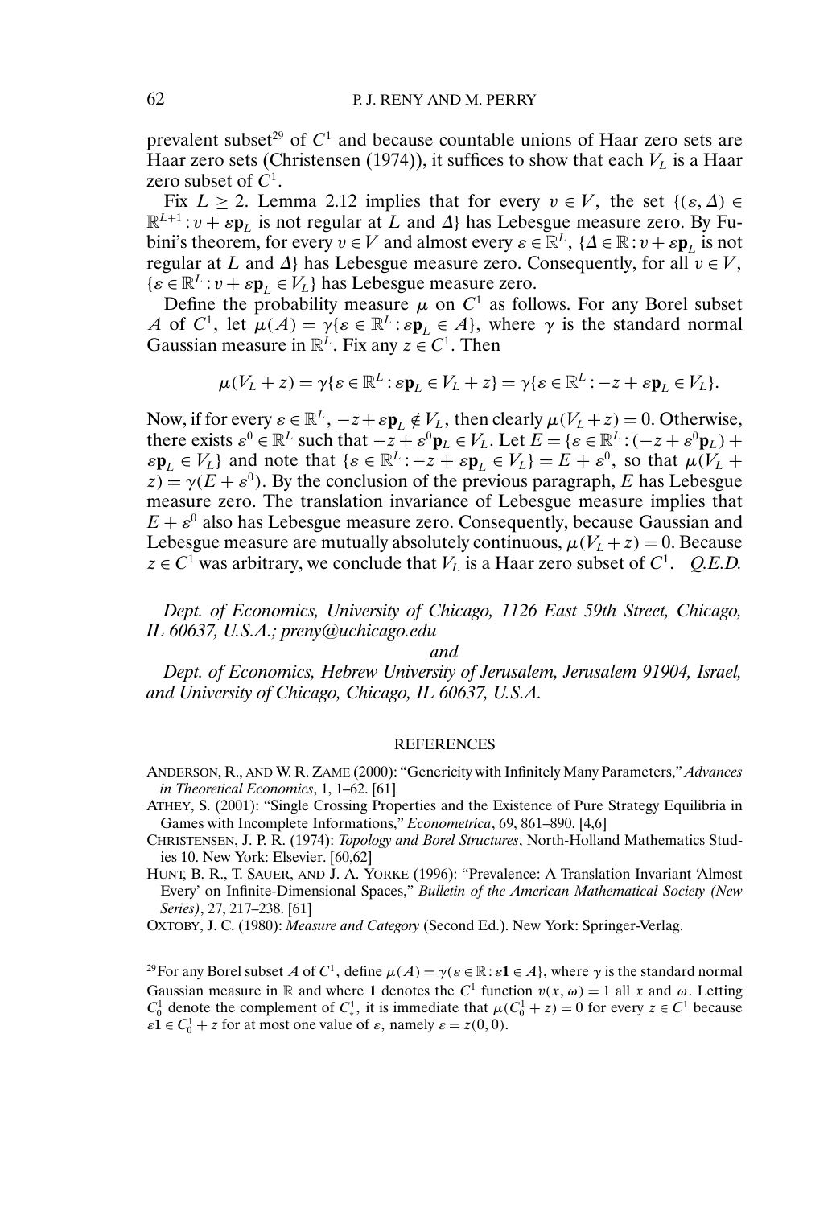prevalent subset[29] of $C^1$ and because countable unions of Haar zero sets are Haar zero sets (Christensen (1974)), it suffices to show that each $V_L$ is a Haar zero subset of $C^1$.

Fix $L \geq 2$. Lemma 2.12 implies that for every $v \in V$, the set $\{(\varepsilon, \Delta) \in \mathbb{R}^{L+1} : v + \varepsilon \mathbf{p}_L$ is not regular at $L$ and $\Delta\}$ has Lebesgue measure zero. By Fubini's theorem, for every $v \in V$ and almost every $\varepsilon \in \mathbb{R}^L$, $\{\Delta \in \mathbb{R} : v + \varepsilon \mathbf{p}_L$ is not regular at $L$ and $\Delta\}$ has Lebesgue measure zero. Consequently, for all $v \in V$, $\{\varepsilon \in \mathbb{R}^L : v + \varepsilon \mathbf{p}_L \in V_L\}$ has Lebesgue measure zero.

Define the probability measure $\mu$ on $C^1$ as follows. For any Borel subset $A$ of $C^1$, let $\mu(A) = \gamma\{\varepsilon \in \mathbb{R}^L : \varepsilon \mathbf{p}_L \in A\}$, where $\gamma$ is the standard normal Gaussian measure in $\mathbb{R}^L$. Fix any $z \in C^1$. Then

$$\mu(V_L + z) = \gamma\{\varepsilon \in \mathbb{R}^L : \varepsilon \mathbf{p}_L \in V_L + z\} = \gamma\{\varepsilon \in \mathbb{R}^L : -z + \varepsilon \mathbf{p}_L \in V_L\}.$$

Now, if for every $\varepsilon \in \mathbb{R}^L$, $-z + \varepsilon \mathbf{p}_L \notin V_L$, then clearly $\mu(V_L + z) = 0$. Otherwise, there exists $\varepsilon^0 \in \mathbb{R}^L$ such that $-z + \varepsilon^0 \mathbf{p}_L \in V_L$. Let $E = \{\varepsilon \in \mathbb{R}^L : (-z + \varepsilon^0 \mathbf{p}_L) + \varepsilon \mathbf{p}_L \in V_L\}$ and note that $\{\varepsilon \in \mathbb{R}^L : -z + \varepsilon \mathbf{p}_L \in V_L\} = E + \varepsilon^0$, so that $\mu(V_L + z) = \gamma(E + \varepsilon^0)$. By the conclusion of the previous paragraph, $E$ has Lebesgue measure zero. The translation invariance of Lebesgue measure implies that $E + \varepsilon^0$ also has Lebesgue measure zero. Consequently, because Gaussian and Lebesgue measure are mutually absolutely continuous, $\mu(V_L + z) = 0$. Because $z \in C^1$ was arbitrary, we conclude that $V_L$ is a Haar zero subset of $C^1$. *Q.E.D.*

*Dept. of Economics, University of Chicago, 1126 East 59th Street, Chicago, IL 60637, U.S.A.; preny@uchicago.edu*

*and*

*Dept. of Economics, Hebrew University of Jerusalem, Jerusalem 91904, Israel, and University of Chicago, Chicago, IL 60637, U.S.A.*

## REFERENCES

ANDERSON, R., AND W. R. ZAME (2000): "Genericity with Infinitely Many Parameters," *Advances in Theoretical Economics*, 1, 1–62. [61]

ATHEY, S. (2001): "Single Crossing Properties and the Existence of Pure Strategy Equilibria in Games with Incomplete Informations," *Econometrica*, 69, 861–890. [4,6]

CHRISTENSEN, J. P. R. (1974): *Topology and Borel Structures*, North-Holland Mathematics Studies 10. New York: Elsevier. [60,62]

HUNT, B. R., T. SAUER, AND J. A. YORKE (1996): "Prevalence: A Translation Invariant 'Almost Every' on Infinite-Dimensional Spaces," *Bulletin of the American Mathematical Society (New Series)*, 27, 217–238. [61]

OXTOBY, J. C. (1980): *Measure and Category* (Second Ed.). New York: Springer-Verlag.

[29] For any Borel subset $A$ of $C^1$, define $\mu(A) = \gamma(\varepsilon \in \mathbb{R} : \varepsilon \mathbf{1} \in A\}$, where $\gamma$ is the standard normal Gaussian measure in $\mathbb{R}$ and where $\mathbf{1}$ denotes the $C^1$ function $v(x, \omega) = 1$ all $x$ and $\omega$. Letting $C_0^1$ denote the complement of $C_*^1$, it is immediate that $\mu(C_0^1 + z) = 0$ for every $z \in C^1$ because $\varepsilon \mathbf{1} \in C_0^1 + z$ for at most one value of $\varepsilon$, namely $\varepsilon = z(0, 0)$.